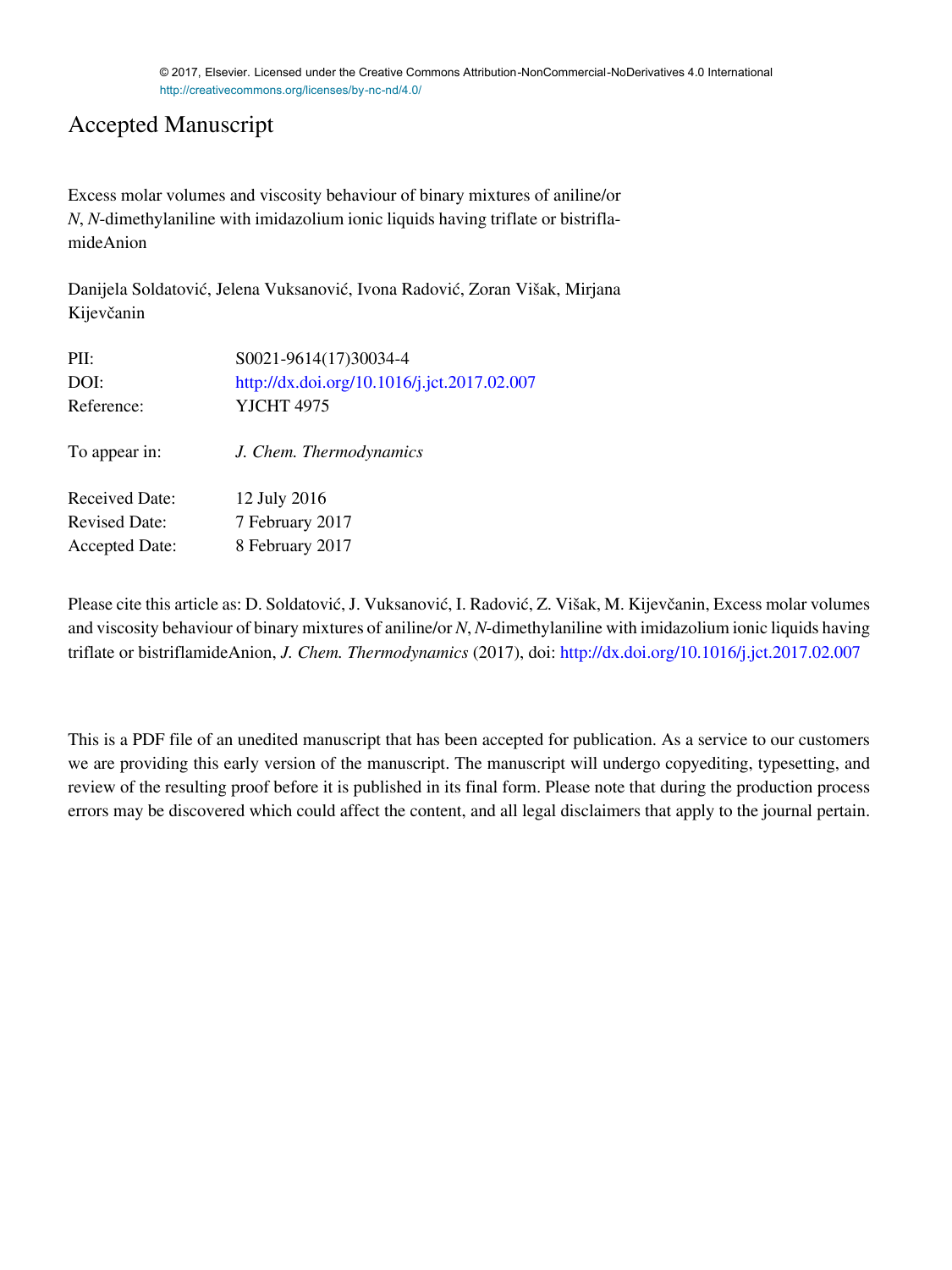© 2017, Elsevier. Licensed under the Creative Commons Attribution-NonCommercial-NoDerivatives 4.0 International
http://creativecommons.org/licenses/by-nc-nd/4.0/

# Accepted Manuscript

Excess molar volumes and viscosity behaviour of binary mixtures of aniline/or *N*, *N*-dimethylaniline with imidazolium ionic liquids having triflate or bistriflamideAnion

Danijela Soldatović, Jelena Vuksanović, Ivona Radović, Zoran Višak, Mirjana Kijevčanin

| | |
|---|---|
| PII: | S0021-9614(17)30034-4 |
| DOI: | http://dx.doi.org/10.1016/j.jct.2017.02.007 |
| Reference: | YJCHT 4975 |
| | |
| To appear in: | *J. Chem. Thermodynamics* |
| | |
| Received Date: | 12 July 2016 |
| Revised Date: | 7 February 2017 |
| Accepted Date: | 8 February 2017 |

Please cite this article as: D. Soldatović, J. Vuksanović, I. Radović, Z. Višak, M. Kijevčanin, Excess molar volumes and viscosity behaviour of binary mixtures of aniline/or *N*, *N*-dimethylaniline with imidazolium ionic liquids having triflate or bistriflamideAnion, *J. Chem. Thermodynamics* (2017), doi: http://dx.doi.org/10.1016/j.jct.2017.02.007

This is a PDF file of an unedited manuscript that has been accepted for publication. As a service to our customers we are providing this early version of the manuscript. The manuscript will undergo copyediting, typesetting, and review of the resulting proof before it is published in its final form. Please note that during the production process errors may be discovered which could affect the content, and all legal disclaimers that apply to the journal pertain.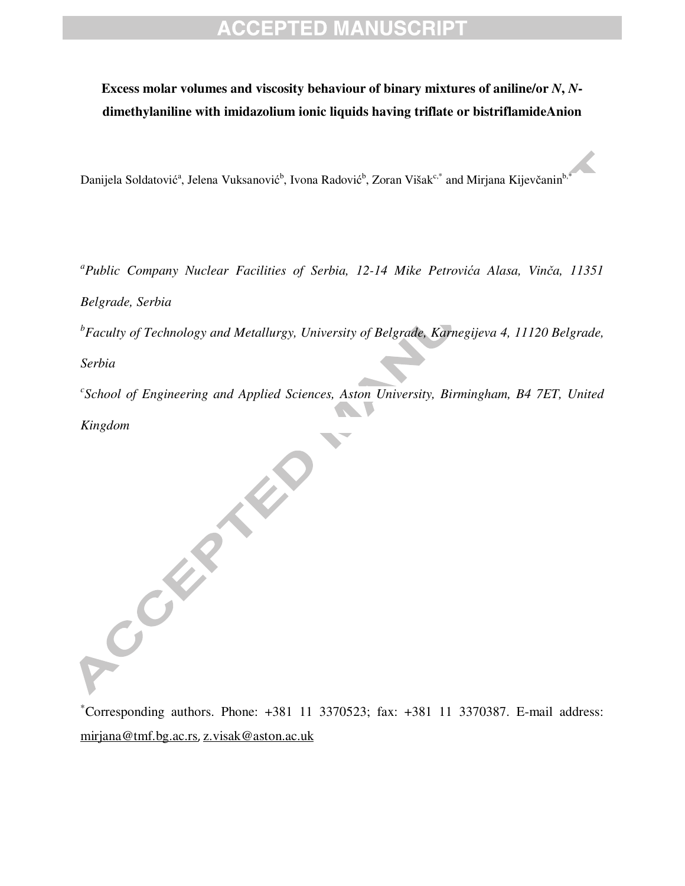**Excess molar volumes and viscosity behaviour of binary mixtures of aniline/or *N*, *N*-dimethylaniline with imidazolium ionic liquids having triflate or bistriflamideAnion**

Danijela Soldatović[a], Jelena Vuksanović[b], Ivona Radović[b], Zoran Višak[c,*] and Mirjana Kijevčanin[b,*]

[a]*Public Company Nuclear Facilities of Serbia, 12-14 Mike Petrovića Alasa, Vinča, 11351 Belgrade, Serbia*

[b]*Faculty of Technology and Metallurgy, University of Belgrade, Karnegijeva 4, 11120 Belgrade, Serbia*

[c]*School of Engineering and Applied Sciences, Aston University, Birmingham, B4 7ET, United Kingdom*

[*]Corresponding authors. Phone: +381 11 3370523; fax: +381 11 3370387. E-mail address: mirjana@tmf.bg.ac.rs, z.visak@aston.ac.uk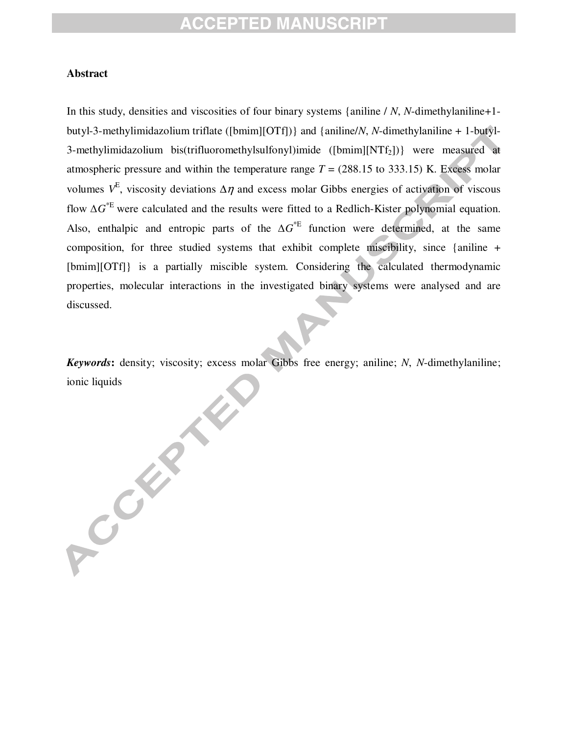## Abstract

In this study, densities and viscosities of four binary systems {aniline / *N*, *N*-dimethylaniline+1-butyl-3-methylimidazolium triflate ([bmim][OTf])} and {aniline/*N*, *N*-dimethylaniline + 1-butyl-3-methylimidazolium bis(trifluoromethylsulfonyl)imide ([bmim][$NTf_2$])} were measured at atmospheric pressure and within the temperature range $T$ = (288.15 to 333.15) K. Excess molar volumes $V^E$, viscosity deviations $\Delta\eta$ and excess molar Gibbs energies of activation of viscous flow $\Delta G^{*E}$ were calculated and the results were fitted to a Redlich-Kister polynomial equation. Also, enthalpic and entropic parts of the $\Delta G^{*E}$ function were determined, at the same composition, for three studied systems that exhibit complete miscibility, since {aniline + [bmim][OTf]} is a partially miscible system. Considering the calculated thermodynamic properties, molecular interactions in the investigated binary systems were analysed and are discussed.

***Keywords*:** density; viscosity; excess molar Gibbs free energy; aniline; *N*, *N*-dimethylaniline; ionic liquids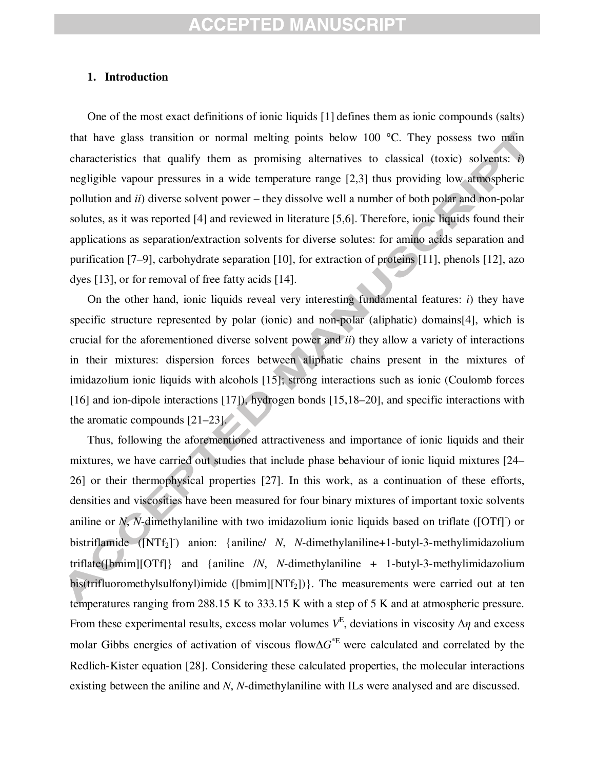## 1. Introduction

One of the most exact definitions of ionic liquids [1] defines them as ionic compounds (salts) that have glass transition or normal melting points below 100 °C. They possess two main characteristics that qualify them as promising alternatives to classical (toxic) solvents: *i*) negligible vapour pressures in a wide temperature range [2,3] thus providing low atmospheric pollution and *ii*) diverse solvent power – they dissolve well a number of both polar and non-polar solutes, as it was reported [4] and reviewed in literature [5,6]. Therefore, ionic liquids found their applications as separation/extraction solvents for diverse solutes: for amino acids separation and purification [7–9], carbohydrate separation [10], for extraction of proteins [11], phenols [12], azo dyes [13], or for removal of free fatty acids [14].

On the other hand, ionic liquids reveal very interesting fundamental features: *i*) they have specific structure represented by polar (ionic) and non-polar (aliphatic) domains[4], which is crucial for the aforementioned diverse solvent power and *ii*) they allow a variety of interactions in their mixtures: dispersion forces between aliphatic chains present in the mixtures of imidazolium ionic liquids with alcohols [15]; strong interactions such as ionic (Coulomb forces [16] and ion-dipole interactions [17]), hydrogen bonds [15,18–20], and specific interactions with the aromatic compounds [21–23].

Thus, following the aforementioned attractiveness and importance of ionic liquids and their mixtures, we have carried out studies that include phase behaviour of ionic liquid mixtures [24–26] or their thermophysical properties [27]. In this work, as a continuation of these efforts, densities and viscosities have been measured for four binary mixtures of important toxic solvents aniline or *N*, *N*-dimethylaniline with two imidazolium ionic liquids based on triflate ($[OTf]^-$) or bistriflamide ($[NTf_2]^-$) anion: {aniline/ *N*, *N*-dimethylaniline+1-butyl-3-methylimidazolium triflate([bmim][OTf]} and {aniline /*N*, *N*-dimethylaniline + 1-butyl-3-methylimidazolium bis(trifluoromethylsulfonyl)imide ($[bmim][NTf_2]$)}. The measurements were carried out at ten temperatures ranging from 288.15 K to 333.15 K with a step of 5 K and at atmospheric pressure. From these experimental results, excess molar volumes $V^E$, deviations in viscosity $\Delta\eta$ and excess molar Gibbs energies of activation of viscous flow$\Delta G^{*E}$ were calculated and correlated by the Redlich-Kister equation [28]. Considering these calculated properties, the molecular interactions existing between the aniline and *N*, *N*-dimethylaniline with ILs were analysed and are discussed.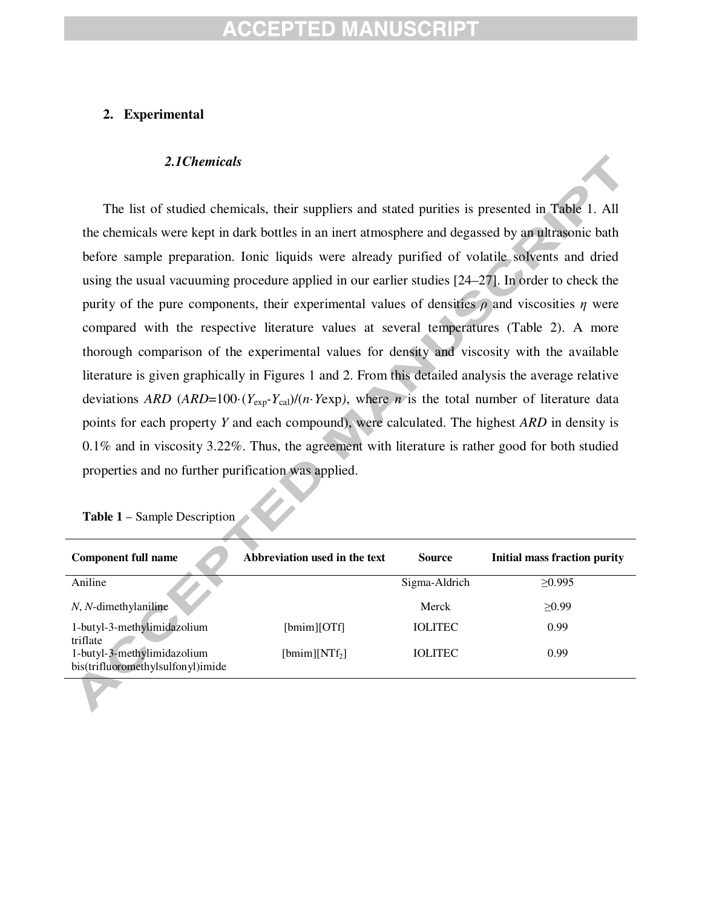## 2. Experimental

### *2.1Chemicals*

The list of studied chemicals, their suppliers and stated purities is presented in Table 1. All the chemicals were kept in dark bottles in an inert atmosphere and degassed by an ultrasonic bath before sample preparation. Ionic liquids were already purified of volatile solvents and dried using the usual vacuuming procedure applied in our earlier studies [24–27]. In order to check the purity of the pure components, their experimental values of densities $\rho$ and viscosities $\eta$ were compared with the respective literature values at several temperatures (Table 2). A more thorough comparison of the experimental values for density and viscosity with the available literature is given graphically in Figures 1 and 2. From this detailed analysis the average relative deviations *ARD* ($ARD=100\cdot(Y_{exp}-Y_{cal})/(n\cdot Y_{exp})$, where $n$ is the total number of literature data points for each property $Y$ and each compound), were calculated. The highest *ARD* in density is 0.1% and in viscosity 3.22%. Thus, the agreement with literature is rather good for both studied properties and no further purification was applied.

**Table 1** – Sample Description

| Component full name | Abbreviation used in the text | Source | Initial mass fraction purity |
|---|---|---|---|
| Aniline | | Sigma-Aldrich | ≥0.995 |
| *N*, *N*-dimethylaniline | | Merck | ≥0.99 |
| 1-butyl-3-methylimidazolium triflate | [bmim][OTf] | IOLITEC | 0.99 |
| 1-butyl-3-methylimidazolium bis(trifluoromethylsulfonyl)imide | [bmim][$NTf_2$] | IOLITEC | 0.99 |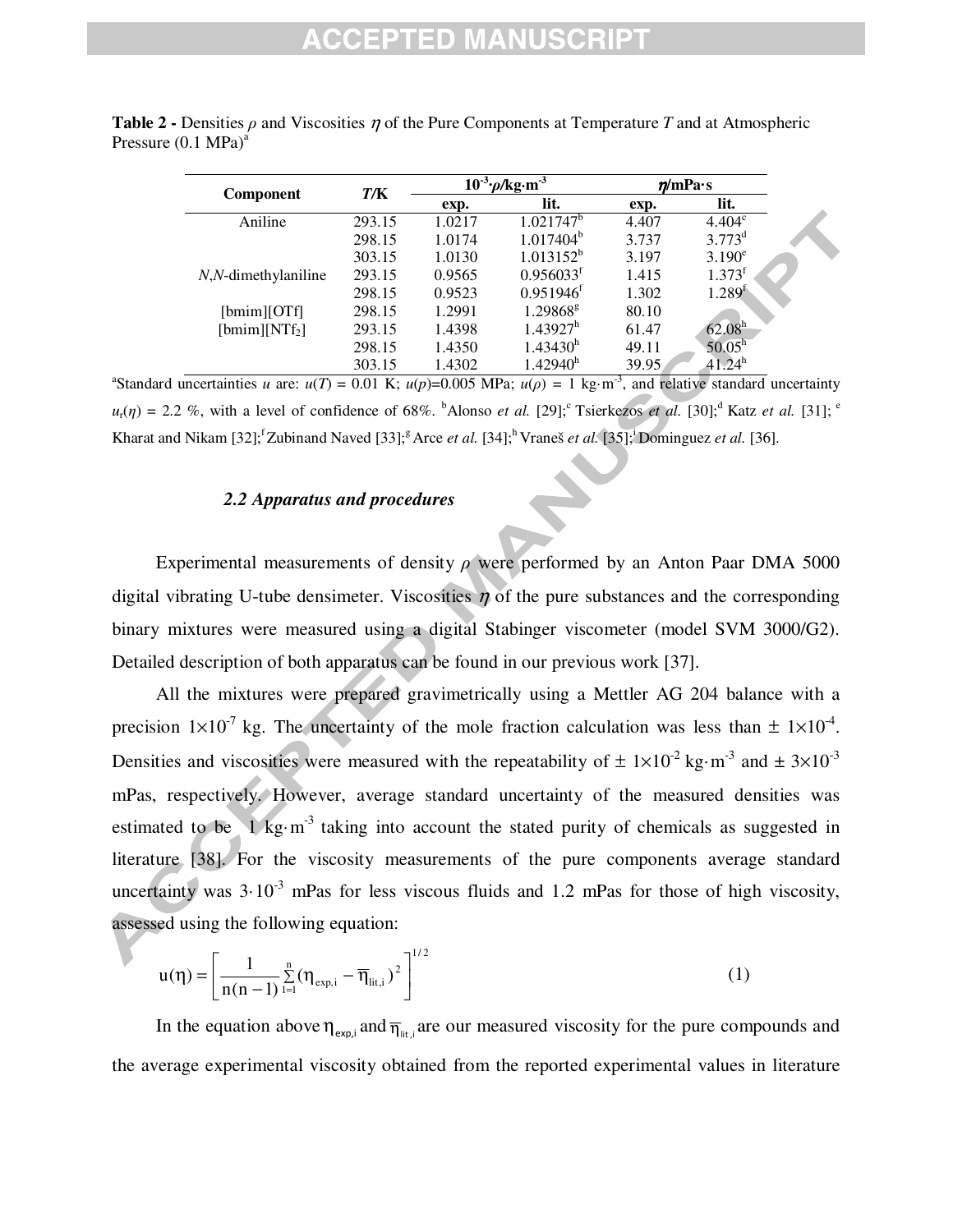**Table 2 -** Densities $\rho$ and Viscosities $\eta$ of the Pure Components at Temperature $T$ and at Atmospheric Pressure (0.1 MPa)[a]

| Component | $T$/K | $10^{-3}\cdot\rho$/kg·m$^{-3}$ | | $\eta$/mPa·s | |
|---|---|---|---|---|---|
| | | exp. | lit. | exp. | lit. |
| Aniline | 293.15 | 1.0217 | 1.021747[b] | 4.407 | 4.404[c] |
| | 298.15 | 1.0174 | 1.017404[b] | 3.737 | 3.773[d] |
| | 303.15 | 1.0130 | 1.013152[b] | 3.197 | 3.190[e] |
| *N*,*N*-dimethylaniline | 293.15 | 0.9565 | 0.956033[f] | 1.415 | 1.373[f] |
| | 298.15 | 0.9523 | 0.951946[f] | 1.302 | 1.289[f] |
| [bmim][OTf] | 298.15 | 1.2991 | 1.29868[g] | 80.10 | |
| [bmim][NTf$_2$] | 293.15 | 1.4398 | 1.43927[h] | 61.47 | 62.08[h] |
| | 298.15 | 1.4350 | 1.43430[h] | 49.11 | 50.05[h] |
| | 303.15 | 1.4302 | 1.42940[h] | 39.95 | 41.24[h] |

[a]Standard uncertainties $u$ are: $u(T)$ = 0.01 K; $u(p)$=0.005 MPa; $u(\rho)$ = 1 kg·m$^{-3}$, and relative standard uncertainty $u_r(\eta)$ = 2.2 %, with a level of confidence of 68%. [b]Alonso *et al.* [29];[c] Tsierkezos *et al.* [30];[d] Katz *et al.* [31]; [e] Kharat and Nikam [32];[f]Zubinand Naved [33];[g] Arce *et al.* [34];[h] Vraneš *et al.* [35];[i] Dominguez *et al.* [36].

### 2.2 Apparatus and procedures

Experimental measurements of density $\rho$ were performed by an Anton Paar DMA 5000 digital vibrating U-tube densimeter. Viscosities $\eta$ of the pure substances and the corresponding binary mixtures were measured using a digital Stabinger viscometer (model SVM 3000/G2). Detailed description of both apparatus can be found in our previous work [37].

All the mixtures were prepared gravimetrically using a Mettler AG 204 balance with a precision $1\times10^{-7}$ kg. The uncertainty of the mole fraction calculation was less than $\pm$ $1\times10^{-4}$. Densities and viscosities were measured with the repeatability of $\pm$ $1\times10^{-2}$ kg·m$^{-3}$ and $\pm$ $3\times10^{-3}$ mPas, respectively. However, average standard uncertainty of the measured densities was estimated to be 1 kg·m$^{-3}$ taking into account the stated purity of chemicals as suggested in literature [38]. For the viscosity measurements of the pure components average standard uncertainty was $3\cdot10^{-3}$ mPas for less viscous fluids and 1.2 mPas for those of high viscosity, assessed using the following equation:

$$u(\eta)=\left[\frac{1}{n(n-1)}\sum_{i=1}^{n}(\eta_{exp,i}-\overline{\eta}_{lit,i})^2\right]^{1/2} \quad (1)$$

In the equation above $\eta_{exp,i}$ and $\overline{\eta}_{lit,i}$ are our measured viscosity for the pure compounds and the average experimental viscosity obtained from the reported experimental values in literature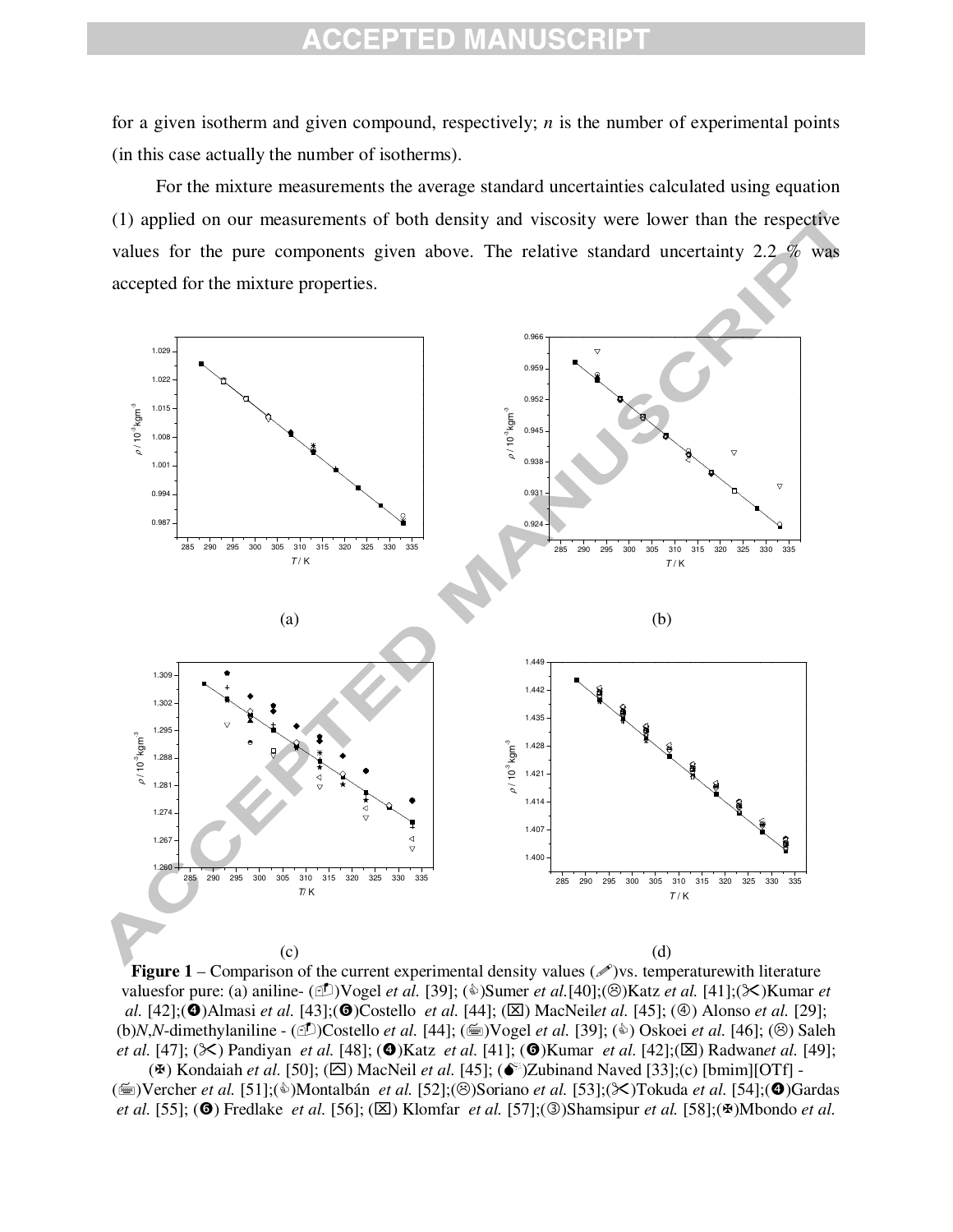for a given isotherm and given compound, respectively; $n$ is the number of experimental points (in this case actually the number of isotherms).

For the mixture measurements the average standard uncertainties calculated using equation (1) applied on our measurements of both density and viscosity were lower than the respective values for the pure components given above. The relative standard uncertainty 2.2 % was accepted for the mixture properties.

(a)

(b)

(c)

(d)

**Figure 1** – Comparison of the current experimental density values (✎)vs. temperaturewith literature valuesfor pure: (a) aniline- (◰)Vogel *et al.* [39]; (✎)Sumer *et al.*[40];(☹)Katz *et al.* [41];(✂)Kumar *et al.* [42];(❹)Almasi *et al.* [43];(❻)Costello *et al.* [44]; (☒) MacNeil*et al.* [45]; (④) Alonso *et al.* [29]; (b)*N,N*-dimethylaniline - (◰)Costello *et al.* [44]; (⌨)Vogel *et al.* [39]; (✎) Oskoei *et al.* [46]; (☹) Saleh *et al.* [47]; (✂) Pandiyan *et al.* [48]; (❹)Katz *et al.* [41]; (❻)Kumar *et al.* [42];(☒) Radwan*et al.* [49]; (✠) Kondaiah *et al.* [50]; (⍓) MacNeil *et al.* [45]; (💣)Zubinand Naved [33];(c) [bmim][OTf] - (⌨)Vercher *et al.* [51];(✎)Montalbán *et al.* [52];(☹)Soriano *et al.* [53];(✂)Tokuda *et al.* [54];(❹)Gardas *et al.* [55]; (❻) Fredlake *et al.* [56]; (☒) Klomfar *et al.* [57];(③)Shamsipur *et al.* [58];(✠)Mbondo *et al.*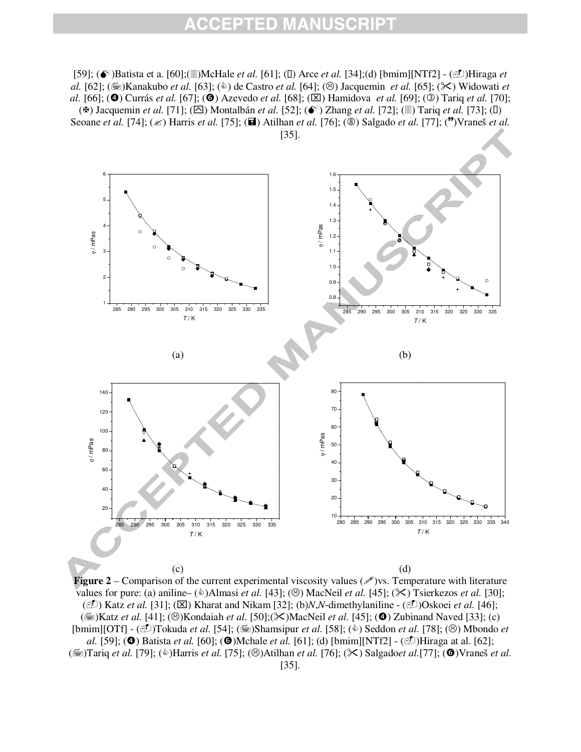[59]; (🌢)Batista et a. [60];(▤)McHale *et al.* [61]; (▯) Arce *et al.* [34];(d) [bmim][NTf2] - (☝)Hiraga *et al.* [62]; (⌨)Kanakubo *et al.* [63]; (✎) de Castro *et al.* [64]; (☹) Jacquemin *et al.* [65]; (✂) Widowati *et al.* [66]; (❹) Currás *et al.* [67]; (❻) Azevedo *et al.* [68]; (☒) Hamidova *et al.* [69]; (③) Tariq *et al.* [70]; (✠) Jacquemin *et al.* [71]; (⌂) Montalbán *et al.* [52]; (🌢) Zhang *et al.* [72]; (▤) Tariq *et al.* [73]; (▯) Seoane *et al.* [74]; (✍) Harris *et al.* [75]; (🖬) Atilhan *et al.* [76]; (⑧) Salgado *et al.* [77]; (❞)Vraneš *et al.* [35].

(a)

(b)

(c)

(d)

**Figure 2** – Comparison of the current experimental viscosity values (✐)vs. Temperature with literature values for pure: (a) aniline– (✎)Almasi *et al.* [43]; (☹) MacNeil *et al.* [45]; (✂) Tsierkezos *et al.* [30]; (☝) Katz *et al.* [31]; (☒) Kharat and Nikam [32]; (b)*N,N*-dimethylaniline - (☝)Oskoei *et al.* [46]; (⌨)Katz *et al.* [41]; (☹)Kondaiah *et al.* [50];(✂)MacNeil *et al.* [45]; (❹) Zubinand Naved [33]; (c) [bmim][OTf] - (☝)Tokuda *et al.* [54]; (⌨)Shamsipur *et al.* [58]; (✎) Seddon *et al.* [78]; (☹) Mbondo *et al.* [59]; (❹) Batista *et al.* [60]; (❻)Mchale *et al.* [61]; (d) [bmim][NTf2] - (☝)Hiraga at al. [62]; (⌨)Tariq *et al.* [79]; (✎)Harris *et al.* [75]; (☹)Atilhan *et al.* [76]; (✂) Salgado*et al.*[77]; (❻)Vraneš *et al.* [35].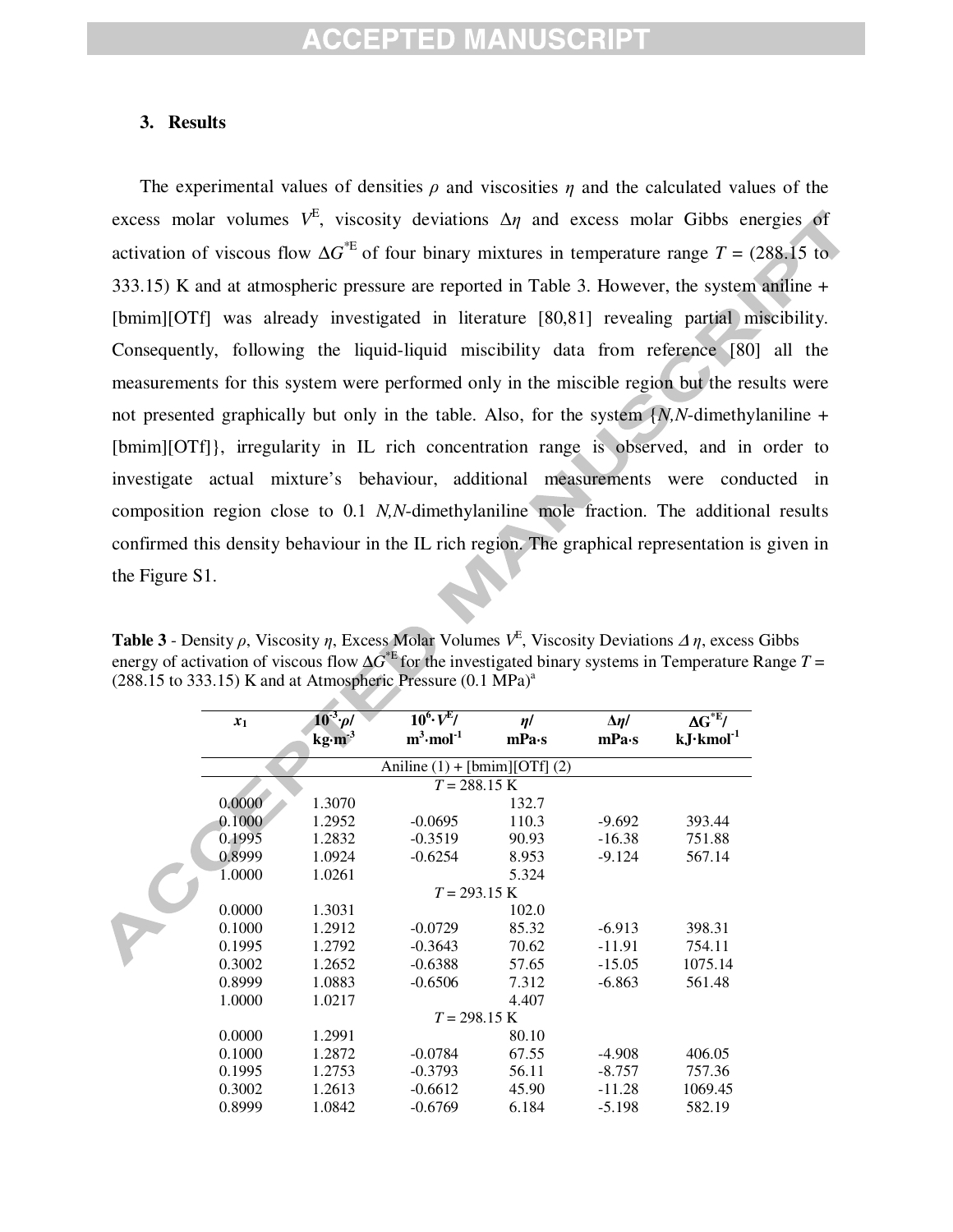## 3. Results

The experimental values of densities $\rho$ and viscosities $\eta$ and the calculated values of the excess molar volumes $V^E$, viscosity deviations $\Delta\eta$ and excess molar Gibbs energies of activation of viscous flow $\Delta G^{*E}$ of four binary mixtures in temperature range $T$ = (288.15 to 333.15) K and at atmospheric pressure are reported in Table 3. However, the system aniline + [bmim][OTf] was already investigated in literature [80,81] revealing partial miscibility. Consequently, following the liquid-liquid miscibility data from reference [80] all the measurements for this system were performed only in the miscible region but the results were not presented graphically but only in the table. Also, for the system {*N,N*-dimethylaniline + [bmim][OTf]}, irregularity in IL rich concentration range is observed, and in order to investigate actual mixture's behaviour, additional measurements were conducted in composition region close to 0.1 *N,N*-dimethylaniline mole fraction. The additional results confirmed this density behaviour in the IL rich region. The graphical representation is given in the Figure S1.

**Table 3** - Density $\rho$, Viscosity $\eta$, Excess Molar Volumes $V^E$, Viscosity Deviations $\Delta\eta$, excess Gibbs energy of activation of viscous flow $\Delta G^{*E}$ for the investigated binary systems in Temperature Range $T$ = (288.15 to 333.15) K and at Atmospheric Pressure (0.1 MPa)[a]

| $x_1$ | $10^{-3}\cdot\rho$/ kg·m$^{-3}$ | $10^6\cdot V^E$/ m$^3$·mol$^{-1}$ | $\eta$/ mPa·s | $\Delta\eta$/ mPa·s | $\Delta G^{*E}$/ kJ·kmol$^{-1}$ |
|---|---|---|---|---|---|
| | | Aniline (1) + [bmim][OTf] (2) | | | |
| | | $T$ = 288.15 K | | | |
| 0.0000 | 1.3070 | | 132.7 | | |
| 0.1000 | 1.2952 | -0.0695 | 110.3 | -9.692 | 393.44 |
| 0.1995 | 1.2832 | -0.3519 | 90.93 | -16.38 | 751.88 |
| 0.8999 | 1.0924 | -0.6254 | 8.953 | -9.124 | 567.14 |
| 1.0000 | 1.0261 | | 5.324 | | |
| | | $T$ = 293.15 K | | | |
| 0.0000 | 1.3031 | | 102.0 | | |
| 0.1000 | 1.2912 | -0.0729 | 85.32 | -6.913 | 398.31 |
| 0.1995 | 1.2792 | -0.3643 | 70.62 | -11.91 | 754.11 |
| 0.3002 | 1.2652 | -0.6388 | 57.65 | -15.05 | 1075.14 |
| 0.8999 | 1.0883 | -0.6506 | 7.312 | -6.863 | 561.48 |
| 1.0000 | 1.0217 | | 4.407 | | |
| | | $T$ = 298.15 K | | | |
| 0.0000 | 1.2991 | | 80.10 | | |
| 0.1000 | 1.2872 | -0.0784 | 67.55 | -4.908 | 406.05 |
| 0.1995 | 1.2753 | -0.3793 | 56.11 | -8.757 | 757.36 |
| 0.3002 | 1.2613 | -0.6612 | 45.90 | -11.28 | 1069.45 |
| 0.8999 | 1.0842 | -0.6769 | 6.184 | -5.198 | 582.19 |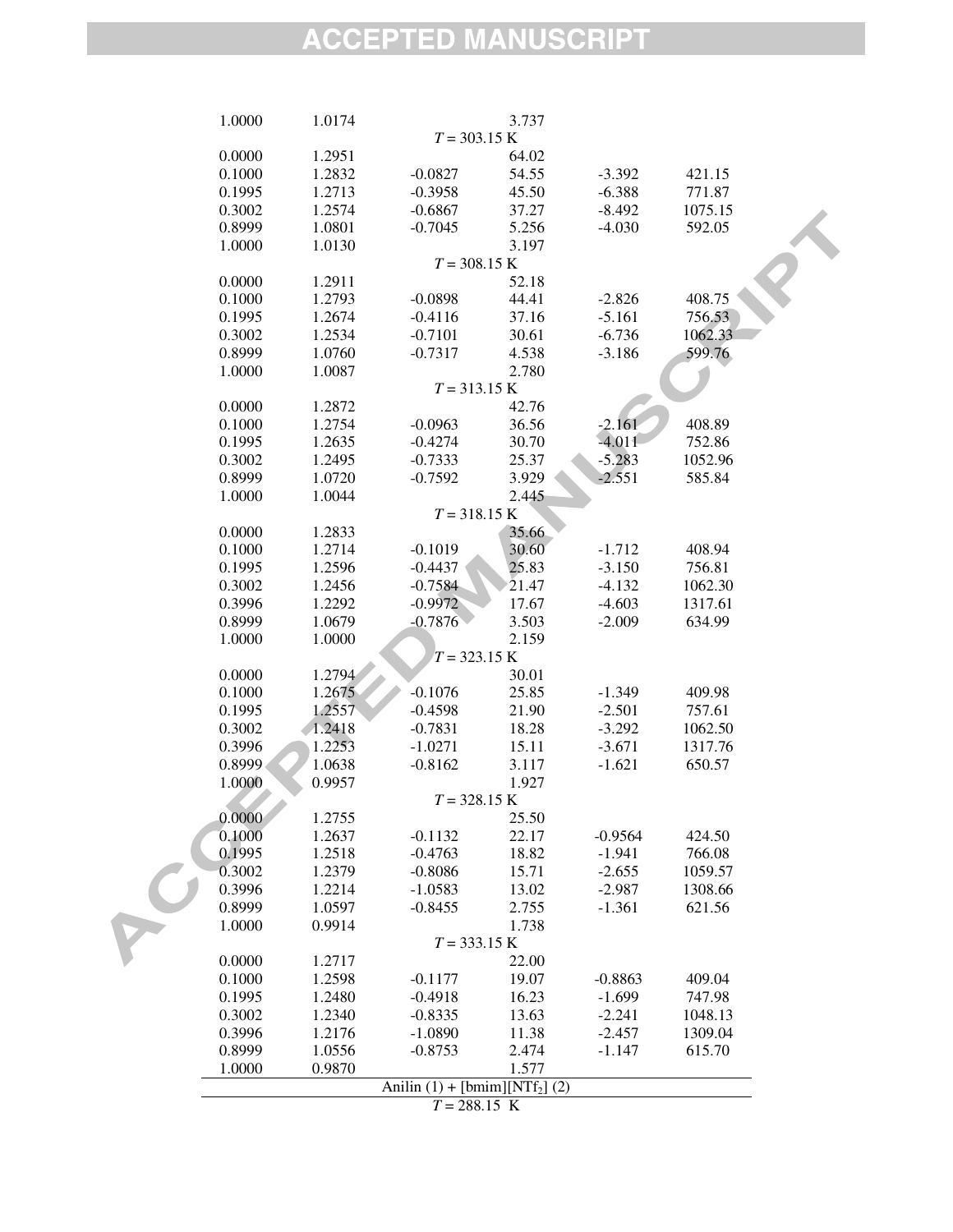| | | | | | |
|---|---|---|---|---|---|
| 1.0000 | 1.0174 | | 3.737 | | |
| | | $T$ = 303.15 K | | | |
| 0.0000 | 1.2951 | | 64.02 | | |
| 0.1000 | 1.2832 | -0.0827 | 54.55 | -3.392 | 421.15 |
| 0.1995 | 1.2713 | -0.3958 | 45.50 | -6.388 | 771.87 |
| 0.3002 | 1.2574 | -0.6867 | 37.27 | -8.492 | 1075.15 |
| 0.8999 | 1.0801 | -0.7045 | 5.256 | -4.030 | 592.05 |
| 1.0000 | 1.0130 | | 3.197 | | |
| | | $T$ = 308.15 K | | | |
| 0.0000 | 1.2911 | | 52.18 | | |
| 0.1000 | 1.2793 | -0.0898 | 44.41 | -2.826 | 408.75 |
| 0.1995 | 1.2674 | -0.4116 | 37.16 | -5.161 | 756.53 |
| 0.3002 | 1.2534 | -0.7101 | 30.61 | -6.736 | 1062.33 |
| 0.8999 | 1.0760 | -0.7317 | 4.538 | -3.186 | 599.76 |
| 1.0000 | 1.0087 | | 2.780 | | |
| | | $T$ = 313.15 K | | | |
| 0.0000 | 1.2872 | | 42.76 | | |
| 0.1000 | 1.2754 | -0.0963 | 36.56 | -2.161 | 408.89 |
| 0.1995 | 1.2635 | -0.4274 | 30.70 | -4.011 | 752.86 |
| 0.3002 | 1.2495 | -0.7333 | 25.37 | -5.283 | 1052.96 |
| 0.8999 | 1.0720 | -0.7592 | 3.929 | -2.551 | 585.84 |
| 1.0000 | 1.0044 | | 2.445 | | |
| | | $T$ = 318.15 K | | | |
| 0.0000 | 1.2833 | | 35.66 | | |
| 0.1000 | 1.2714 | -0.1019 | 30.60 | -1.712 | 408.94 |
| 0.1995 | 1.2596 | -0.4437 | 25.83 | -3.150 | 756.81 |
| 0.3002 | 1.2456 | -0.7584 | 21.47 | -4.132 | 1062.30 |
| 0.3996 | 1.2292 | -0.9972 | 17.67 | -4.603 | 1317.61 |
| 0.8999 | 1.0679 | -0.7876 | 3.503 | -2.009 | 634.99 |
| 1.0000 | 1.0000 | | 2.159 | | |
| | | $T$ = 323.15 K | | | |
| 0.0000 | 1.2794 | | 30.01 | | |
| 0.1000 | 1.2675 | -0.1076 | 25.85 | -1.349 | 409.98 |
| 0.1995 | 1.2557 | -0.4598 | 21.90 | -2.501 | 757.61 |
| 0.3002 | 1.2418 | -0.7831 | 18.28 | -3.292 | 1062.50 |
| 0.3996 | 1.2253 | -1.0271 | 15.11 | -3.671 | 1317.76 |
| 0.8999 | 1.0638 | -0.8162 | 3.117 | -1.621 | 650.57 |
| 1.0000 | 0.9957 | | 1.927 | | |
| | | $T$ = 328.15 K | | | |
| 0.0000 | 1.2755 | | 25.50 | | |
| 0.1000 | 1.2637 | -0.1132 | 22.17 | -0.9564 | 424.50 |
| 0.1995 | 1.2518 | -0.4763 | 18.82 | -1.941 | 766.08 |
| 0.3002 | 1.2379 | -0.8086 | 15.71 | -2.655 | 1059.57 |
| 0.3996 | 1.2214 | -1.0583 | 13.02 | -2.987 | 1308.66 |
| 0.8999 | 1.0597 | -0.8455 | 2.755 | -1.361 | 621.56 |
| 1.0000 | 0.9914 | | 1.738 | | |
| | | $T$ = 333.15 K | | | |
| 0.0000 | 1.2717 | | 22.00 | | |
| 0.1000 | 1.2598 | -0.1177 | 19.07 | -0.8863 | 409.04 |
| 0.1995 | 1.2480 | -0.4918 | 16.23 | -1.699 | 747.98 |
| 0.3002 | 1.2340 | -0.8335 | 13.63 | -2.241 | 1048.13 |
| 0.3996 | 1.2176 | -1.0890 | 11.38 | -2.457 | 1309.04 |
| 0.8999 | 1.0556 | -0.8753 | 2.474 | -1.147 | 615.70 |
| 1.0000 | 0.9870 | | 1.577 | | |
| | | Anilin (1) + [bmim][$NTf_2$] (2) | | | |
| | | $T$ = 288.15 K | | | |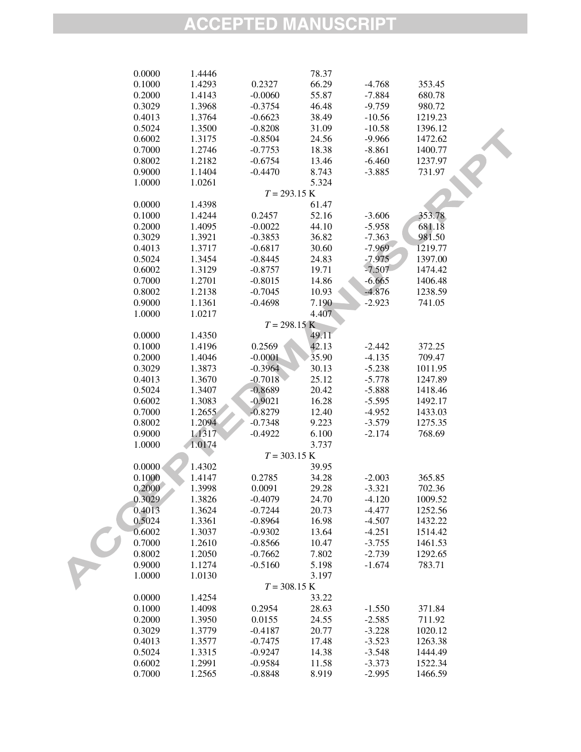| | | | | | |
|---|---|---|---|---|---|
| 0.0000 | 1.4446 | | 78.37 | | |
| 0.1000 | 1.4293 | 0.2327 | 66.29 | -4.768 | 353.45 |
| 0.2000 | 1.4143 | -0.0060 | 55.87 | -7.884 | 680.78 |
| 0.3029 | 1.3968 | -0.3754 | 46.48 | -9.759 | 980.72 |
| 0.4013 | 1.3764 | -0.6623 | 38.49 | -10.56 | 1219.23 |
| 0.5024 | 1.3500 | -0.8208 | 31.09 | -10.58 | 1396.12 |
| 0.6002 | 1.3175 | -0.8504 | 24.56 | -9.966 | 1472.62 |
| 0.7000 | 1.2746 | -0.7753 | 18.38 | -8.861 | 1400.77 |
| 0.8002 | 1.2182 | -0.6754 | 13.46 | -6.460 | 1237.97 |
| 0.9000 | 1.1404 | -0.4470 | 8.743 | -3.885 | 731.97 |
| 1.0000 | 1.0261 | | 5.324 | | |
| | | $T$ = 293.15 K | | | |
| 0.0000 | 1.4398 | | 61.47 | | |
| 0.1000 | 1.4244 | 0.2457 | 52.16 | -3.606 | 353.78 |
| 0.2000 | 1.4095 | -0.0022 | 44.10 | -5.958 | 681.18 |
| 0.3029 | 1.3921 | -0.3853 | 36.82 | -7.363 | 981.50 |
| 0.4013 | 1.3717 | -0.6817 | 30.60 | -7.969 | 1219.77 |
| 0.5024 | 1.3454 | -0.8445 | 24.83 | -7.975 | 1397.00 |
| 0.6002 | 1.3129 | -0.8757 | 19.71 | -7.507 | 1474.42 |
| 0.7000 | 1.2701 | -0.8015 | 14.86 | -6.665 | 1406.48 |
| 0.8002 | 1.2138 | -0.7045 | 10.93 | -4.876 | 1238.59 |
| 0.9000 | 1.1361 | -0.4698 | 7.190 | -2.923 | 741.05 |
| 1.0000 | 1.0217 | | 4.407 | | |
| | | $T$ = 298.15 K | | | |
| 0.0000 | 1.4350 | | 49.11 | | |
| 0.1000 | 1.4196 | 0.2569 | 42.13 | -2.442 | 372.25 |
| 0.2000 | 1.4046 | -0.0001 | 35.90 | -4.135 | 709.47 |
| 0.3029 | 1.3873 | -0.3964 | 30.13 | -5.238 | 1011.95 |
| 0.4013 | 1.3670 | -0.7018 | 25.12 | -5.778 | 1247.89 |
| 0.5024 | 1.3407 | -0.8689 | 20.42 | -5.888 | 1418.46 |
| 0.6002 | 1.3083 | -0.9021 | 16.28 | -5.595 | 1492.17 |
| 0.7000 | 1.2655 | -0.8279 | 12.40 | -4.952 | 1433.03 |
| 0.8002 | 1.2094 | -0.7348 | 9.223 | -3.579 | 1275.35 |
| 0.9000 | 1.1317 | -0.4922 | 6.100 | -2.174 | 768.69 |
| 1.0000 | 1.0174 | | 3.737 | | |
| | | $T$ = 303.15 K | | | |
| 0.0000 | 1.4302 | | 39.95 | | |
| 0.1000 | 1.4147 | 0.2785 | 34.28 | -2.003 | 365.85 |
| 0.2000 | 1.3998 | 0.0091 | 29.28 | -3.321 | 702.36 |
| 0.3029 | 1.3826 | -0.4079 | 24.70 | -4.120 | 1009.52 |
| 0.4013 | 1.3624 | -0.7244 | 20.73 | -4.477 | 1252.56 |
| 0.5024 | 1.3361 | -0.8964 | 16.98 | -4.507 | 1432.22 |
| 0.6002 | 1.3037 | -0.9302 | 13.64 | -4.251 | 1514.42 |
| 0.7000 | 1.2610 | -0.8566 | 10.47 | -3.755 | 1461.53 |
| 0.8002 | 1.2050 | -0.7662 | 7.802 | -2.739 | 1292.65 |
| 0.9000 | 1.1274 | -0.5160 | 5.198 | -1.674 | 783.71 |
| 1.0000 | 1.0130 | | 3.197 | | |
| | | $T$ = 308.15 K | | | |
| 0.0000 | 1.4254 | | 33.22 | | |
| 0.1000 | 1.4098 | 0.2954 | 28.63 | -1.550 | 371.84 |
| 0.2000 | 1.3950 | 0.0155 | 24.55 | -2.585 | 711.92 |
| 0.3029 | 1.3779 | -0.4187 | 20.77 | -3.228 | 1020.12 |
| 0.4013 | 1.3577 | -0.7475 | 17.48 | -3.523 | 1263.38 |
| 0.5024 | 1.3315 | -0.9247 | 14.38 | -3.548 | 1444.49 |
| 0.6002 | 1.2991 | -0.9584 | 11.58 | -3.373 | 1522.34 |
| 0.7000 | 1.2565 | -0.8848 | 8.919 | -2.995 | 1466.59 |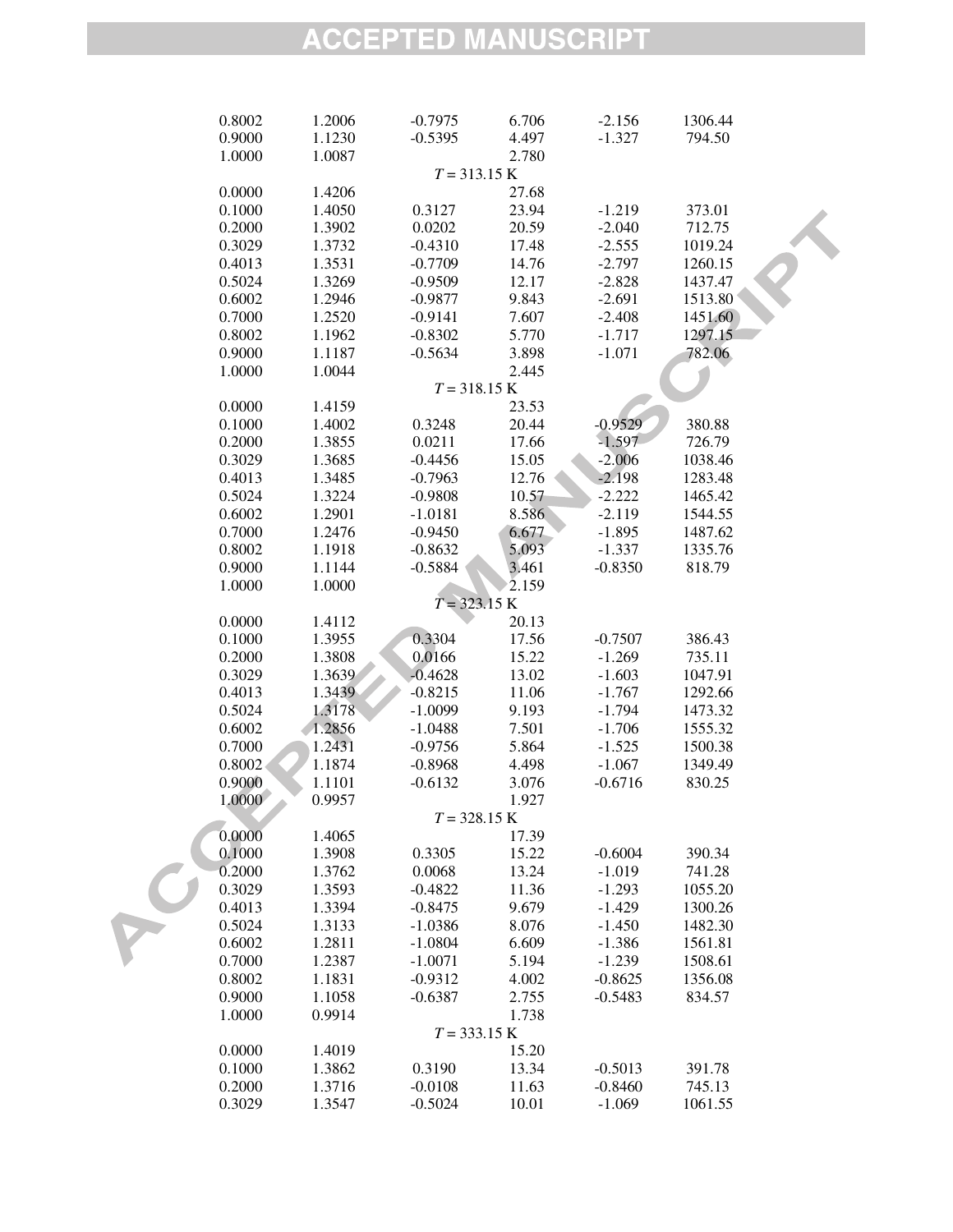| | | | | | |
|---|---|---|---|---|---|
| 0.8002 | 1.2006 | -0.7975 | 6.706 | -2.156 | 1306.44 |
| 0.9000 | 1.1230 | -0.5395 | 4.497 | -1.327 | 794.50 |
| 1.0000 | 1.0087 | | 2.780 | | |
| | | $T$ = 313.15 K | | | |
| 0.0000 | 1.4206 | | 27.68 | | |
| 0.1000 | 1.4050 | 0.3127 | 23.94 | -1.219 | 373.01 |
| 0.2000 | 1.3902 | 0.0202 | 20.59 | -2.040 | 712.75 |
| 0.3029 | 1.3732 | -0.4310 | 17.48 | -2.555 | 1019.24 |
| 0.4013 | 1.3531 | -0.7709 | 14.76 | -2.797 | 1260.15 |
| 0.5024 | 1.3269 | -0.9509 | 12.17 | -2.828 | 1437.47 |
| 0.6002 | 1.2946 | -0.9877 | 9.843 | -2.691 | 1513.80 |
| 0.7000 | 1.2520 | -0.9141 | 7.607 | -2.408 | 1451.60 |
| 0.8002 | 1.1962 | -0.8302 | 5.770 | -1.717 | 1297.15 |
| 0.9000 | 1.1187 | -0.5634 | 3.898 | -1.071 | 782.06 |
| 1.0000 | 1.0044 | | 2.445 | | |
| | | $T$ = 318.15 K | | | |
| 0.0000 | 1.4159 | | 23.53 | | |
| 0.1000 | 1.4002 | 0.3248 | 20.44 | -0.9529 | 380.88 |
| 0.2000 | 1.3855 | 0.0211 | 17.66 | -1.597 | 726.79 |
| 0.3029 | 1.3685 | -0.4456 | 15.05 | -2.006 | 1038.46 |
| 0.4013 | 1.3485 | -0.7963 | 12.76 | -2.198 | 1283.48 |
| 0.5024 | 1.3224 | -0.9808 | 10.57 | -2.222 | 1465.42 |
| 0.6002 | 1.2901 | -1.0181 | 8.586 | -2.119 | 1544.55 |
| 0.7000 | 1.2476 | -0.9450 | 6.677 | -1.895 | 1487.62 |
| 0.8002 | 1.1918 | -0.8632 | 5.093 | -1.337 | 1335.76 |
| 0.9000 | 1.1144 | -0.5884 | 3.461 | -0.8350 | 818.79 |
| 1.0000 | 1.0000 | | 2.159 | | |
| | | $T$ = 323.15 K | | | |
| 0.0000 | 1.4112 | | 20.13 | | |
| 0.1000 | 1.3955 | 0.3304 | 17.56 | -0.7507 | 386.43 |
| 0.2000 | 1.3808 | 0.0166 | 15.22 | -1.269 | 735.11 |
| 0.3029 | 1.3639 | -0.4628 | 13.02 | -1.603 | 1047.91 |
| 0.4013 | 1.3439 | -0.8215 | 11.06 | -1.767 | 1292.66 |
| 0.5024 | 1.3178 | -1.0099 | 9.193 | -1.794 | 1473.32 |
| 0.6002 | 1.2856 | -1.0488 | 7.501 | -1.706 | 1555.32 |
| 0.7000 | 1.2431 | -0.9756 | 5.864 | -1.525 | 1500.38 |
| 0.8002 | 1.1874 | -0.8968 | 4.498 | -1.067 | 1349.49 |
| 0.9000 | 1.1101 | -0.6132 | 3.076 | -0.6716 | 830.25 |
| 1.0000 | 0.9957 | | 1.927 | | |
| | | $T$ = 328.15 K | | | |
| 0.0000 | 1.4065 | | 17.39 | | |
| 0.1000 | 1.3908 | 0.3305 | 15.22 | -0.6004 | 390.34 |
| 0.2000 | 1.3762 | 0.0068 | 13.24 | -1.019 | 741.28 |
| 0.3029 | 1.3593 | -0.4822 | 11.36 | -1.293 | 1055.20 |
| 0.4013 | 1.3394 | -0.8475 | 9.679 | -1.429 | 1300.26 |
| 0.5024 | 1.3133 | -1.0386 | 8.076 | -1.450 | 1482.30 |
| 0.6002 | 1.2811 | -1.0804 | 6.609 | -1.386 | 1561.81 |
| 0.7000 | 1.2387 | -1.0071 | 5.194 | -1.239 | 1508.61 |
| 0.8002 | 1.1831 | -0.9312 | 4.002 | -0.8625 | 1356.08 |
| 0.9000 | 1.1058 | -0.6387 | 2.755 | -0.5483 | 834.57 |
| 1.0000 | 0.9914 | | 1.738 | | |
| | | $T$ = 333.15 K | | | |
| 0.0000 | 1.4019 | | 15.20 | | |
| 0.1000 | 1.3862 | 0.3190 | 13.34 | -0.5013 | 391.78 |
| 0.2000 | 1.3716 | -0.0108 | 11.63 | -0.8460 | 745.13 |
| 0.3029 | 1.3547 | -0.5024 | 10.01 | -1.069 | 1061.55 |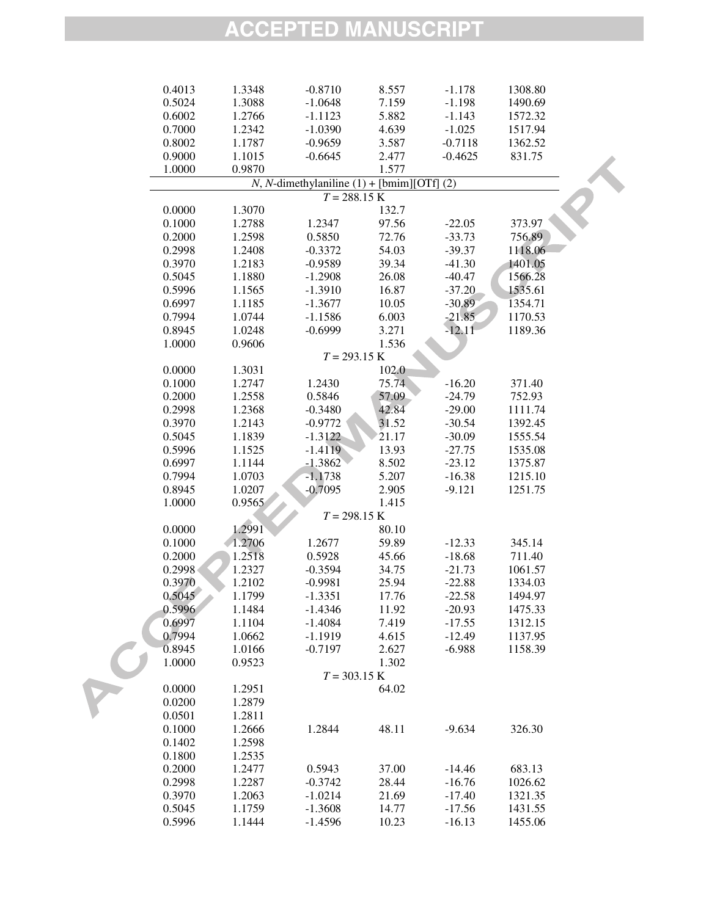| | | | | | |
|---|---|---|---|---|---|
| 0.4013 | 1.3348 | -0.8710 | 8.557 | -1.178 | 1308.80 |
| 0.5024 | 1.3088 | -1.0648 | 7.159 | -1.198 | 1490.69 |
| 0.6002 | 1.2766 | -1.1123 | 5.882 | -1.143 | 1572.32 |
| 0.7000 | 1.2342 | -1.0390 | 4.639 | -1.025 | 1517.94 |
| 0.8002 | 1.1787 | -0.9659 | 3.587 | -0.7118 | 1362.52 |
| 0.9000 | 1.1015 | -0.6645 | 2.477 | -0.4625 | 831.75 |
| 1.0000 | 0.9870 | | 1.577 | | |
| *N*, *N*-dimethylaniline (1) + [bmim][OTf] (2) | | | | | |
| $T$ = 288.15 K | | | | | |
| 0.0000 | 1.3070 | | 132.7 | | |
| 0.1000 | 1.2788 | 1.2347 | 97.56 | -22.05 | 373.97 |
| 0.2000 | 1.2598 | 0.5850 | 72.76 | -33.73 | 756.89 |
| 0.2998 | 1.2408 | -0.3372 | 54.03 | -39.37 | 1118.06 |
| 0.3970 | 1.2183 | -0.9589 | 39.34 | -41.30 | 1401.05 |
| 0.5045 | 1.1880 | -1.2908 | 26.08 | -40.47 | 1566.28 |
| 0.5996 | 1.1565 | -1.3910 | 16.87 | -37.20 | 1535.61 |
| 0.6997 | 1.1185 | -1.3677 | 10.05 | -30.89 | 1354.71 |
| 0.7994 | 1.0744 | -1.1586 | 6.003 | -21.85 | 1170.53 |
| 0.8945 | 1.0248 | -0.6999 | 3.271 | -12.11 | 1189.36 |
| 1.0000 | 0.9606 | | 1.536 | | |
| $T$ = 293.15 K | | | | | |
| 0.0000 | 1.3031 | | 102.0 | | |
| 0.1000 | 1.2747 | 1.2430 | 75.74 | -16.20 | 371.40 |
| 0.2000 | 1.2558 | 0.5846 | 57.09 | -24.79 | 752.93 |
| 0.2998 | 1.2368 | -0.3480 | 42.84 | -29.00 | 1111.74 |
| 0.3970 | 1.2143 | -0.9772 | 31.52 | -30.54 | 1392.45 |
| 0.5045 | 1.1839 | -1.3122 | 21.17 | -30.09 | 1555.54 |
| 0.5996 | 1.1525 | -1.4119 | 13.93 | -27.75 | 1535.08 |
| 0.6997 | 1.1144 | -1.3862 | 8.502 | -23.12 | 1375.87 |
| 0.7994 | 1.0703 | -1.1738 | 5.207 | -16.38 | 1215.10 |
| 0.8945 | 1.0207 | -0.7095 | 2.905 | -9.121 | 1251.75 |
| 1.0000 | 0.9565 | | 1.415 | | |
| $T$ = 298.15 K | | | | | |
| 0.0000 | 1.2991 | | 80.10 | | |
| 0.1000 | 1.2706 | 1.2677 | 59.89 | -12.33 | 345.14 |
| 0.2000 | 1.2518 | 0.5928 | 45.66 | -18.68 | 711.40 |
| 0.2998 | 1.2327 | -0.3594 | 34.75 | -21.73 | 1061.57 |
| 0.3970 | 1.2102 | -0.9981 | 25.94 | -22.88 | 1334.03 |
| 0.5045 | 1.1799 | -1.3351 | 17.76 | -22.58 | 1494.97 |
| 0.5996 | 1.1484 | -1.4346 | 11.92 | -20.93 | 1475.33 |
| 0.6997 | 1.1104 | -1.4084 | 7.419 | -17.55 | 1312.15 |
| 0.7994 | 1.0662 | -1.1919 | 4.615 | -12.49 | 1137.95 |
| 0.8945 | 1.0166 | -0.7197 | 2.627 | -6.988 | 1158.39 |
| 1.0000 | 0.9523 | | 1.302 | | |
| $T$ = 303.15 K | | | | | |
| 0.0000 | 1.2951 | | 64.02 | | |
| 0.0200 | 1.2879 | | | | |
| 0.0501 | 1.2811 | | | | |
| 0.1000 | 1.2666 | 1.2844 | 48.11 | -9.634 | 326.30 |
| 0.1402 | 1.2598 | | | | |
| 0.1800 | 1.2535 | | | | |
| 0.2000 | 1.2477 | 0.5943 | 37.00 | -14.46 | 683.13 |
| 0.2998 | 1.2287 | -0.3742 | 28.44 | -16.76 | 1026.62 |
| 0.3970 | 1.2063 | -1.0214 | 21.69 | -17.40 | 1321.35 |
| 0.5045 | 1.1759 | -1.3608 | 14.77 | -17.56 | 1431.55 |
| 0.5996 | 1.1444 | -1.4596 | 10.23 | -16.13 | 1455.06 |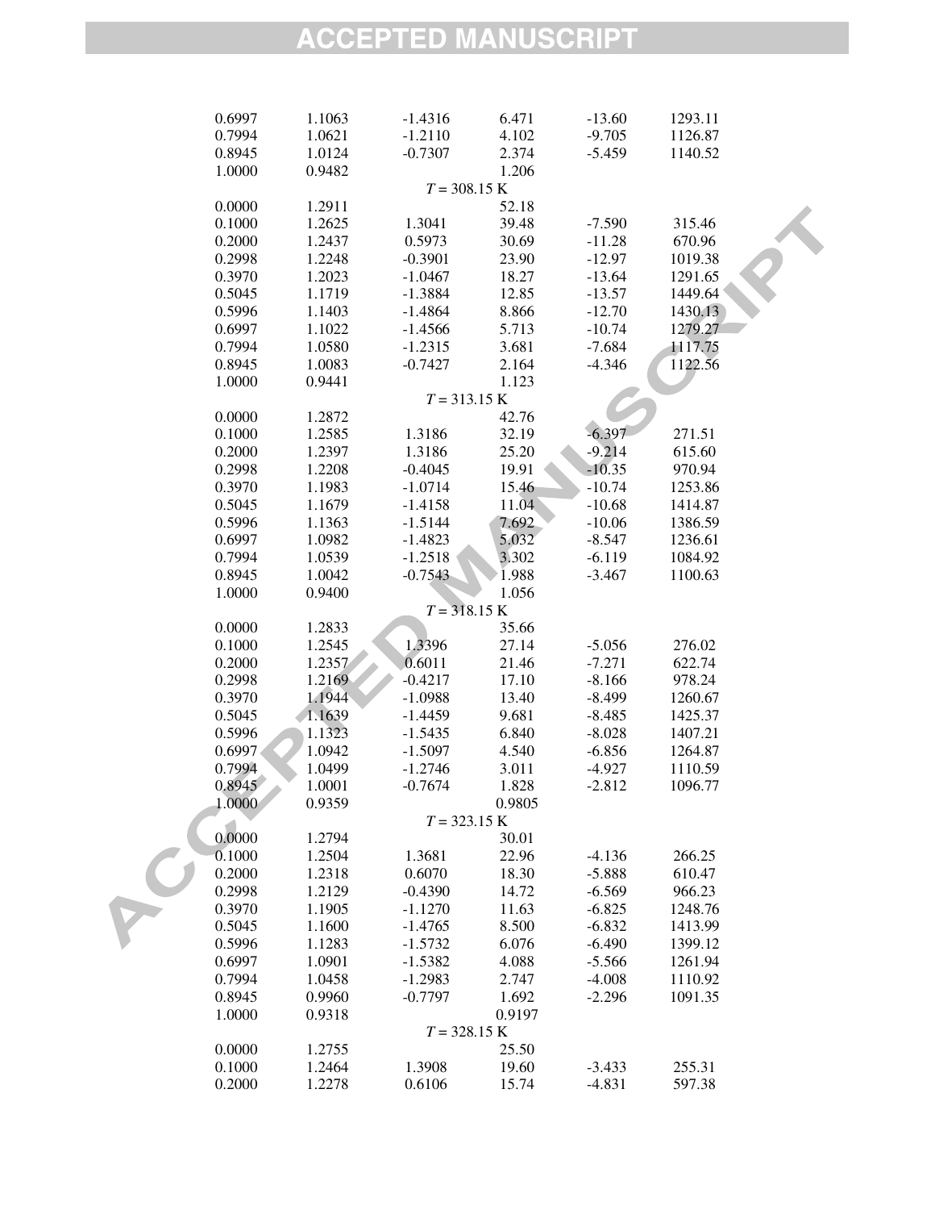| | | | | | |
|---|---|---|---|---|---|
| 0.6997 | 1.1063 | -1.4316 | 6.471 | -13.60 | 1293.11 |
| 0.7994 | 1.0621 | -1.2110 | 4.102 | -9.705 | 1126.87 |
| 0.8945 | 1.0124 | -0.7307 | 2.374 | -5.459 | 1140.52 |
| 1.0000 | 0.9482 | | 1.206 | | |
| | | $T$ = 308.15 K | | | |
| 0.0000 | 1.2911 | | 52.18 | | |
| 0.1000 | 1.2625 | 1.3041 | 39.48 | -7.590 | 315.46 |
| 0.2000 | 1.2437 | 0.5973 | 30.69 | -11.28 | 670.96 |
| 0.2998 | 1.2248 | -0.3901 | 23.90 | -12.97 | 1019.38 |
| 0.3970 | 1.2023 | -1.0467 | 18.27 | -13.64 | 1291.65 |
| 0.5045 | 1.1719 | -1.3884 | 12.85 | -13.57 | 1449.64 |
| 0.5996 | 1.1403 | -1.4864 | 8.866 | -12.70 | 1430.13 |
| 0.6997 | 1.1022 | -1.4566 | 5.713 | -10.74 | 1279.27 |
| 0.7994 | 1.0580 | -1.2315 | 3.681 | -7.684 | 1117.75 |
| 0.8945 | 1.0083 | -0.7427 | 2.164 | -4.346 | 1122.56 |
| 1.0000 | 0.9441 | | 1.123 | | |
| | | $T$ = 313.15 K | | | |
| 0.0000 | 1.2872 | | 42.76 | | |
| 0.1000 | 1.2585 | 1.3186 | 32.19 | -6.397 | 271.51 |
| 0.2000 | 1.2397 | 1.3186 | 25.20 | -9.214 | 615.60 |
| 0.2998 | 1.2208 | -0.4045 | 19.91 | -10.35 | 970.94 |
| 0.3970 | 1.1983 | -1.0714 | 15.46 | -10.74 | 1253.86 |
| 0.5045 | 1.1679 | -1.4158 | 11.04 | -10.68 | 1414.87 |
| 0.5996 | 1.1363 | -1.5144 | 7.692 | -10.06 | 1386.59 |
| 0.6997 | 1.0982 | -1.4823 | 5.032 | -8.547 | 1236.61 |
| 0.7994 | 1.0539 | -1.2518 | 3.302 | -6.119 | 1084.92 |
| 0.8945 | 1.0042 | -0.7543 | 1.988 | -3.467 | 1100.63 |
| 1.0000 | 0.9400 | | 1.056 | | |
| | | $T$ = 318.15 K | | | |
| 0.0000 | 1.2833 | | 35.66 | | |
| 0.1000 | 1.2545 | 1.3396 | 27.14 | -5.056 | 276.02 |
| 0.2000 | 1.2357 | 0.6011 | 21.46 | -7.271 | 622.74 |
| 0.2998 | 1.2169 | -0.4217 | 17.10 | -8.166 | 978.24 |
| 0.3970 | 1.1944 | -1.0988 | 13.40 | -8.499 | 1260.67 |
| 0.5045 | 1.1639 | -1.4459 | 9.681 | -8.485 | 1425.37 |
| 0.5996 | 1.1323 | -1.5435 | 6.840 | -8.028 | 1407.21 |
| 0.6997 | 1.0942 | -1.5097 | 4.540 | -6.856 | 1264.87 |
| 0.7994 | 1.0499 | -1.2746 | 3.011 | -4.927 | 1110.59 |
| 0.8945 | 1.0001 | -0.7674 | 1.828 | -2.812 | 1096.77 |
| 1.0000 | 0.9359 | | 0.9805 | | |
| | | $T$ = 323.15 K | | | |
| 0.0000 | 1.2794 | | 30.01 | | |
| 0.1000 | 1.2504 | 1.3681 | 22.96 | -4.136 | 266.25 |
| 0.2000 | 1.2318 | 0.6070 | 18.30 | -5.888 | 610.47 |
| 0.2998 | 1.2129 | -0.4390 | 14.72 | -6.569 | 966.23 |
| 0.3970 | 1.1905 | -1.1270 | 11.63 | -6.825 | 1248.76 |
| 0.5045 | 1.1600 | -1.4765 | 8.500 | -6.832 | 1413.99 |
| 0.5996 | 1.1283 | -1.5732 | 6.076 | -6.490 | 1399.12 |
| 0.6997 | 1.0901 | -1.5382 | 4.088 | -5.566 | 1261.94 |
| 0.7994 | 1.0458 | -1.2983 | 2.747 | -4.008 | 1110.92 |
| 0.8945 | 0.9960 | -0.7797 | 1.692 | -2.296 | 1091.35 |
| 1.0000 | 0.9318 | | 0.9197 | | |
| | | $T$ = 328.15 K | | | |
| 0.0000 | 1.2755 | | 25.50 | | |
| 0.1000 | 1.2464 | 1.3908 | 19.60 | -3.433 | 255.31 |
| 0.2000 | 1.2278 | 0.6106 | 15.74 | -4.831 | 597.38 |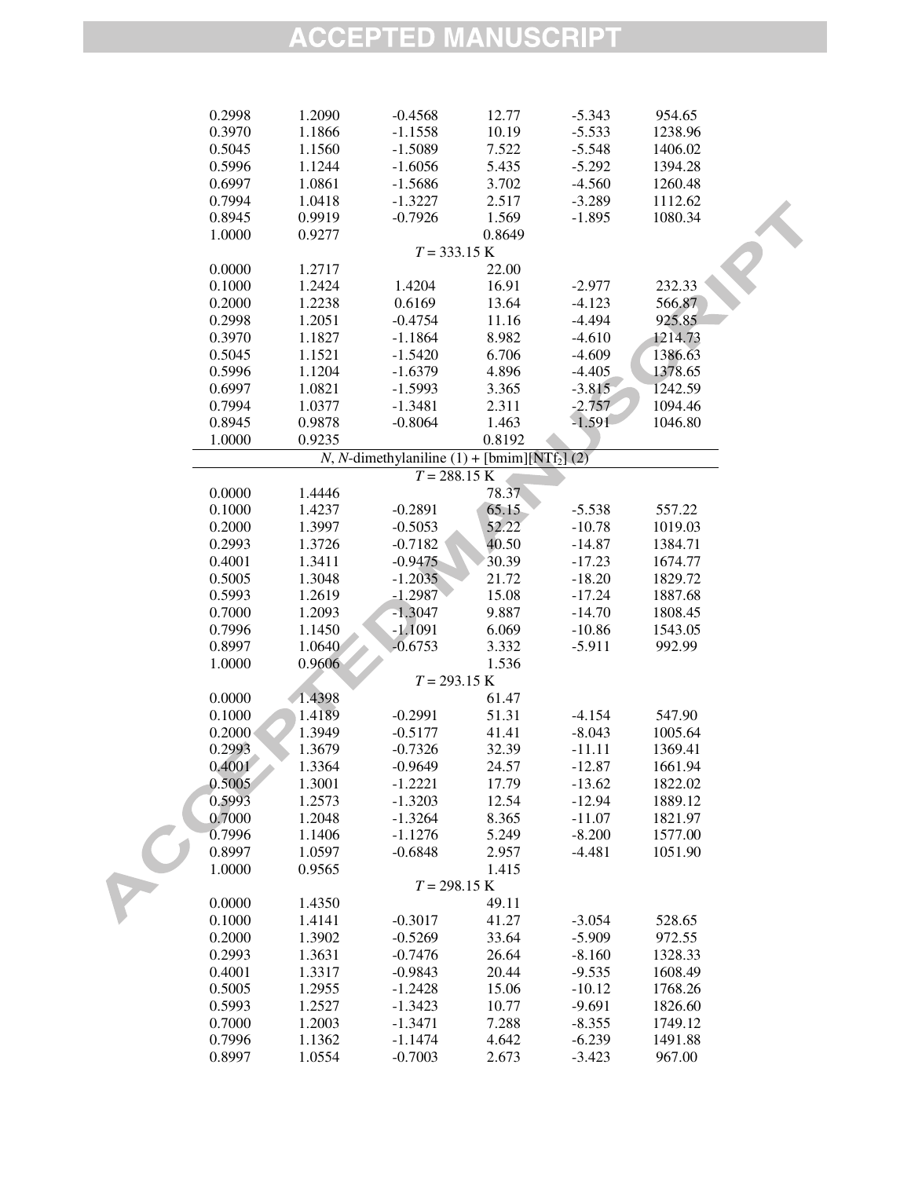| | | | | | |
|---|---|---|---|---|---|
| 0.2998 | 1.2090 | -0.4568 | 12.77 | -5.343 | 954.65 |
| 0.3970 | 1.1866 | -1.1558 | 10.19 | -5.533 | 1238.96 |
| 0.5045 | 1.1560 | -1.5089 | 7.522 | -5.548 | 1406.02 |
| 0.5996 | 1.1244 | -1.6056 | 5.435 | -5.292 | 1394.28 |
| 0.6997 | 1.0861 | -1.5686 | 3.702 | -4.560 | 1260.48 |
| 0.7994 | 1.0418 | -1.3227 | 2.517 | -3.289 | 1112.62 |
| 0.8945 | 0.9919 | -0.7926 | 1.569 | -1.895 | 1080.34 |
| 1.0000 | 0.9277 | | 0.8649 | | |
| | | $T$ = 333.15 K | | | |
| 0.0000 | 1.2717 | | 22.00 | | |
| 0.1000 | 1.2424 | 1.4204 | 16.91 | -2.977 | 232.33 |
| 0.2000 | 1.2238 | 0.6169 | 13.64 | -4.123 | 566.87 |
| 0.2998 | 1.2051 | -0.4754 | 11.16 | -4.494 | 925.85 |
| 0.3970 | 1.1827 | -1.1864 | 8.982 | -4.610 | 1214.73 |
| 0.5045 | 1.1521 | -1.5420 | 6.706 | -4.609 | 1386.63 |
| 0.5996 | 1.1204 | -1.6379 | 4.896 | -4.405 | 1378.65 |
| 0.6997 | 1.0821 | -1.5993 | 3.365 | -3.815 | 1242.59 |
| 0.7994 | 1.0377 | -1.3481 | 2.311 | -2.757 | 1094.46 |
| 0.8945 | 0.9878 | -0.8064 | 1.463 | -1.591 | 1046.80 |
| 1.0000 | 0.9235 | | 0.8192 | | |
| | | *N*, *N*-dimethylaniline (1) + [bmim][$NTf_2$] (2) | | | |
| | | $T$ = 288.15 K | | | |
| 0.0000 | 1.4446 | | 78.37 | | |
| 0.1000 | 1.4237 | -0.2891 | 65.15 | -5.538 | 557.22 |
| 0.2000 | 1.3997 | -0.5053 | 52.22 | -10.78 | 1019.03 |
| 0.2993 | 1.3726 | -0.7182 | 40.50 | -14.87 | 1384.71 |
| 0.4001 | 1.3411 | -0.9475 | 30.39 | -17.23 | 1674.77 |
| 0.5005 | 1.3048 | -1.2035 | 21.72 | -18.20 | 1829.72 |
| 0.5993 | 1.2619 | -1.2987 | 15.08 | -17.24 | 1887.68 |
| 0.7000 | 1.2093 | -1.3047 | 9.887 | -14.70 | 1808.45 |
| 0.7996 | 1.1450 | -1.1091 | 6.069 | -10.86 | 1543.05 |
| 0.8997 | 1.0640 | -0.6753 | 3.332 | -5.911 | 992.99 |
| 1.0000 | 0.9606 | | 1.536 | | |
| | | $T$ = 293.15 K | | | |
| 0.0000 | 1.4398 | | 61.47 | | |
| 0.1000 | 1.4189 | -0.2991 | 51.31 | -4.154 | 547.90 |
| 0.2000 | 1.3949 | -0.5177 | 41.41 | -8.043 | 1005.64 |
| 0.2993 | 1.3679 | -0.7326 | 32.39 | -11.11 | 1369.41 |
| 0.4001 | 1.3364 | -0.9649 | 24.57 | -12.87 | 1661.94 |
| 0.5005 | 1.3001 | -1.2221 | 17.79 | -13.62 | 1822.02 |
| 0.5993 | 1.2573 | -1.3203 | 12.54 | -12.94 | 1889.12 |
| 0.7000 | 1.2048 | -1.3264 | 8.365 | -11.07 | 1821.97 |
| 0.7996 | 1.1406 | -1.1276 | 5.249 | -8.200 | 1577.00 |
| 0.8997 | 1.0597 | -0.6848 | 2.957 | -4.481 | 1051.90 |
| 1.0000 | 0.9565 | | 1.415 | | |
| | | $T$ = 298.15 K | | | |
| 0.0000 | 1.4350 | | 49.11 | | |
| 0.1000 | 1.4141 | -0.3017 | 41.27 | -3.054 | 528.65 |
| 0.2000 | 1.3902 | -0.5269 | 33.64 | -5.909 | 972.55 |
| 0.2993 | 1.3631 | -0.7476 | 26.64 | -8.160 | 1328.33 |
| 0.4001 | 1.3317 | -0.9843 | 20.44 | -9.535 | 1608.49 |
| 0.5005 | 1.2955 | -1.2428 | 15.06 | -10.12 | 1768.26 |
| 0.5993 | 1.2527 | -1.3423 | 10.77 | -9.691 | 1826.60 |
| 0.7000 | 1.2003 | -1.3471 | 7.288 | -8.355 | 1749.12 |
| 0.7996 | 1.1362 | -1.1474 | 4.642 | -6.239 | 1491.88 |
| 0.8997 | 1.0554 | -0.7003 | 2.673 | -3.423 | 967.00 |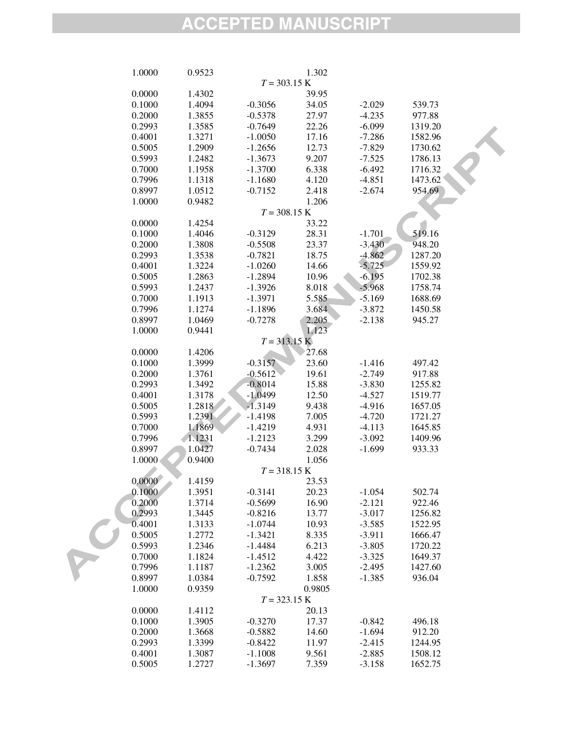| | | | | | |
|---|---|---|---|---|---|
| 1.0000 | 0.9523 | | 1.302 | | |
| | | $T$ = 303.15 K | | | |
| 0.0000 | 1.4302 | | 39.95 | | |
| 0.1000 | 1.4094 | -0.3056 | 34.05 | -2.029 | 539.73 |
| 0.2000 | 1.3855 | -0.5378 | 27.97 | -4.235 | 977.88 |
| 0.2993 | 1.3585 | -0.7649 | 22.26 | -6.099 | 1319.20 |
| 0.4001 | 1.3271 | -1.0050 | 17.16 | -7.286 | 1582.96 |
| 0.5005 | 1.2909 | -1.2656 | 12.73 | -7.829 | 1730.62 |
| 0.5993 | 1.2482 | -1.3673 | 9.207 | -7.525 | 1786.13 |
| 0.7000 | 1.1958 | -1.3700 | 6.338 | -6.492 | 1716.32 |
| 0.7996 | 1.1318 | -1.1680 | 4.120 | -4.851 | 1473.62 |
| 0.8997 | 1.0512 | -0.7152 | 2.418 | -2.674 | 954.69 |
| 1.0000 | 0.9482 | | 1.206 | | |
| | | $T$ = 308.15 K | | | |
| 0.0000 | 1.4254 | | 33.22 | | |
| 0.1000 | 1.4046 | -0.3129 | 28.31 | -1.701 | 519.16 |
| 0.2000 | 1.3808 | -0.5508 | 23.37 | -3.430 | 948.20 |
| 0.2993 | 1.3538 | -0.7821 | 18.75 | -4.862 | 1287.20 |
| 0.4001 | 1.3224 | -1.0260 | 14.66 | -5.725 | 1559.92 |
| 0.5005 | 1.2863 | -1.2894 | 10.96 | -6.195 | 1702.38 |
| 0.5993 | 1.2437 | -1.3926 | 8.018 | -5.968 | 1758.74 |
| 0.7000 | 1.1913 | -1.3971 | 5.585 | -5.169 | 1688.69 |
| 0.7996 | 1.1274 | -1.1896 | 3.684 | -3.872 | 1450.58 |
| 0.8997 | 1.0469 | -0.7278 | 2.205 | -2.138 | 945.27 |
| 1.0000 | 0.9441 | | 1.123 | | |
| | | $T$ = 313.15 K | | | |
| 0.0000 | 1.4206 | | 27.68 | | |
| 0.1000 | 1.3999 | -0.3157 | 23.60 | -1.416 | 497.42 |
| 0.2000 | 1.3761 | -0.5612 | 19.61 | -2.749 | 917.88 |
| 0.2993 | 1.3492 | -0.8014 | 15.88 | -3.830 | 1255.82 |
| 0.4001 | 1.3178 | -1.0499 | 12.50 | -4.527 | 1519.77 |
| 0.5005 | 1.2818 | -1.3149 | 9.438 | -4.916 | 1657.05 |
| 0.5993 | 1.2391 | -1.4198 | 7.005 | -4.720 | 1721.27 |
| 0.7000 | 1.1869 | -1.4219 | 4.931 | -4.113 | 1645.85 |
| 0.7996 | 1.1231 | -1.2123 | 3.299 | -3.092 | 1409.96 |
| 0.8997 | 1.0427 | -0.7434 | 2.028 | -1.699 | 933.33 |
| 1.0000 | 0.9400 | | 1.056 | | |
| | | $T$ = 318.15 K | | | |
| 0.0000 | 1.4159 | | 23.53 | | |
| 0.1000 | 1.3951 | -0.3141 | 20.23 | -1.054 | 502.74 |
| 0.2000 | 1.3714 | -0.5699 | 16.90 | -2.121 | 922.46 |
| 0.2993 | 1.3445 | -0.8216 | 13.77 | -3.017 | 1256.82 |
| 0.4001 | 1.3133 | -1.0744 | 10.93 | -3.585 | 1522.95 |
| 0.5005 | 1.2772 | -1.3421 | 8.335 | -3.911 | 1666.47 |
| 0.5993 | 1.2346 | -1.4484 | 6.213 | -3.805 | 1720.22 |
| 0.7000 | 1.1824 | -1.4512 | 4.422 | -3.325 | 1649.37 |
| 0.7996 | 1.1187 | -1.2362 | 3.005 | -2.495 | 1427.60 |
| 0.8997 | 1.0384 | -0.7592 | 1.858 | -1.385 | 936.04 |
| 1.0000 | 0.9359 | | 0.9805 | | |
| | | $T$ = 323.15 K | | | |
| 0.0000 | 1.4112 | | 20.13 | | |
| 0.1000 | 1.3905 | -0.3270 | 17.37 | -0.842 | 496.18 |
| 0.2000 | 1.3668 | -0.5882 | 14.60 | -1.694 | 912.20 |
| 0.2993 | 1.3399 | -0.8422 | 11.97 | -2.415 | 1244.95 |
| 0.4001 | 1.3087 | -1.1008 | 9.561 | -2.885 | 1508.12 |
| 0.5005 | 1.2727 | -1.3697 | 7.359 | -3.158 | 1652.75 |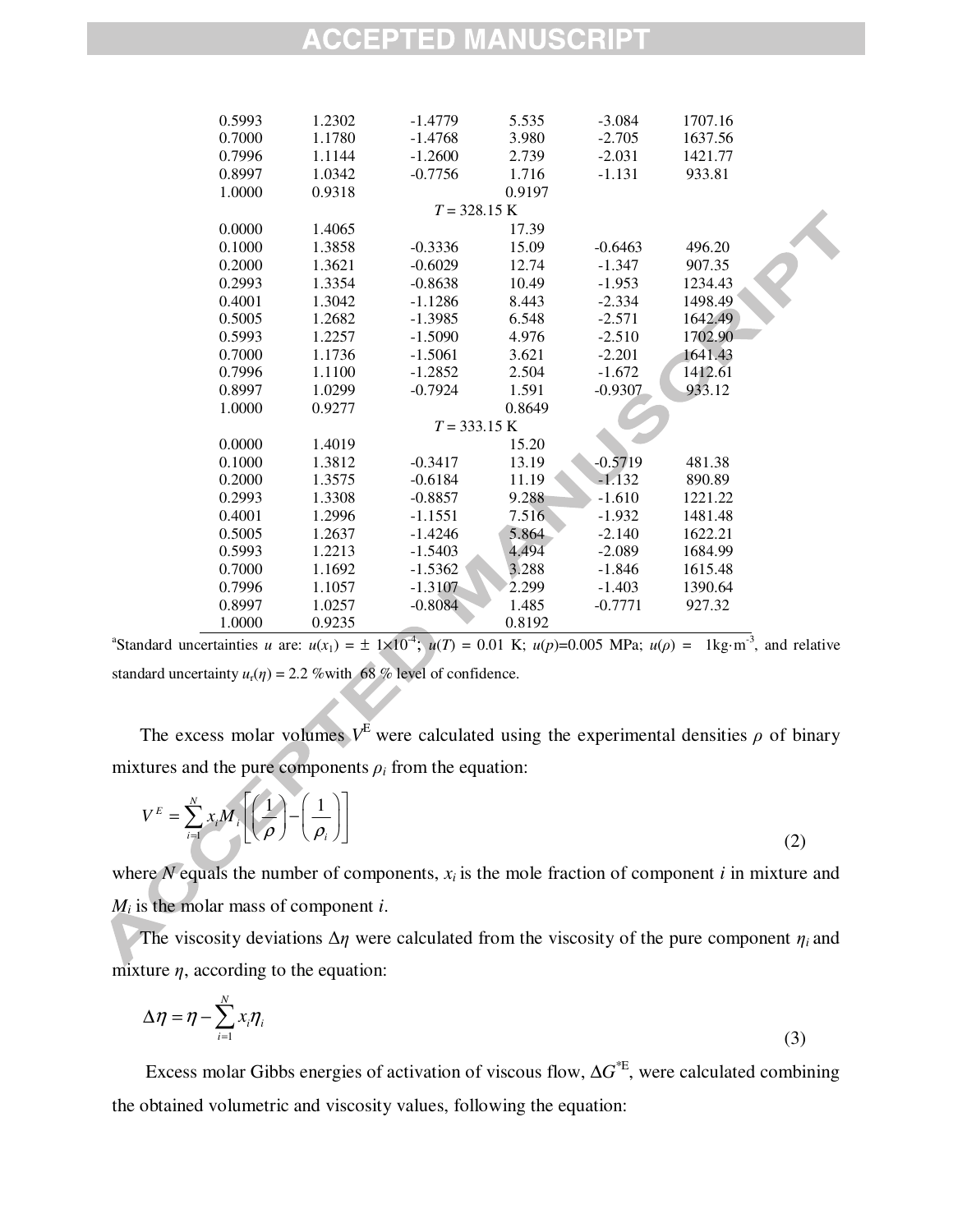| | | | | | |
|---|---|---|---|---|---|
| 0.5993 | 1.2302 | -1.4779 | 5.535 | -3.084 | 1707.16 |
| 0.7000 | 1.1780 | -1.4768 | 3.980 | -2.705 | 1637.56 |
| 0.7996 | 1.1144 | -1.2600 | 2.739 | -2.031 | 1421.77 |
| 0.8997 | 1.0342 | -0.7756 | 1.716 | -1.131 | 933.81 |
| 1.0000 | 0.9318 | | 0.9197 | | |
| | | $T$ = 328.15 K | | | |
| 0.0000 | 1.4065 | | 17.39 | | |
| 0.1000 | 1.3858 | -0.3336 | 15.09 | -0.6463 | 496.20 |
| 0.2000 | 1.3621 | -0.6029 | 12.74 | -1.347 | 907.35 |
| 0.2993 | 1.3354 | -0.8638 | 10.49 | -1.953 | 1234.43 |
| 0.4001 | 1.3042 | -1.1286 | 8.443 | -2.334 | 1498.49 |
| 0.5005 | 1.2682 | -1.3985 | 6.548 | -2.571 | 1642.49 |
| 0.5993 | 1.2257 | -1.5090 | 4.976 | -2.510 | 1702.90 |
| 0.7000 | 1.1736 | -1.5061 | 3.621 | -2.201 | 1641.43 |
| 0.7996 | 1.1100 | -1.2852 | 2.504 | -1.672 | 1412.61 |
| 0.8997 | 1.0299 | -0.7924 | 1.591 | -0.9307 | 933.12 |
| 1.0000 | 0.9277 | | 0.8649 | | |
| | | $T$ = 333.15 K | | | |
| 0.0000 | 1.4019 | | 15.20 | | |
| 0.1000 | 1.3812 | -0.3417 | 13.19 | -0.5719 | 481.38 |
| 0.2000 | 1.3575 | -0.6184 | 11.19 | -1.132 | 890.89 |
| 0.2993 | 1.3308 | -0.8857 | 9.288 | -1.610 | 1221.22 |
| 0.4001 | 1.2996 | -1.1551 | 7.516 | -1.932 | 1481.48 |
| 0.5005 | 1.2637 | -1.4246 | 5.864 | -2.140 | 1622.21 |
| 0.5993 | 1.2213 | -1.5403 | 4.494 | -2.089 | 1684.99 |
| 0.7000 | 1.1692 | -1.5362 | 3.288 | -1.846 | 1615.48 |
| 0.7996 | 1.1057 | -1.3107 | 2.299 | -1.403 | 1390.64 |
| 0.8997 | 1.0257 | -0.8084 | 1.485 | -0.7771 | 927.32 |
| 1.0000 | 0.9235 | | 0.8192 | | |

[a]Standard uncertainties $u$ are: $u(x_1) = \pm 1\times10^{-4}$; $u(T)$ = 0.01 K; $u(p)$=0.005 MPa; $u(\rho)$ = 1kg·m$^{-3}$, and relative standard uncertainty $u_r(\eta)$ = 2.2 %with 68 % level of confidence.

The excess molar volumes $V^E$ were calculated using the experimental densities $\rho$ of binary mixtures and the pure components $\rho_i$ from the equation:

$$V^E = \sum_{i=1}^{N} x_i M_i \left[ \left( \frac{1}{\rho} \right) - \left( \frac{1}{\rho_i} \right) \right] \tag{2}$$

where $N$ equals the number of components, $x_i$ is the mole fraction of component $i$ in mixture and $M_i$ is the molar mass of component $i$.

The viscosity deviations $\Delta\eta$ were calculated from the viscosity of the pure component $\eta_i$ and mixture $\eta$, according to the equation:

$$\Delta\eta = \eta - \sum_{i=1}^{N} x_i \eta_i \tag{3}$$

Excess molar Gibbs energies of activation of viscous flow, $\Delta G^{*E}$, were calculated combining the obtained volumetric and viscosity values, following the equation: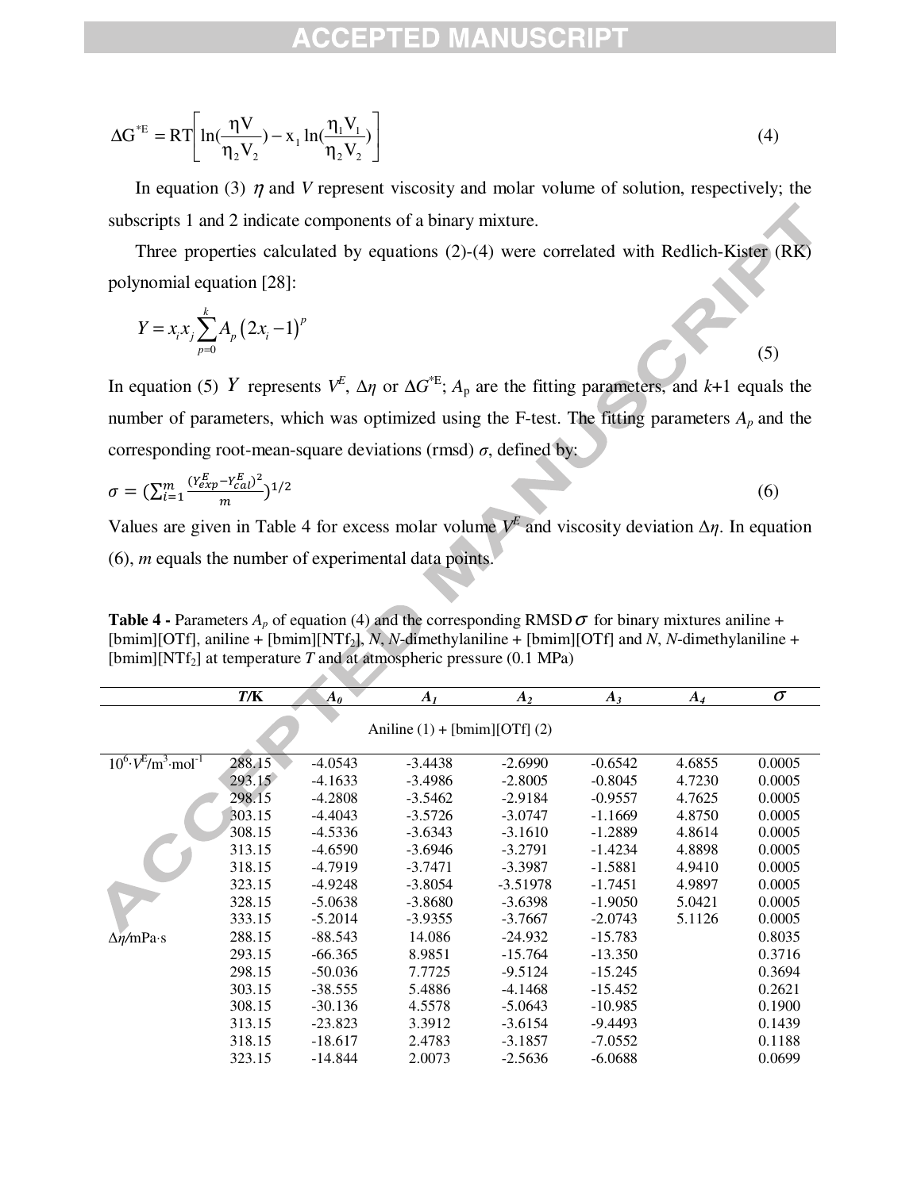$$\Delta G^{*E} = RT\left[\ln\left(\frac{\eta V}{\eta_2 V_2}\right) - x_1 \ln\left(\frac{\eta_1 V_1}{\eta_2 V_2}\right)\right] \quad (4)$$

In equation (3) $\eta$ and $V$ represent viscosity and molar volume of solution, respectively; the subscripts 1 and 2 indicate components of a binary mixture.

Three properties calculated by equations (2)-(4) were correlated with Redlich-Kister (RK) polynomial equation [28]:

$$Y = x_i x_j \sum_{p=0}^{k} A_p \left(2x_i - 1\right)^p \quad (5)$$

In equation (5) $Y$ represents $V^E$, $\Delta\eta$ or $\Delta G^{*E}$; $A_p$ are the fitting parameters, and $k$+1 equals the number of parameters, which was optimized using the F-test. The fitting parameters $A_p$ and the corresponding root-mean-square deviations (rmsd) $\sigma$, defined by:

$$\sigma = \left(\sum_{i=1}^{m} \frac{(Y_{exp}^E - Y_{cal}^E)^2}{m}\right)^{1/2} \quad (6)$$

Values are given in Table 4 for excess molar volume $V^E$ and viscosity deviation $\Delta\eta$. In equation (6), $m$ equals the number of experimental data points.

**Table 4 -** Parameters $A_p$ of equation (4) and the corresponding RMSD $\sigma$ for binary mixtures aniline + [bmim][OTf], aniline + [bmim][$NTf_2$], *N*, *N*-dimethylaniline + [bmim][OTf] and *N*, *N*-dimethylaniline + [bmim][$NTf_2$] at temperature *T* and at atmospheric pressure (0.1 MPa)

| | *T*/K | $A_0$ | $A_1$ | $A_2$ | $A_3$ | $A_4$ | $\sigma$ |
|---|---|---|---|---|---|---|---|
| | | | Aniline (1) + [bmim][OTf] (2) | | | | |
| $10^6 \cdot V^E$/$m^3 \cdot mol^{-1}$ | 288.15 | -4.0543 | -3.4438 | -2.6990 | -0.6542 | 4.6855 | 0.0005 |
| | 293.15 | -4.1633 | -3.4986 | -2.8005 | -0.8045 | 4.7230 | 0.0005 |
| | 298.15 | -4.2808 | -3.5462 | -2.9184 | -0.9557 | 4.7625 | 0.0005 |
| | 303.15 | -4.4043 | -3.5726 | -3.0747 | -1.1669 | 4.8750 | 0.0005 |
| | 308.15 | -4.5336 | -3.6343 | -3.1610 | -1.2889 | 4.8614 | 0.0005 |
| | 313.15 | -4.6590 | -3.6946 | -3.2791 | -1.4234 | 4.8898 | 0.0005 |
| | 318.15 | -4.7919 | -3.7471 | -3.3987 | -1.5881 | 4.9410 | 0.0005 |
| | 323.15 | -4.9248 | -3.8054 | -3.51978 | -1.7451 | 4.9897 | 0.0005 |
| | 328.15 | -5.0638 | -3.8680 | -3.6398 | -1.9050 | 5.0421 | 0.0005 |
| | 333.15 | -5.2014 | -3.9355 | -3.7667 | -2.0743 | 5.1126 | 0.0005 |
| $\Delta\eta$/mPa·s | 288.15 | -88.543 | 14.086 | -24.932 | -15.783 | | 0.8035 |
| | 293.15 | -66.365 | 8.9851 | -15.764 | -13.350 | | 0.3716 |
| | 298.15 | -50.036 | 7.7725 | -9.5124 | -15.245 | | 0.3694 |
| | 303.15 | -38.555 | 5.4886 | -4.1468 | -15.452 | | 0.2621 |
| | 308.15 | -30.136 | 4.5578 | -5.0643 | -10.985 | | 0.1900 |
| | 313.15 | -23.823 | 3.3912 | -3.6154 | -9.4493 | | 0.1439 |
| | 318.15 | -18.617 | 2.4783 | -3.1857 | -7.0552 | | 0.1188 |
| | 323.15 | -14.844 | 2.0073 | -2.5636 | -6.0688 | | 0.0699 |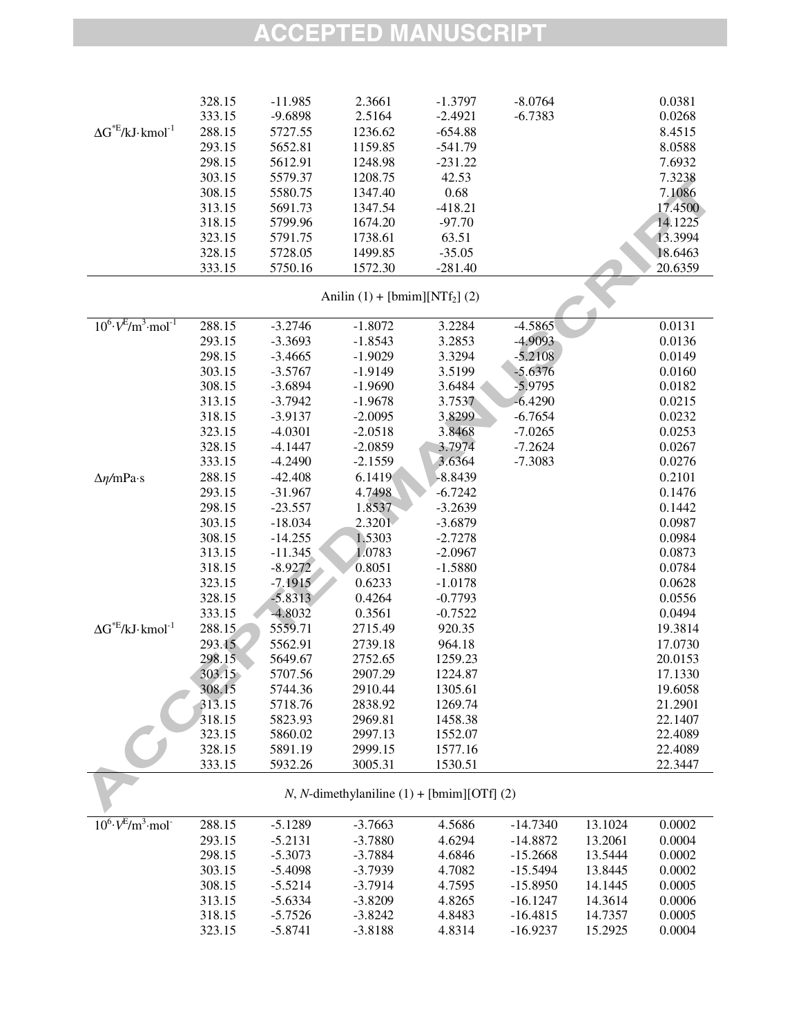| | T/K | $A_0$ | $A_1$ | $A_2$ | $A_3$ | $A_4$ | σ |
|---|---|---|---|---|---|---|---|
| | 328.15 | -11.985 | 2.3661 | -1.3797 | -8.0764 | | 0.0381 |
| | 333.15 | -9.6898 | 2.5164 | -2.4921 | -6.7383 | | 0.0268 |
| $\Delta G^{*E}$/kJ·kmol$^{-1}$ | 288.15 | 5727.55 | 1236.62 | -654.88 | | | 8.4515 |
| | 293.15 | 5652.81 | 1159.85 | -541.79 | | | 8.0588 |
| | 298.15 | 5612.91 | 1248.98 | -231.22 | | | 7.6932 |
| | 303.15 | 5579.37 | 1208.75 | 42.53 | | | 7.3238 |
| | 308.15 | 5580.75 | 1347.40 | 0.68 | | | 7.1086 |
| | 313.15 | 5691.73 | 1347.54 | -418.21 | | | 17.4500 |
| | 318.15 | 5799.96 | 1674.20 | -97.70 | | | 14.1225 |
| | 323.15 | 5791.75 | 1738.61 | 63.51 | | | 13.3994 |
| | 328.15 | 5728.05 | 1499.85 | -35.05 | | | 18.6463 |
| | 333.15 | 5750.16 | 1572.30 | -281.40 | | | 20.6359 |

Anilin (1) + [bmim][$NTf_2$] (2)

| | T/K | $A_0$ | $A_1$ | $A_2$ | $A_3$ | $A_4$ | σ |
|---|---|---|---|---|---|---|---|
| $10^6 \cdot V^E$/m$^3$·mol$^{-1}$ | 288.15 | -3.2746 | -1.8072 | 3.2284 | -4.5865 | | 0.0131 |
| | 293.15 | -3.3693 | -1.8543 | 3.2853 | -4.9093 | | 0.0136 |
| | 298.15 | -3.4665 | -1.9029 | 3.3294 | -5.2108 | | 0.0149 |
| | 303.15 | -3.5767 | -1.9149 | 3.5199 | -5.6376 | | 0.0160 |
| | 308.15 | -3.6894 | -1.9690 | 3.6484 | -5.9795 | | 0.0182 |
| | 313.15 | -3.7942 | -1.9678 | 3.7537 | -6.4290 | | 0.0215 |
| | 318.15 | -3.9137 | -2.0095 | 3.8299 | -6.7654 | | 0.0232 |
| | 323.15 | -4.0301 | -2.0518 | 3.8468 | -7.0265 | | 0.0253 |
| | 328.15 | -4.1447 | -2.0859 | 3.7974 | -7.2624 | | 0.0267 |
| | 333.15 | -4.2490 | -2.1559 | 3.6364 | -7.3083 | | 0.0276 |
| $\Delta\eta$/mPa·s | 288.15 | -42.408 | 6.1419 | -8.8439 | | | 0.2101 |
| | 293.15 | -31.967 | 4.7498 | -6.7242 | | | 0.1476 |
| | 298.15 | -23.557 | 1.8537 | -3.2639 | | | 0.1442 |
| | 303.15 | -18.034 | 2.3201 | -3.6879 | | | 0.0987 |
| | 308.15 | -14.255 | 1.5303 | -2.7278 | | | 0.0984 |
| | 313.15 | -11.345 | 1.0783 | -2.0967 | | | 0.0873 |
| | 318.15 | -8.9272 | 0.8051 | -1.5880 | | | 0.0784 |
| | 323.15 | -7.1915 | 0.6233 | -1.0178 | | | 0.0628 |
| | 328.15 | -5.8313 | 0.4264 | -0.7793 | | | 0.0556 |
| | 333.15 | -4.8032 | 0.3561 | -0.7522 | | | 0.0494 |
| $\Delta G^{*E}$/kJ·kmol$^{-1}$ | 288.15 | 5559.71 | 2715.49 | 920.35 | | | 19.3814 |
| | 293.15 | 5562.91 | 2739.18 | 964.18 | | | 17.0730 |
| | 298.15 | 5649.67 | 2752.65 | 1259.23 | | | 20.0153 |
| | 303.15 | 5707.56 | 2907.29 | 1224.87 | | | 17.1330 |
| | 308.15 | 5744.36 | 2910.44 | 1305.61 | | | 19.6058 |
| | 313.15 | 5718.76 | 2838.92 | 1269.74 | | | 21.2901 |
| | 318.15 | 5823.93 | 2969.81 | 1458.38 | | | 22.1407 |
| | 323.15 | 5860.02 | 2997.13 | 1552.07 | | | 22.4089 |
| | 328.15 | 5891.19 | 2999.15 | 1577.16 | | | 22.4089 |
| | 333.15 | 5932.26 | 3005.31 | 1530.51 | | | 22.3447 |

*N*, *N*-dimethylaniline (1) + [bmim][OTf] (2)

| | T/K | $A_0$ | $A_1$ | $A_2$ | $A_3$ | $A_4$ | σ |
|---|---|---|---|---|---|---|---|
| $10^6 \cdot V^E$/m$^3$·mol$^{-}$ | 288.15 | -5.1289 | -3.7663 | 4.5686 | -14.7340 | 13.1024 | 0.0002 |
| | 293.15 | -5.2131 | -3.7880 | 4.6294 | -14.8872 | 13.2061 | 0.0004 |
| | 298.15 | -5.3073 | -3.7884 | 4.6846 | -15.2668 | 13.5444 | 0.0002 |
| | 303.15 | -5.4098 | -3.7939 | 4.7082 | -15.5494 | 13.8445 | 0.0002 |
| | 308.15 | -5.5214 | -3.7914 | 4.7595 | -15.8950 | 14.1445 | 0.0005 |
| | 313.15 | -5.6334 | -3.8209 | 4.8265 | -16.1247 | 14.3614 | 0.0006 |
| | 318.15 | -5.7526 | -3.8242 | 4.8483 | -16.4815 | 14.7357 | 0.0005 |
| | 323.15 | -5.8741 | -3.8188 | 4.8314 | -16.9237 | 15.2925 | 0.0004 |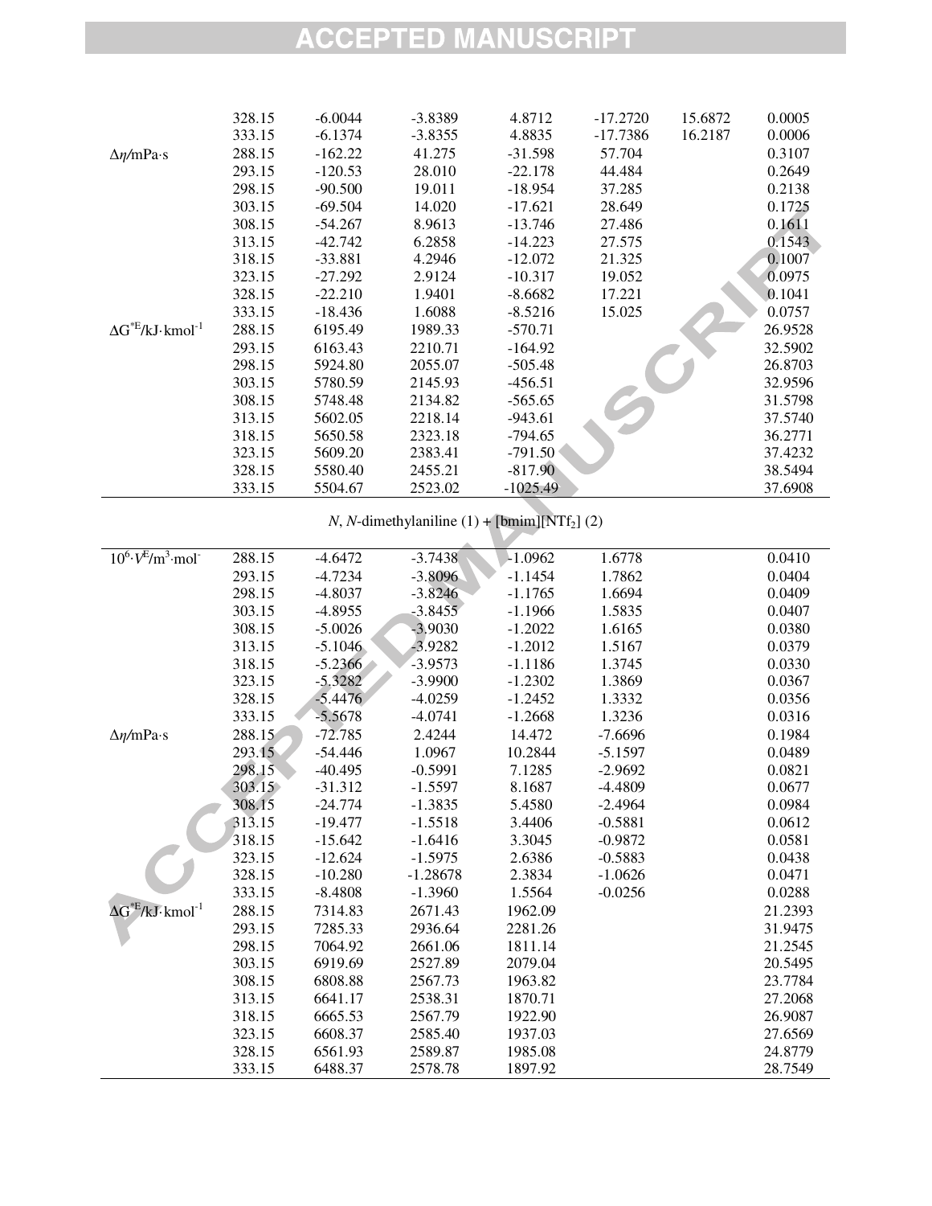| | T/K | | | | | | |
|---|---|---|---|---|---|---|---|
| | 328.15 | -6.0044 | -3.8389 | 4.8712 | -17.2720 | 15.6872 | 0.0005 |
| | 333.15 | -6.1374 | -3.8355 | 4.8835 | -17.7386 | 16.2187 | 0.0006 |
| $\Delta\eta$/mPa·s | 288.15 | -162.22 | 41.275 | -31.598 | 57.704 | | 0.3107 |
| | 293.15 | -120.53 | 28.010 | -22.178 | 44.484 | | 0.2649 |
| | 298.15 | -90.500 | 19.011 | -18.954 | 37.285 | | 0.2138 |
| | 303.15 | -69.504 | 14.020 | -17.621 | 28.649 | | 0.1725 |
| | 308.15 | -54.267 | 8.9613 | -13.746 | 27.486 | | 0.1611 |
| | 313.15 | -42.742 | 6.2858 | -14.223 | 27.575 | | 0.1543 |
| | 318.15 | -33.881 | 4.2946 | -12.072 | 21.325 | | 0.1007 |
| | 323.15 | -27.292 | 2.9124 | -10.317 | 19.052 | | 0.0975 |
| | 328.15 | -22.210 | 1.9401 | -8.6682 | 17.221 | | 0.1041 |
| | 333.15 | -18.436 | 1.6088 | -8.5216 | 15.025 | | 0.0757 |
| $\Delta G^{*E}$/kJ·kmol$^{-1}$ | 288.15 | 6195.49 | 1989.33 | -570.71 | | | 26.9528 |
| | 293.15 | 6163.43 | 2210.71 | -164.92 | | | 32.5902 |
| | 298.15 | 5924.80 | 2055.07 | -505.48 | | | 26.8703 |
| | 303.15 | 5780.59 | 2145.93 | -456.51 | | | 32.9596 |
| | 308.15 | 5748.48 | 2134.82 | -565.65 | | | 31.5798 |
| | 313.15 | 5602.05 | 2218.14 | -943.61 | | | 37.5740 |
| | 318.15 | 5650.58 | 2323.18 | -794.65 | | | 36.2771 |
| | 323.15 | 5609.20 | 2383.41 | -791.50 | | | 37.4232 |
| | 328.15 | 5580.40 | 2455.21 | -817.90 | | | 38.5494 |
| | 333.15 | 5504.67 | 2523.02 | -1025.49 | | | 37.6908 |

*N, N*-dimethylaniline (1) + [bmim][$NTf_2$] (2)

| | T/K | | | | | | |
|---|---|---|---|---|---|---|---|
| $10^6\cdot V^E$/m$^3$·mol$^{-1}$ | 288.15 | -4.6472 | -3.7438 | -1.0962 | 1.6778 | | 0.0410 |
| | 293.15 | -4.7234 | -3.8096 | -1.1454 | 1.7862 | | 0.0404 |
| | 298.15 | -4.8037 | -3.8246 | -1.1765 | 1.6694 | | 0.0409 |
| | 303.15 | -4.8955 | -3.8455 | -1.1966 | 1.5835 | | 0.0407 |
| | 308.15 | -5.0026 | -3.9030 | -1.2022 | 1.6165 | | 0.0380 |
| | 313.15 | -5.1046 | -3.9282 | -1.2012 | 1.5167 | | 0.0379 |
| | 318.15 | -5.2366 | -3.9573 | -1.1186 | 1.3745 | | 0.0330 |
| | 323.15 | -5.3282 | -3.9900 | -1.2302 | 1.3869 | | 0.0367 |
| | 328.15 | -5.4476 | -4.0259 | -1.2452 | 1.3332 | | 0.0356 |
| | 333.15 | -5.5678 | -4.0741 | -1.2668 | 1.3236 | | 0.0316 |
| $\Delta\eta$/mPa·s | 288.15 | -72.785 | 2.4244 | 14.472 | -7.6696 | | 0.1984 |
| | 293.15 | -54.446 | 1.0967 | 10.2844 | -5.1597 | | 0.0489 |
| | 298.15 | -40.495 | -0.5991 | 7.1285 | -2.9692 | | 0.0821 |
| | 303.15 | -31.312 | -1.5597 | 8.1687 | -4.4809 | | 0.0677 |
| | 308.15 | -24.774 | -1.3835 | 5.4580 | -2.4964 | | 0.0984 |
| | 313.15 | -19.477 | -1.5518 | 3.4406 | -0.5881 | | 0.0612 |
| | 318.15 | -15.642 | -1.6416 | 3.3045 | -0.9872 | | 0.0581 |
| | 323.15 | -12.624 | -1.5975 | 2.6386 | -0.5883 | | 0.0438 |
| | 328.15 | -10.280 | -1.28678 | 2.3834 | -1.0626 | | 0.0471 |
| | 333.15 | -8.4808 | -1.3960 | 1.5564 | -0.0256 | | 0.0288 |
| $\Delta G^{*E}$/kJ·kmol$^{-1}$ | 288.15 | 7314.83 | 2671.43 | 1962.09 | | | 21.2393 |
| | 293.15 | 7285.33 | 2936.64 | 2281.26 | | | 31.9475 |
| | 298.15 | 7064.92 | 2661.06 | 1811.14 | | | 21.2545 |
| | 303.15 | 6919.69 | 2527.89 | 2079.04 | | | 20.5495 |
| | 308.15 | 6808.88 | 2567.73 | 1963.82 | | | 23.7784 |
| | 313.15 | 6641.17 | 2538.31 | 1870.71 | | | 27.2068 |
| | 318.15 | 6665.53 | 2567.79 | 1922.90 | | | 26.9087 |
| | 323.15 | 6608.37 | 2585.40 | 1937.03 | | | 27.6569 |
| | 328.15 | 6561.93 | 2589.87 | 1985.08 | | | 24.8779 |
| | 333.15 | 6488.37 | 2578.78 | 1897.92 | | | 28.7549 |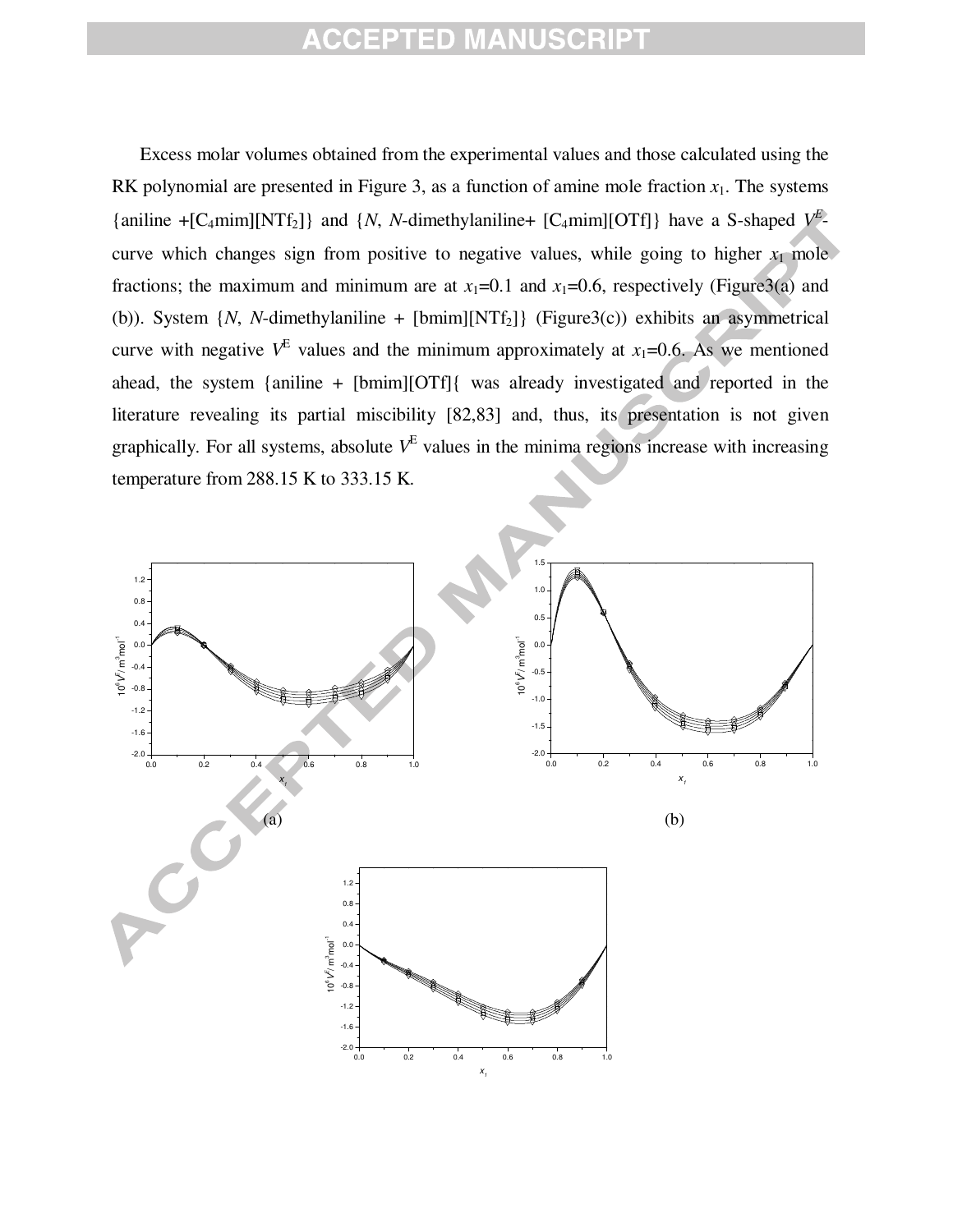Excess molar volumes obtained from the experimental values and those calculated using the RK polynomial are presented in Figure 3, as a function of amine mole fraction $x_1$. The systems {aniline +[$C_4$mim][$NTf_2$]} and {*N*, *N*-dimethylaniline+ [$C_4$mim][OTf]} have a S-shaped $V^E$-curve which changes sign from positive to negative values, while going to higher $x_1$ mole fractions; the maximum and minimum are at $x_1$=0.1 and $x_1$=0.6, respectively (Figure3(a) and (b)). System {*N*, *N*-dimethylaniline + [bmim][$NTf_2$]} (Figure3(c)) exhibits an asymmetrical curve with negative $V^E$ values and the minimum approximately at $x_1$=0.6. As we mentioned ahead, the system {aniline + [bmim][OTf]{ was already investigated and reported in the literature revealing its partial miscibility [82,83] and, thus, its presentation is not given graphically. For all systems, absolute $V^E$ values in the minima regions increase with increasing temperature from 288.15 K to 333.15 K.

(a)

(b)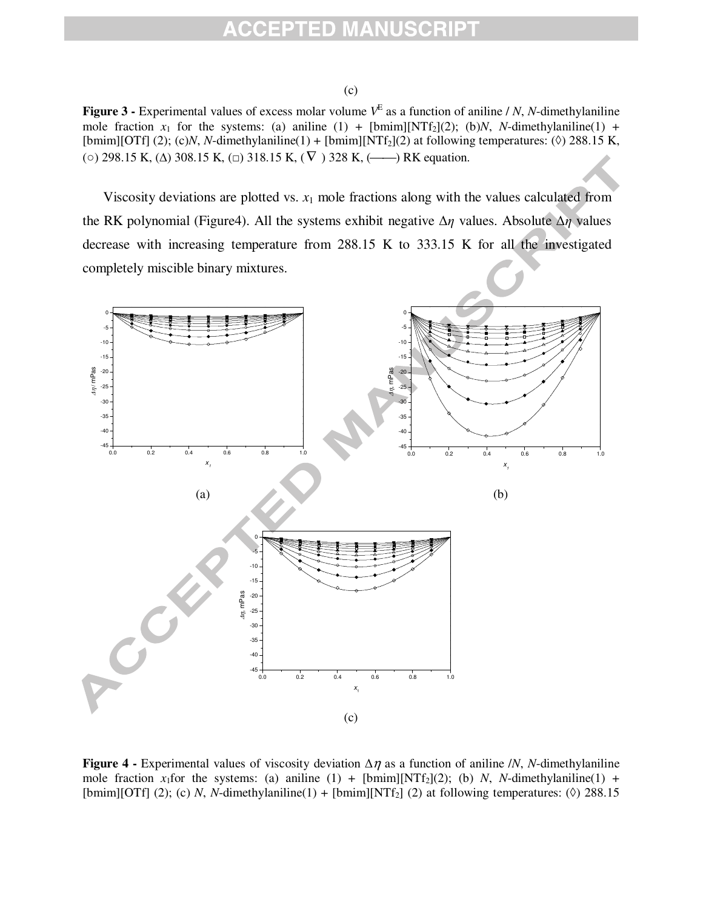(c)

**Figure 3 -** Experimental values of excess molar volume $V^E$ as a function of aniline / *N*, *N*-dimethylaniline mole fraction $x_1$ for the systems: (a) aniline (1) + [bmim][NTf$_2$](2); (b)*N*, *N*-dimethylaniline(1) + [bmim][OTf] (2); (c)*N*, *N*-dimethylaniline(1) + [bmim][NTf$_2$](2) at following temperatures: (◊) 288.15 K, (○) 298.15 K, (Δ) 308.15 K, (□) 318.15 K, (∇) 328 K, (——) RK equation.

Viscosity deviations are plotted vs. $x_1$ mole fractions along with the values calculated from the RK polynomial (Figure4). All the systems exhibit negative $\Delta\eta$ values. Absolute $\Delta\eta$ values decrease with increasing temperature from 288.15 K to 333.15 K for all the investigated completely miscible binary mixtures.

(a)

(b)

(c)

**Figure 4 -** Experimental values of viscosity deviation $\Delta\eta$ as a function of aniline /*N*, *N*-dimethylaniline mole fraction $x_1$for the systems: (a) aniline (1) + [bmim][NTf$_2$](2); (b) *N*, *N*-dimethylaniline(1) + [bmim][OTf] (2); (c) *N*, *N*-dimethylaniline(1) + [bmim][NTf$_2$] (2) at following temperatures: (◊) 288.15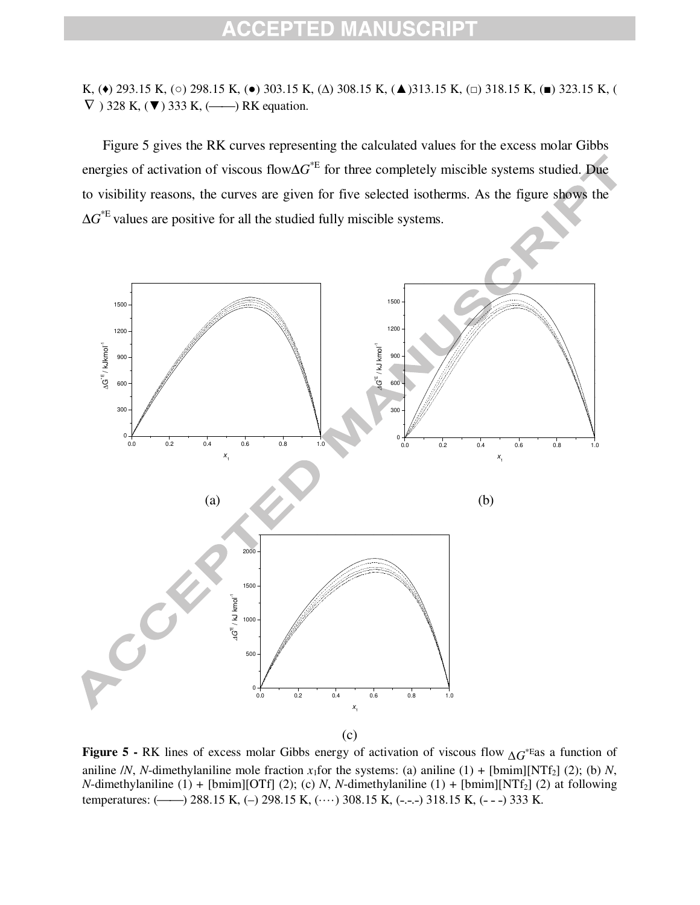K, (♦) 293.15 K, (○) 298.15 K, (●) 303.15 K, (Δ) 308.15 K, (▲)313.15 K, (□) 318.15 K, (■) 323.15 K, (∇) 328 K, (▼) 333 K, (——) RK equation.

Figure 5 gives the RK curves representing the calculated values for the excess molar Gibbs energies of activation of viscous flow $\Delta G^{*E}$ for three completely miscible systems studied. Due to visibility reasons, the curves are given for five selected isotherms. As the figure shows the $\Delta G^{*E}$ values are positive for all the studied fully miscible systems.

(a)

(b)

(c)

**Figure 5 -** RK lines of excess molar Gibbs energy of activation of viscous flow $\Delta G^{*E}$as a function of aniline /*N*, *N*-dimethylaniline mole fraction $x_1$for the systems: (a) aniline (1) + [bmim][$NTf_2$] (2); (b) *N*, *N*-dimethylaniline (1) + [bmim][OTf] (2); (c) *N*, *N*-dimethylaniline (1) + [bmim][$NTf_2$] (2) at following temperatures: (——) 288.15 K, (–) 298.15 K, (····) 308.15 K, (-.-.-) 318.15 K, (- - -) 333 K.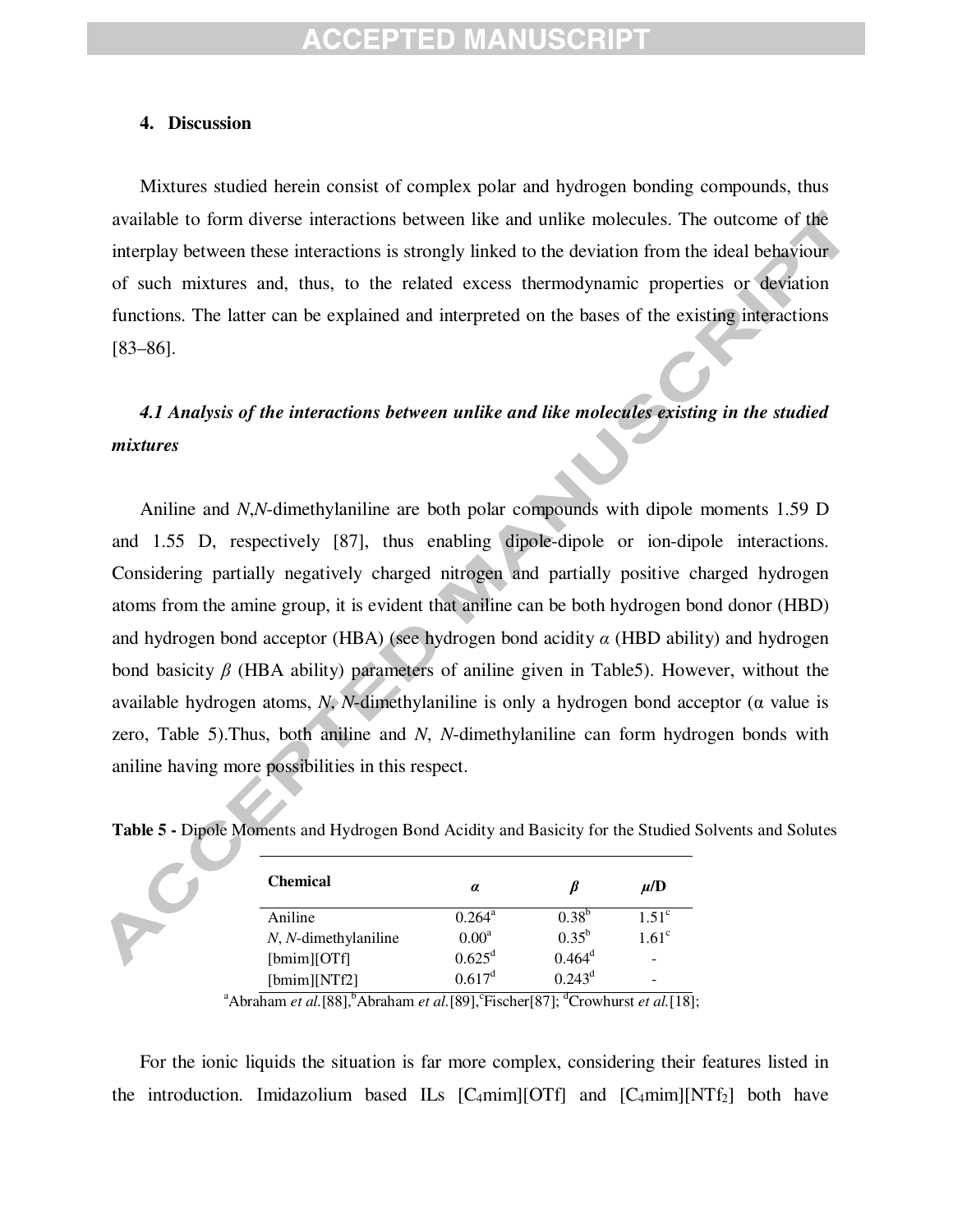## 4. Discussion

Mixtures studied herein consist of complex polar and hydrogen bonding compounds, thus available to form diverse interactions between like and unlike molecules. The outcome of the interplay between these interactions is strongly linked to the deviation from the ideal behaviour of such mixtures and, thus, to the related excess thermodynamic properties or deviation functions. The latter can be explained and interpreted on the bases of the existing interactions [83–86].

### *4.1 Analysis of the interactions between unlike and like molecules existing in the studied mixtures*

Aniline and *N*,*N*-dimethylaniline are both polar compounds with dipole moments 1.59 D and 1.55 D, respectively [87], thus enabling dipole-dipole or ion-dipole interactions. Considering partially negatively charged nitrogen and partially positive charged hydrogen atoms from the amine group, it is evident that aniline can be both hydrogen bond donor (HBD) and hydrogen bond acceptor (HBA) (see hydrogen bond acidity $\alpha$ (HBD ability) and hydrogen bond basicity $\beta$ (HBA ability) parameters of aniline given in Table5). However, without the available hydrogen atoms, *N*, *N*-dimethylaniline is only a hydrogen bond acceptor (α value is zero, Table 5).Thus, both aniline and *N*, *N*-dimethylaniline can form hydrogen bonds with aniline having more possibilities in this respect.

**Table 5 -** Dipole Moments and Hydrogen Bond Acidity and Basicity for the Studied Solvents and Solutes

| Chemical | $\alpha$ | $\beta$ | $\mu$/D |
|---|---|---|---|
| Aniline | 0.264[a] | 0.38[b] | 1.51[c] |
| *N*, *N*-dimethylaniline | 0.00[a] | 0.35[b] | 1.61[c] |
| [bmim][OTf] | 0.625[d] | 0.464[d] | - |
| [bmim][NTf2] | 0.617[d] | 0.243[d] | - |

[a]Abraham *et al.*[88],[b]Abraham *et al.*[89],[c]Fischer[87]; [d]Crowhurst *et al.*[18];

For the ionic liquids the situation is far more complex, considering their features listed in the introduction. Imidazolium based ILs [$C_4$mim][OTf] and [$C_4$mim][$NTf_2$] both have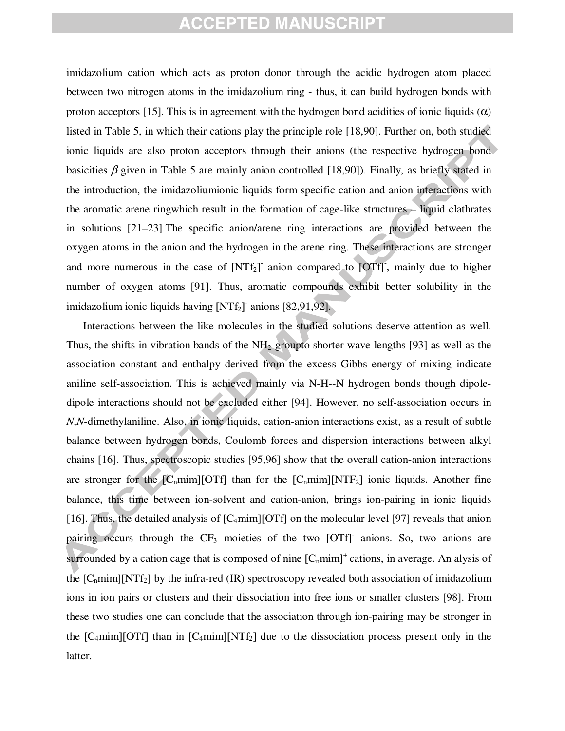imidazolium cation which acts as proton donor through the acidic hydrogen atom placed between two nitrogen atoms in the imidazolium ring - thus, it can build hydrogen bonds with proton acceptors [15]. This is in agreement with the hydrogen bond acidities of ionic liquids ($\alpha$) listed in Table 5, in which their cations play the principle role [18,90]. Further on, both studied ionic liquids are also proton acceptors through their anions (the respective hydrogen bond basicities $\beta$ given in Table 5 are mainly anion controlled [18,90]). Finally, as briefly stated in the introduction, the imidazoliumionic liquids form specific cation and anion interactions with the aromatic arene ringwhich result in the formation of cage-like structures – liquid clathrates in solutions [21–23].The specific anion/arene ring interactions are provided between the oxygen atoms in the anion and the hydrogen in the arene ring. These interactions are stronger and more numerous in the case of $[NTf_2]^-$ anion compared to $[OTf]^-$, mainly due to higher number of oxygen atoms [91]. Thus, aromatic compounds exhibit better solubility in the imidazolium ionic liquids having $[NTf_2]^-$ anions [82,91,92].

Interactions between the like-molecules in the studied solutions deserve attention as well. Thus, the shifts in vibration bands of the $NH_2$-groupto shorter wave-lengths [93] as well as the association constant and enthalpy derived from the excess Gibbs energy of mixing indicate aniline self-association. This is achieved mainly via N-H--N hydrogen bonds though dipole-dipole interactions should not be excluded either [94]. However, no self-association occurs in *N*,*N*-dimethylaniline. Also, in ionic liquids, cation-anion interactions exist, as a result of subtle balance between hydrogen bonds, Coulomb forces and dispersion interactions between alkyl chains [16]. Thus, spectroscopic studies [95,96] show that the overall cation-anion interactions are stronger for the $[C_n mim][OTf]$ than for the $[C_n mim][NTF_2]$ ionic liquids. Another fine balance, this time between ion-solvent and cation-anion, brings ion-pairing in ionic liquids [16]. Thus, the detailed analysis of $[C_4mim][OTf]$ on the molecular level [97] reveals that anion pairing occurs through the $CF_3$ moieties of the two $[OTf]^-$ anions. So, two anions are surrounded by a cation cage that is composed of nine $[C_n mim]^+$ cations, in average. An alysis of the $[C_n mim][NTf_2]$ by the infra-red (IR) spectroscopy revealed both association of imidazolium ions in ion pairs or clusters and their dissociation into free ions or smaller clusters [98]. From these two studies one can conclude that the association through ion-pairing may be stronger in the $[C_4mim][OTf]$ than in $[C_4mim][NTf_2]$ due to the dissociation process present only in the latter.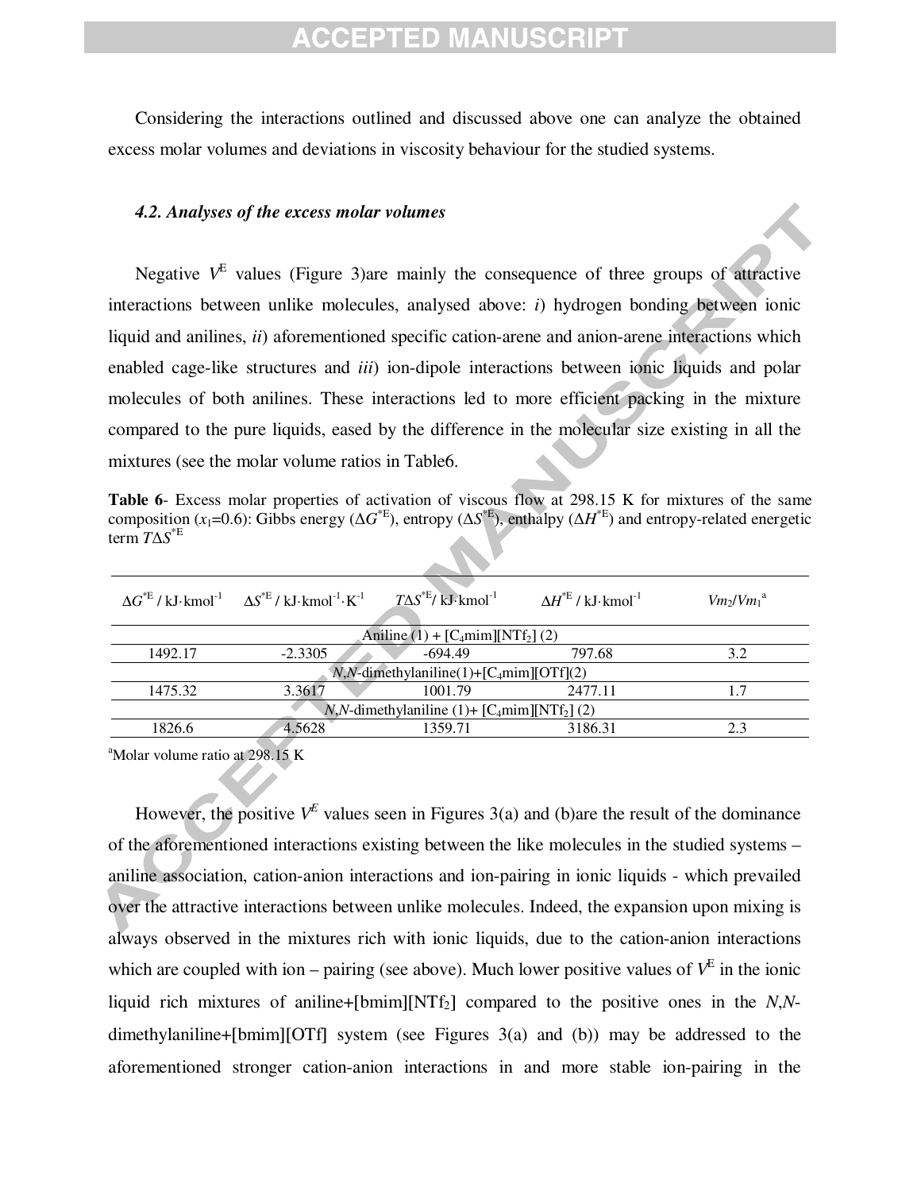Considering the interactions outlined and discussed above one can analyze the obtained excess molar volumes and deviations in viscosity behaviour for the studied systems.

### *4.2. Analyses of the excess molar volumes*

Negative $V^E$ values (Figure 3)are mainly the consequence of three groups of attractive interactions between unlike molecules, analysed above: *i*) hydrogen bonding between ionic liquid and anilines, *ii*) aforementioned specific cation-arene and anion-arene interactions which enabled cage-like structures and *iii*) ion-dipole interactions between ionic liquids and polar molecules of both anilines. These interactions led to more efficient packing in the mixture compared to the pure liquids, eased by the difference in the molecular size existing in all the mixtures (see the molar volume ratios in Table6.

**Table 6**- Excess molar properties of activation of viscous flow at 298.15 K for mixtures of the same composition ($x_1$=0.6): Gibbs energy ($\Delta G^{*E}$), entropy ($\Delta S^{*E}$), enthalpy ($\Delta H^{*E}$) and entropy-related energetic term $T\Delta S^{*E}$

| $\Delta G^{*E}$ / kJ·kmol$^{-1}$ | $\Delta S^{*E}$ / kJ·kmol$^{-1}$·K$^{-1}$ | $T\Delta S^{*E}$/ kJ·kmol$^{-1}$ | $\Delta H^{*E}$ / kJ·kmol$^{-1}$ | $Vm_2/Vm_1$[a] |
|---|---|---|---|---|
| Aniline (1) + [$C_4$mim][$NTf_2$] (2) | | | | |
| 1492.17 | -2.3305 | -694.49 | 797.68 | 3.2 |
| *N,N*-dimethylaniline(1)+[$C_4$mim][OTf](2) | | | | |
| 1475.32 | 3.3617 | 1001.79 | 2477.11 | 1.7 |
| *N,N*-dimethylaniline (1)+ [$C_4$mim][$NTf_2$] (2) | | | | |
| 1826.6 | 4.5628 | 1359.71 | 3186.31 | 2.3 |

[a]Molar volume ratio at 298.15 K

However, the positive $V^E$ values seen in Figures 3(a) and (b)are the result of the dominance of the aforementioned interactions existing between the like molecules in the studied systems – aniline association, cation-anion interactions and ion-pairing in ionic liquids - which prevailed over the attractive interactions between unlike molecules. Indeed, the expansion upon mixing is always observed in the mixtures rich with ionic liquids, due to the cation-anion interactions which are coupled with ion – pairing (see above). Much lower positive values of $V^E$ in the ionic liquid rich mixtures of aniline+[bmim][$NTf_2$] compared to the positive ones in the *N,N*-dimethylaniline+[bmim][OTf] system (see Figures 3(a) and (b)) may be addressed to the aforementioned stronger cation-anion interactions in and more stable ion-pairing in the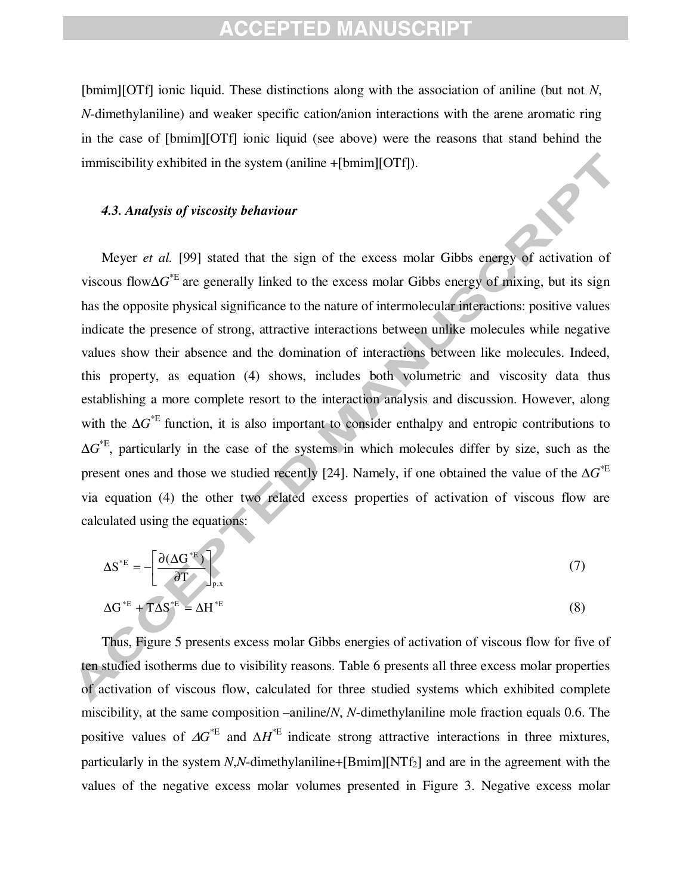[bmim][OTf] ionic liquid. These distinctions along with the association of aniline (but not *N*, *N*-dimethylaniline) and weaker specific cation/anion interactions with the arene aromatic ring in the case of [bmim][OTf] ionic liquid (see above) were the reasons that stand behind the immiscibility exhibited in the system (aniline +[bmim][OTf]).

### *4.3. Analysis of viscosity behaviour*

Meyer *et al.* [99] stated that the sign of the excess molar Gibbs energy of activation of viscous flow$\Delta G^{*E}$ are generally linked to the excess molar Gibbs energy of mixing, but its sign has the opposite physical significance to the nature of intermolecular interactions: positive values indicate the presence of strong, attractive interactions between unlike molecules while negative values show their absence and the domination of interactions between like molecules. Indeed, this property, as equation (4) shows, includes both volumetric and viscosity data thus establishing a more complete resort to the interaction analysis and discussion. However, along with the $\Delta G^{*E}$ function, it is also important to consider enthalpy and entropic contributions to $\Delta G^{*E}$, particularly in the case of the systems in which molecules differ by size, such as the present ones and those we studied recently [24]. Namely, if one obtained the value of the $\Delta G^{*E}$ via equation (4) the other two related excess properties of activation of viscous flow are calculated using the equations:

$$\Delta S^{*E} = -\left[\frac{\partial(\Delta G^{*E})}{\partial T}\right]_{p,x} \tag{7}$$

$$\Delta G^{*E} + T\Delta S^{*E} = \Delta H^{*E} \tag{8}$$

Thus, Figure 5 presents excess molar Gibbs energies of activation of viscous flow for five of ten studied isotherms due to visibility reasons. Table 6 presents all three excess molar properties of activation of viscous flow, calculated for three studied systems which exhibited complete miscibility, at the same composition –aniline/*N*, *N*-dimethylaniline mole fraction equals 0.6. The positive values of $\Delta G^{*E}$ and $\Delta H^{*E}$ indicate strong attractive interactions in three mixtures, particularly in the system *N*,*N*-dimethylaniline+[Bmim][$NTf_2$] and are in the agreement with the values of the negative excess molar volumes presented in Figure 3. Negative excess molar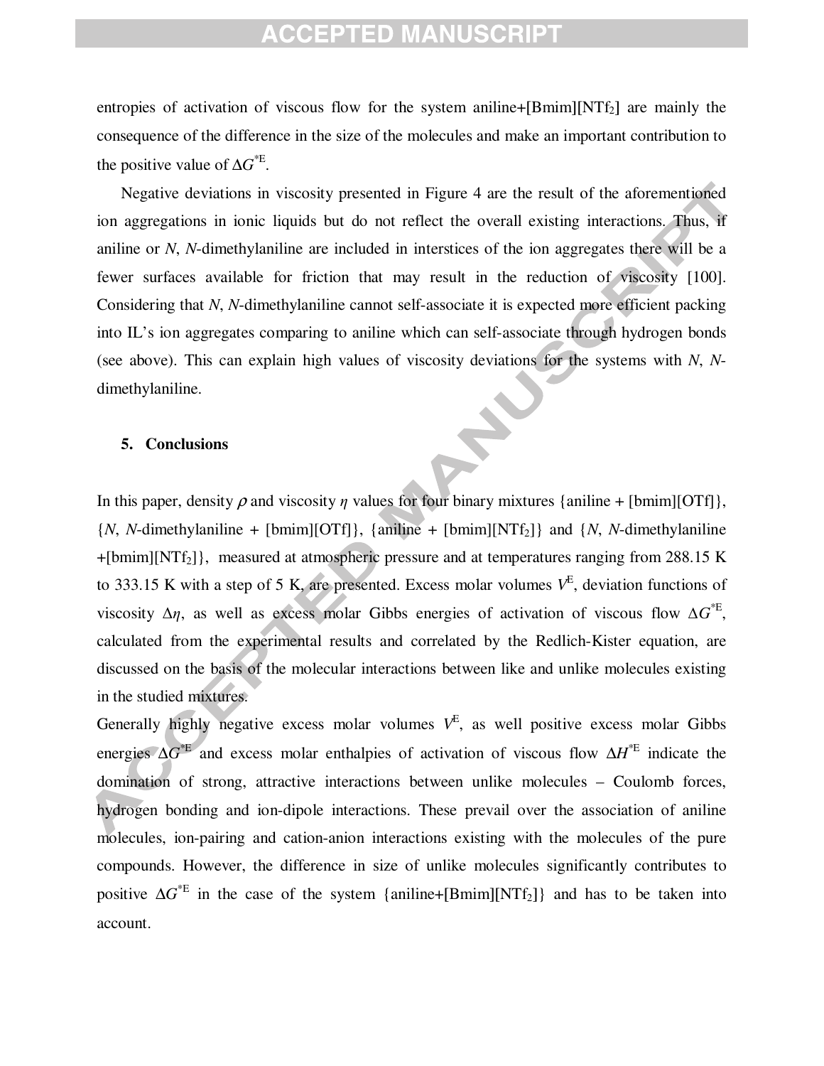entropies of activation of viscous flow for the system aniline+[Bmim][$NTf_2$] are mainly the consequence of the difference in the size of the molecules and make an important contribution to the positive value of $\Delta G^{*E}$.

Negative deviations in viscosity presented in Figure 4 are the result of the aforementioned ion aggregations in ionic liquids but do not reflect the overall existing interactions. Thus, if aniline or *N*, *N*-dimethylaniline are included in interstices of the ion aggregates there will be a fewer surfaces available for friction that may result in the reduction of viscosity [100]. Considering that *N*, *N*-dimethylaniline cannot self-associate it is expected more efficient packing into IL's ion aggregates comparing to aniline which can self-associate through hydrogen bonds (see above). This can explain high values of viscosity deviations for the systems with *N*, *N*-dimethylaniline.

## 5. Conclusions

In this paper, density $\rho$ and viscosity $\eta$ values for four binary mixtures {aniline + [bmim][OTf]}, {*N*, *N*-dimethylaniline + [bmim][OTf]}, {aniline + [bmim][$NTf_2$]} and {*N*, *N*-dimethylaniline +[bmim][$NTf_2$]}, measured at atmospheric pressure and at temperatures ranging from 288.15 K to 333.15 K with a step of 5 K, are presented. Excess molar volumes $V^E$, deviation functions of viscosity $\Delta\eta$, as well as excess molar Gibbs energies of activation of viscous flow $\Delta G^{*E}$, calculated from the experimental results and correlated by the Redlich-Kister equation, are discussed on the basis of the molecular interactions between like and unlike molecules existing in the studied mixtures.

Generally highly negative excess molar volumes $V^E$, as well positive excess molar Gibbs energies $\Delta G^{*E}$ and excess molar enthalpies of activation of viscous flow $\Delta H^{*E}$ indicate the domination of strong, attractive interactions between unlike molecules – Coulomb forces, hydrogen bonding and ion-dipole interactions. These prevail over the association of aniline molecules, ion-pairing and cation-anion interactions existing with the molecules of the pure compounds. However, the difference in size of unlike molecules significantly contributes to positive $\Delta G^{*E}$ in the case of the system {aniline+[Bmim][$NTf_2$]} and has to be taken into account.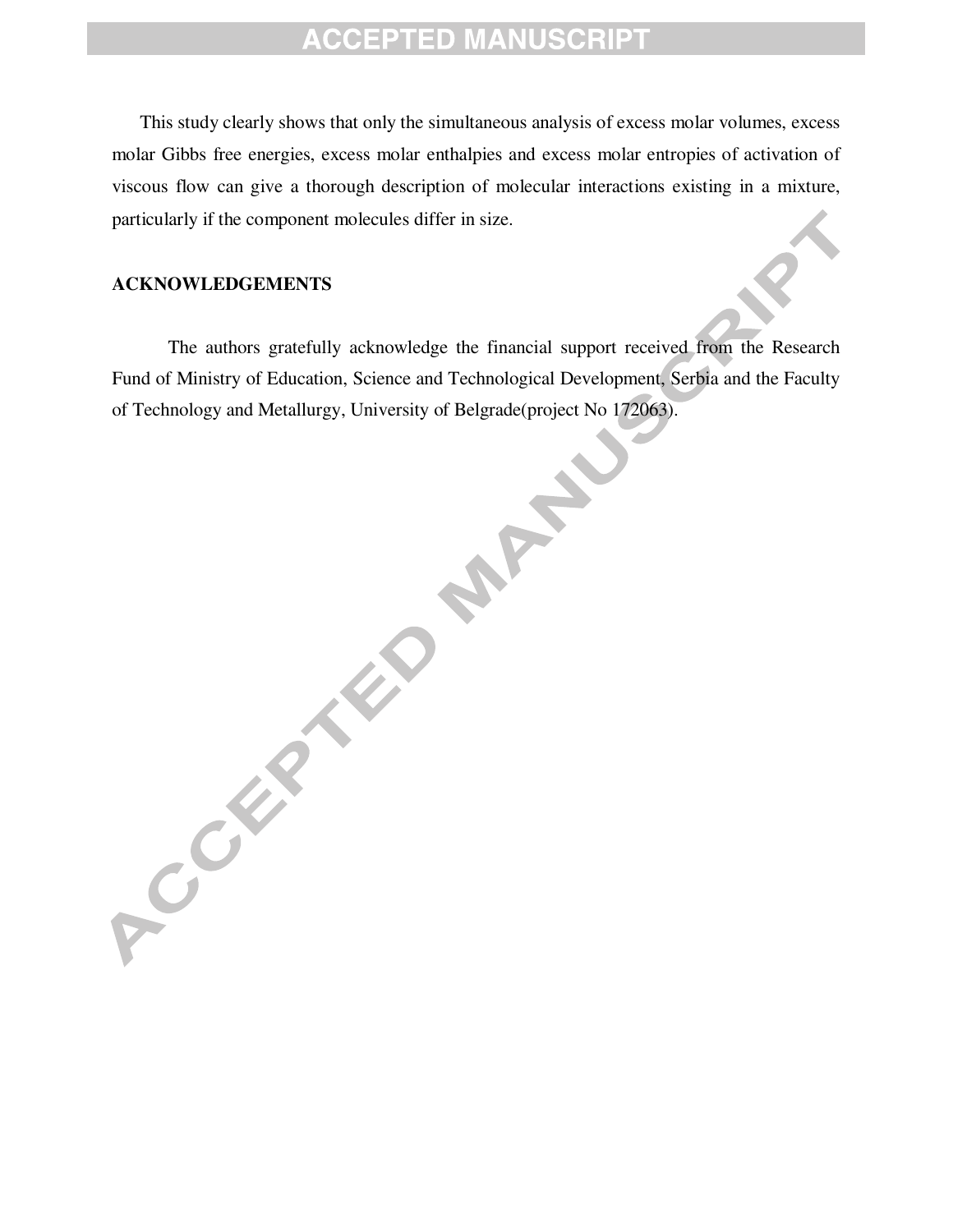This study clearly shows that only the simultaneous analysis of excess molar volumes, excess molar Gibbs free energies, excess molar enthalpies and excess molar entropies of activation of viscous flow can give a thorough description of molecular interactions existing in a mixture, particularly if the component molecules differ in size.

## ACKNOWLEDGEMENTS

The authors gratefully acknowledge the financial support received from the Research Fund of Ministry of Education, Science and Technological Development, Serbia and the Faculty of Technology and Metallurgy, University of Belgrade(project No 172063).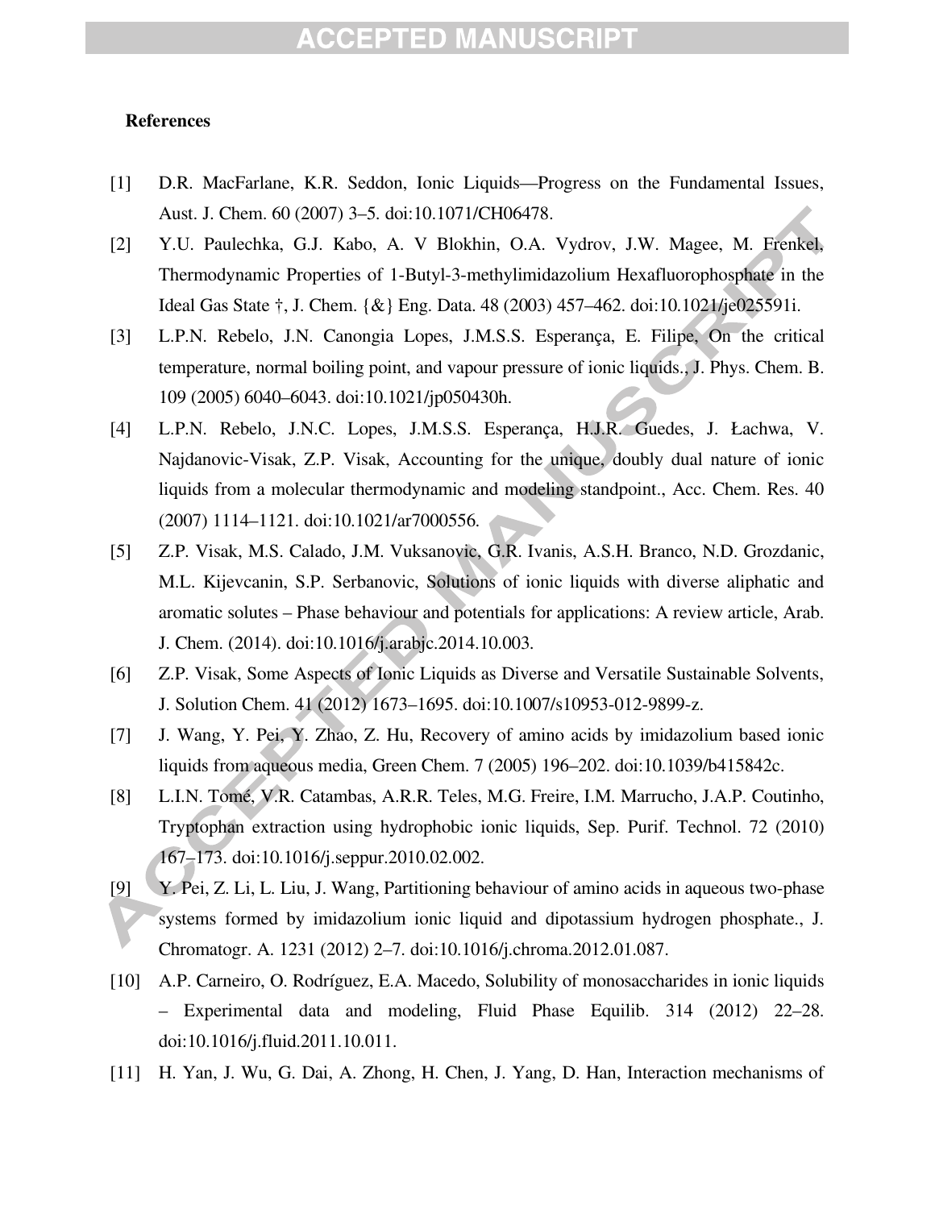**References**

[1] D.R. MacFarlane, K.R. Seddon, Ionic Liquids—Progress on the Fundamental Issues, Aust. J. Chem. 60 (2007) 3–5. doi:10.1071/CH06478.

[2] Y.U. Paulechka, G.J. Kabo, A. V Blokhin, O.A. Vydrov, J.W. Magee, M. Frenkel, Thermodynamic Properties of 1-Butyl-3-methylimidazolium Hexafluorophosphate in the Ideal Gas State †, J. Chem. {&} Eng. Data. 48 (2003) 457–462. doi:10.1021/je025591i.

[3] L.P.N. Rebelo, J.N. Canongia Lopes, J.M.S.S. Esperança, E. Filipe, On the critical temperature, normal boiling point, and vapour pressure of ionic liquids., J. Phys. Chem. B. 109 (2005) 6040–6043. doi:10.1021/jp050430h.

[4] L.P.N. Rebelo, J.N.C. Lopes, J.M.S.S. Esperança, H.J.R. Guedes, J. Łachwa, V. Najdanovic-Visak, Z.P. Visak, Accounting for the unique, doubly dual nature of ionic liquids from a molecular thermodynamic and modeling standpoint., Acc. Chem. Res. 40 (2007) 1114–1121. doi:10.1021/ar7000556.

[5] Z.P. Visak, M.S. Calado, J.M. Vuksanovic, G.R. Ivanis, A.S.H. Branco, N.D. Grozdanic, M.L. Kijevcanin, S.P. Serbanovic, Solutions of ionic liquids with diverse aliphatic and aromatic solutes – Phase behaviour and potentials for applications: A review article, Arab. J. Chem. (2014). doi:10.1016/j.arabjc.2014.10.003.

[6] Z.P. Visak, Some Aspects of Ionic Liquids as Diverse and Versatile Sustainable Solvents, J. Solution Chem. 41 (2012) 1673–1695. doi:10.1007/s10953-012-9899-z.

[7] J. Wang, Y. Pei, Y. Zhao, Z. Hu, Recovery of amino acids by imidazolium based ionic liquids from aqueous media, Green Chem. 7 (2005) 196–202. doi:10.1039/b415842c.

[8] L.I.N. Tomé, V.R. Catambas, A.R.R. Teles, M.G. Freire, I.M. Marrucho, J.A.P. Coutinho, Tryptophan extraction using hydrophobic ionic liquids, Sep. Purif. Technol. 72 (2010) 167–173. doi:10.1016/j.seppur.2010.02.002.

[9] Y. Pei, Z. Li, L. Liu, J. Wang, Partitioning behaviour of amino acids in aqueous two-phase systems formed by imidazolium ionic liquid and dipotassium hydrogen phosphate., J. Chromatogr. A. 1231 (2012) 2–7. doi:10.1016/j.chroma.2012.01.087.

[10] A.P. Carneiro, O. Rodríguez, E.A. Macedo, Solubility of monosaccharides in ionic liquids – Experimental data and modeling, Fluid Phase Equilib. 314 (2012) 22–28. doi:10.1016/j.fluid.2011.10.011.

[11] H. Yan, J. Wu, G. Dai, A. Zhong, H. Chen, J. Yang, D. Han, Interaction mechanisms of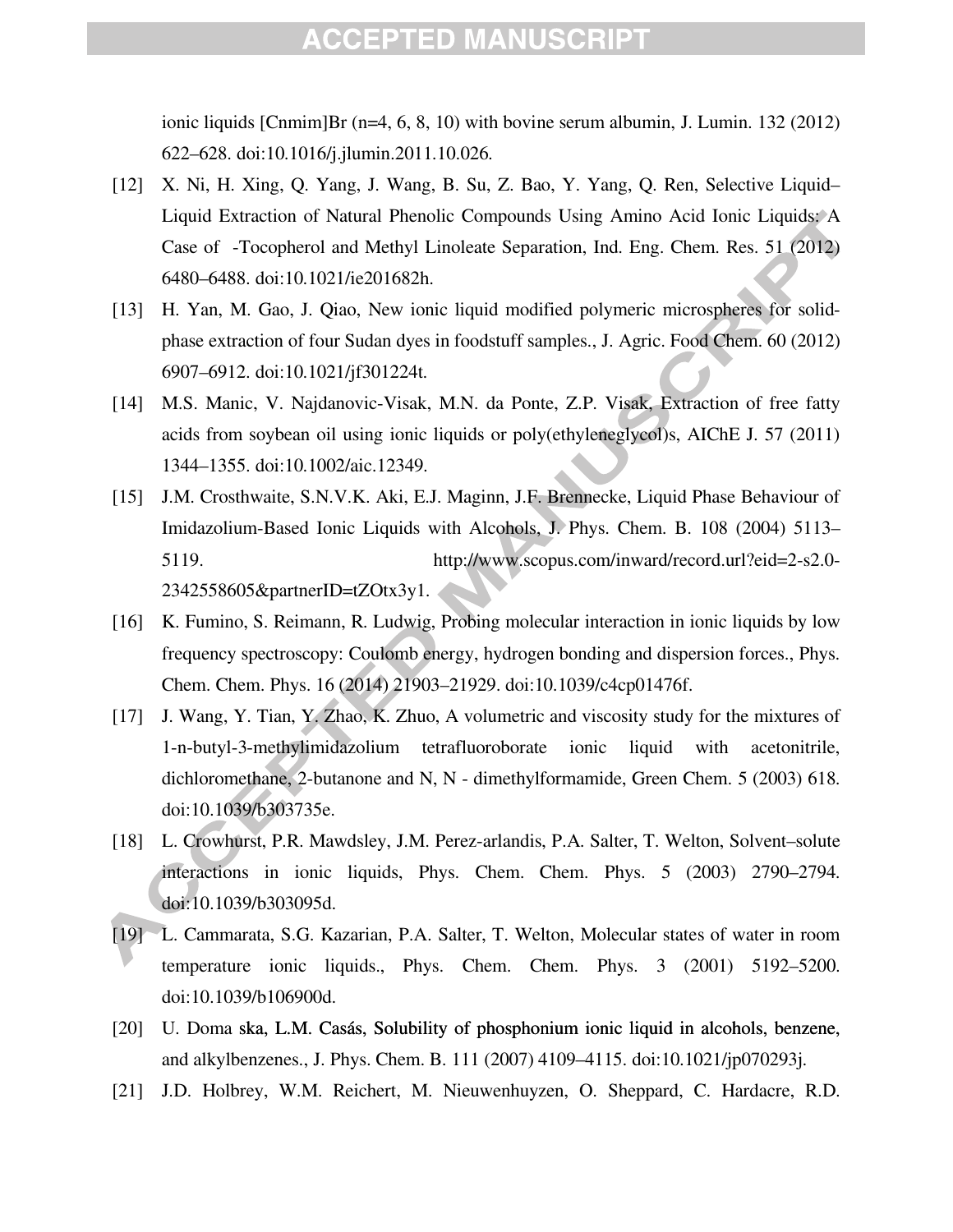ionic liquids [Cnmim]Br (n=4, 6, 8, 10) with bovine serum albumin, J. Lumin. 132 (2012) 622–628. doi:10.1016/j.jlumin.2011.10.026.

[12] X. Ni, H. Xing, Q. Yang, J. Wang, B. Su, Z. Bao, Y. Yang, Q. Ren, Selective Liquid–Liquid Extraction of Natural Phenolic Compounds Using Amino Acid Ionic Liquids: A Case of -Tocopherol and Methyl Linoleate Separation, Ind. Eng. Chem. Res. 51 (2012) 6480–6488. doi:10.1021/ie201682h.

[13] H. Yan, M. Gao, J. Qiao, New ionic liquid modified polymeric microspheres for solid-phase extraction of four Sudan dyes in foodstuff samples., J. Agric. Food Chem. 60 (2012) 6907–6912. doi:10.1021/jf301224t.

[14] M.S. Manic, V. Najdanovic-Visak, M.N. da Ponte, Z.P. Visak, Extraction of free fatty acids from soybean oil using ionic liquids or poly(ethyleneglycol)s, AIChE J. 57 (2011) 1344–1355. doi:10.1002/aic.12349.

[15] J.M. Crosthwaite, S.N.V.K. Aki, E.J. Maginn, J.F. Brennecke, Liquid Phase Behaviour of Imidazolium-Based Ionic Liquids with Alcohols, J. Phys. Chem. B. 108 (2004) 5113–5119. http://www.scopus.com/inward/record.url?eid=2-s2.0-2342558605&partnerID=tZOtx3y1.

[16] K. Fumino, S. Reimann, R. Ludwig, Probing molecular interaction in ionic liquids by low frequency spectroscopy: Coulomb energy, hydrogen bonding and dispersion forces., Phys. Chem. Chem. Phys. 16 (2014) 21903–21929. doi:10.1039/c4cp01476f.

[17] J. Wang, Y. Tian, Y. Zhao, K. Zhuo, A volumetric and viscosity study for the mixtures of 1-n-butyl-3-methylimidazolium tetrafluoroborate ionic liquid with acetonitrile, dichloromethane, 2-butanone and N, N - dimethylformamide, Green Chem. 5 (2003) 618. doi:10.1039/b303735e.

[18] L. Crowhurst, P.R. Mawdsley, J.M. Perez-arlandis, P.A. Salter, T. Welton, Solvent–solute interactions in ionic liquids, Phys. Chem. Chem. Phys. 5 (2003) 2790–2794. doi:10.1039/b303095d.

[19] L. Cammarata, S.G. Kazarian, P.A. Salter, T. Welton, Molecular states of water in room temperature ionic liquids., Phys. Chem. Chem. Phys. 3 (2001) 5192–5200. doi:10.1039/b106900d.

[20] U. Doma ska, L.M. Casás, Solubility of phosphonium ionic liquid in alcohols, benzene, and alkylbenzenes., J. Phys. Chem. B. 111 (2007) 4109–4115. doi:10.1021/jp070293j.

[21] J.D. Holbrey, W.M. Reichert, M. Nieuwenhuyzen, O. Sheppard, C. Hardacre, R.D.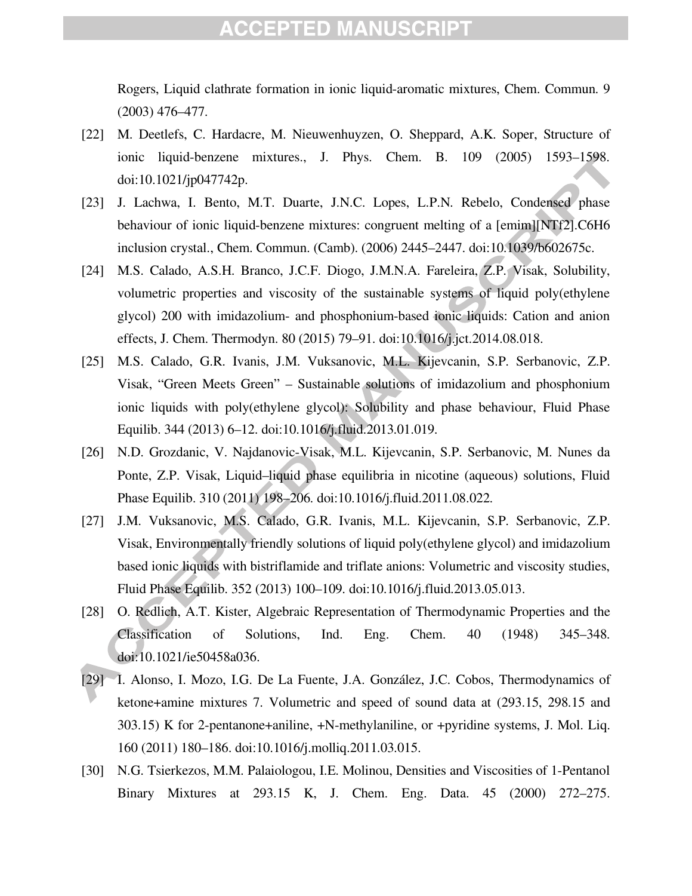Rogers, Liquid clathrate formation in ionic liquid-aromatic mixtures, Chem. Commun. 9 (2003) 476–477.

[22] M. Deetlefs, C. Hardacre, M. Nieuwenhuyzen, O. Sheppard, A.K. Soper, Structure of ionic liquid-benzene mixtures., J. Phys. Chem. B. 109 (2005) 1593–1598. doi:10.1021/jp047742p.

[23] J. Lachwa, I. Bento, M.T. Duarte, J.N.C. Lopes, L.P.N. Rebelo, Condensed phase behaviour of ionic liquid-benzene mixtures: congruent melting of a [emim][NTf2].C6H6 inclusion crystal., Chem. Commun. (Camb). (2006) 2445–2447. doi:10.1039/b602675c.

[24] M.S. Calado, A.S.H. Branco, J.C.F. Diogo, J.M.N.A. Fareleira, Z.P. Visak, Solubility, volumetric properties and viscosity of the sustainable systems of liquid poly(ethylene glycol) 200 with imidazolium- and phosphonium-based ionic liquids: Cation and anion effects, J. Chem. Thermodyn. 80 (2015) 79–91. doi:10.1016/j.jct.2014.08.018.

[25] M.S. Calado, G.R. Ivanis, J.M. Vuksanovic, M.L. Kijevcanin, S.P. Serbanovic, Z.P. Visak, "Green Meets Green" – Sustainable solutions of imidazolium and phosphonium ionic liquids with poly(ethylene glycol): Solubility and phase behaviour, Fluid Phase Equilib. 344 (2013) 6–12. doi:10.1016/j.fluid.2013.01.019.

[26] N.D. Grozdanic, V. Najdanovic-Visak, M.L. Kijevcanin, S.P. Serbanovic, M. Nunes da Ponte, Z.P. Visak, Liquid–liquid phase equilibria in nicotine (aqueous) solutions, Fluid Phase Equilib. 310 (2011) 198–206. doi:10.1016/j.fluid.2011.08.022.

[27] J.M. Vuksanovic, M.S. Calado, G.R. Ivanis, M.L. Kijevcanin, S.P. Serbanovic, Z.P. Visak, Environmentally friendly solutions of liquid poly(ethylene glycol) and imidazolium based ionic liquids with bistriflamide and triflate anions: Volumetric and viscosity studies, Fluid Phase Equilib. 352 (2013) 100–109. doi:10.1016/j.fluid.2013.05.013.

[28] O. Redlich, A.T. Kister, Algebraic Representation of Thermodynamic Properties and the Classification of Solutions, Ind. Eng. Chem. 40 (1948) 345–348. doi:10.1021/ie50458a036.

[29] I. Alonso, I. Mozo, I.G. De La Fuente, J.A. González, J.C. Cobos, Thermodynamics of ketone+amine mixtures 7. Volumetric and speed of sound data at (293.15, 298.15 and 303.15) K for 2-pentanone+aniline, +N-methylaniline, or +pyridine systems, J. Mol. Liq. 160 (2011) 180–186. doi:10.1016/j.molliq.2011.03.015.

[30] N.G. Tsierkezos, M.M. Palaiologou, I.E. Molinou, Densities and Viscosities of 1-Pentanol Binary Mixtures at 293.15 K, J. Chem. Eng. Data. 45 (2000) 272–275.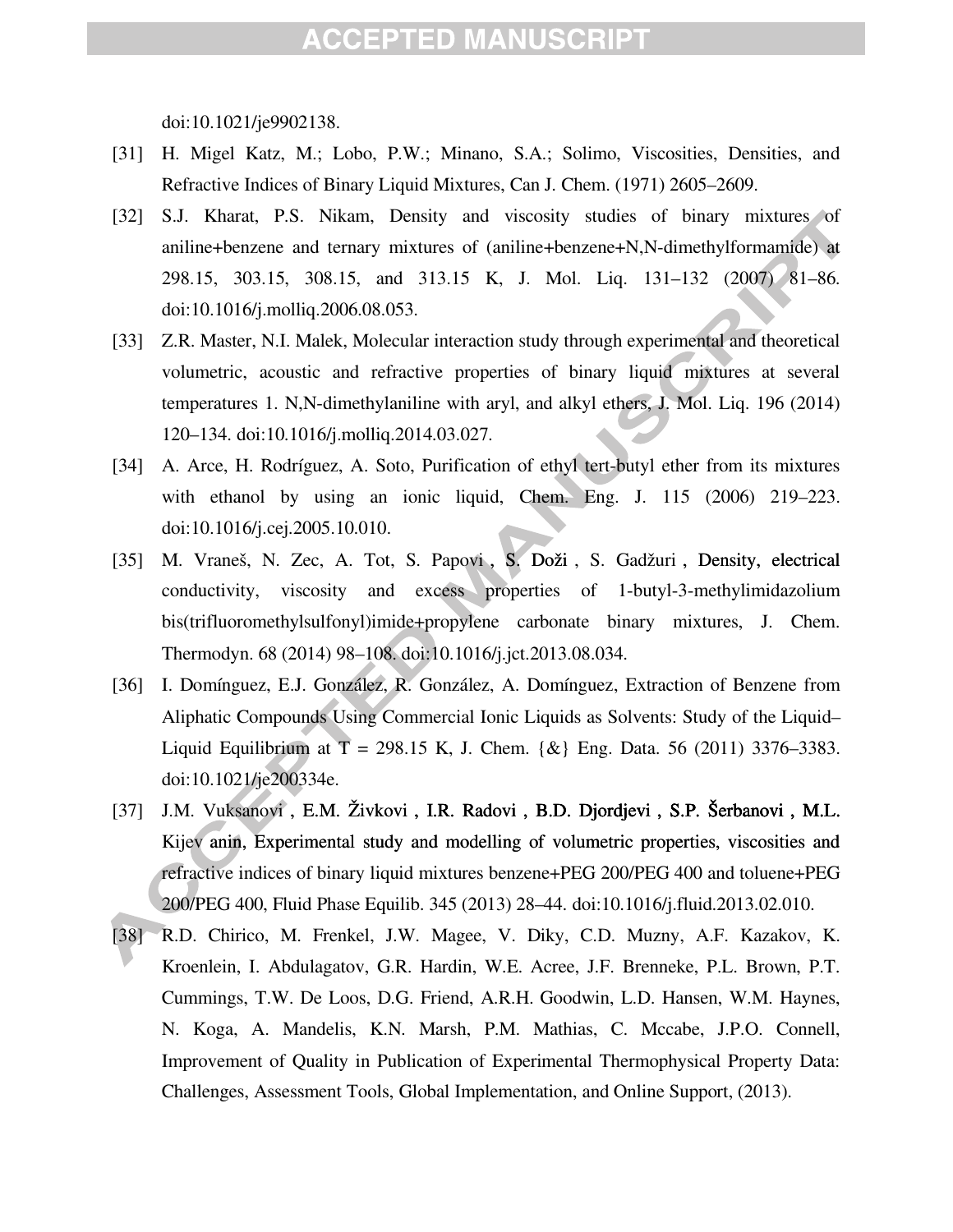doi:10.1021/je9902138.

[31] H. Migel Katz, M.; Lobo, P.W.; Minano, S.A.; Solimo, Viscosities, Densities, and Refractive Indices of Binary Liquid Mixtures, Can J. Chem. (1971) 2605–2609.

[32] S.J. Kharat, P.S. Nikam, Density and viscosity studies of binary mixtures of aniline+benzene and ternary mixtures of (aniline+benzene+N,N-dimethylformamide) at 298.15, 303.15, 308.15, and 313.15 K, J. Mol. Liq. 131–132 (2007) 81–86. doi:10.1016/j.molliq.2006.08.053.

[33] Z.R. Master, N.I. Malek, Molecular interaction study through experimental and theoretical volumetric, acoustic and refractive properties of binary liquid mixtures at several temperatures 1. N,N-dimethylaniline with aryl, and alkyl ethers, J. Mol. Liq. 196 (2014) 120–134. doi:10.1016/j.molliq.2014.03.027.

[34] A. Arce, H. Rodríguez, A. Soto, Purification of ethyl tert-butyl ether from its mixtures with ethanol by using an ionic liquid, Chem. Eng. J. 115 (2006) 219–223. doi:10.1016/j.cej.2005.10.010.

[35] M. Vraneš, N. Zec, A. Tot, S. Papovi , S. Doži , S. Gadžuri , Density, electrical conductivity, viscosity and excess properties of 1-butyl-3-methylimidazolium bis(trifluoromethylsulfonyl)imide+propylene carbonate binary mixtures, J. Chem. Thermodyn. 68 (2014) 98–108. doi:10.1016/j.jct.2013.08.034.

[36] I. Domínguez, E.J. González, R. González, A. Domínguez, Extraction of Benzene from Aliphatic Compounds Using Commercial Ionic Liquids as Solvents: Study of the Liquid–Liquid Equilibrium at T = 298.15 K, J. Chem. {&} Eng. Data. 56 (2011) 3376–3383. doi:10.1021/je200334e.

[37] J.M. Vuksanovi , E.M. Živkovi , I.R. Radovi , B.D. Djordjevi , S.P. Šerbanovi , M.L. Kijev anin, Experimental study and modelling of volumetric properties, viscosities and refractive indices of binary liquid mixtures benzene+PEG 200/PEG 400 and toluene+PEG 200/PEG 400, Fluid Phase Equilib. 345 (2013) 28–44. doi:10.1016/j.fluid.2013.02.010.

[38] R.D. Chirico, M. Frenkel, J.W. Magee, V. Diky, C.D. Muzny, A.F. Kazakov, K. Kroenlein, I. Abdulagatov, G.R. Hardin, W.E. Acree, J.F. Brenneke, P.L. Brown, P.T. Cummings, T.W. De Loos, D.G. Friend, A.R.H. Goodwin, L.D. Hansen, W.M. Haynes, N. Koga, A. Mandelis, K.N. Marsh, P.M. Mathias, C. Mccabe, J.P.O. Connell, Improvement of Quality in Publication of Experimental Thermophysical Property Data: Challenges, Assessment Tools, Global Implementation, and Online Support, (2013).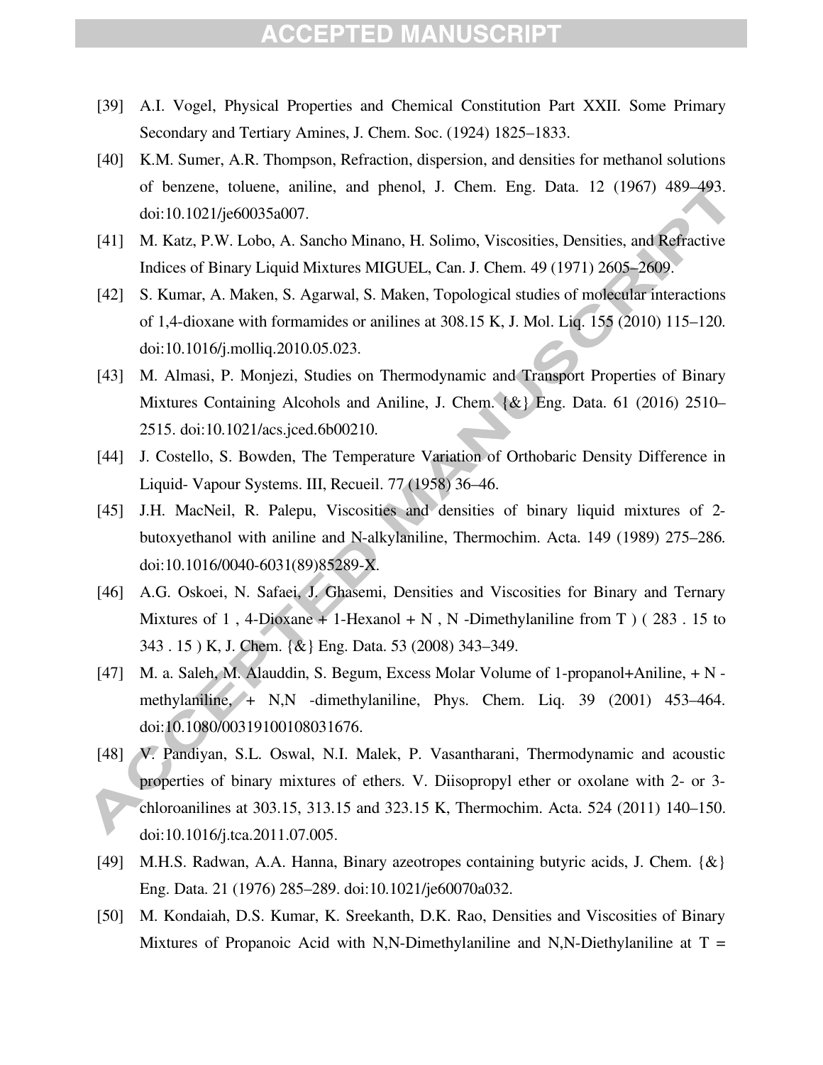[39] A.I. Vogel, Physical Properties and Chemical Constitution Part XXII. Some Primary Secondary and Tertiary Amines, J. Chem. Soc. (1924) 1825–1833.

[40] K.M. Sumer, A.R. Thompson, Refraction, dispersion, and densities for methanol solutions of benzene, toluene, aniline, and phenol, J. Chem. Eng. Data. 12 (1967) 489–493. doi:10.1021/je60035a007.

[41] M. Katz, P.W. Lobo, A. Sancho Minano, H. Solimo, Viscosities, Densities, and Refractive Indices of Binary Liquid Mixtures MIGUEL, Can. J. Chem. 49 (1971) 2605–2609.

[42] S. Kumar, A. Maken, S. Agarwal, S. Maken, Topological studies of molecular interactions of 1,4-dioxane with formamides or anilines at 308.15 K, J. Mol. Liq. 155 (2010) 115–120. doi:10.1016/j.molliq.2010.05.023.

[43] M. Almasi, P. Monjezi, Studies on Thermodynamic and Transport Properties of Binary Mixtures Containing Alcohols and Aniline, J. Chem. {&} Eng. Data. 61 (2016) 2510–2515. doi:10.1021/acs.jced.6b00210.

[44] J. Costello, S. Bowden, The Temperature Variation of Orthobaric Density Difference in Liquid- Vapour Systems. III, Recueil. 77 (1958) 36–46.

[45] J.H. MacNeil, R. Palepu, Viscosities and densities of binary liquid mixtures of 2-butoxyethanol with aniline and N-alkylaniline, Thermochim. Acta. 149 (1989) 275–286. doi:10.1016/0040-6031(89)85289-X.

[46] A.G. Oskoei, N. Safaei, J. Ghasemi, Densities and Viscosities for Binary and Ternary Mixtures of 1 , 4-Dioxane + 1-Hexanol + N , N -Dimethylaniline from T ) ( 283 . 15 to 343 . 15 ) K, J. Chem. {&} Eng. Data. 53 (2008) 343–349.

[47] M. a. Saleh, M. Alauddin, S. Begum, Excess Molar Volume of 1-propanol+Aniline, + N -methylaniline, + N,N -dimethylaniline, Phys. Chem. Liq. 39 (2001) 453–464. doi:10.1080/00319100108031676.

[48] V. Pandiyan, S.L. Oswal, N.I. Malek, P. Vasantharani, Thermodynamic and acoustic properties of binary mixtures of ethers. V. Diisopropyl ether or oxolane with 2- or 3-chloroanilines at 303.15, 313.15 and 323.15 K, Thermochim. Acta. 524 (2011) 140–150. doi:10.1016/j.tca.2011.07.005.

[49] M.H.S. Radwan, A.A. Hanna, Binary azeotropes containing butyric acids, J. Chem. {&} Eng. Data. 21 (1976) 285–289. doi:10.1021/je60070a032.

[50] M. Kondaiah, D.S. Kumar, K. Sreekanth, D.K. Rao, Densities and Viscosities of Binary Mixtures of Propanoic Acid with N,N-Dimethylaniline and N,N-Diethylaniline at T =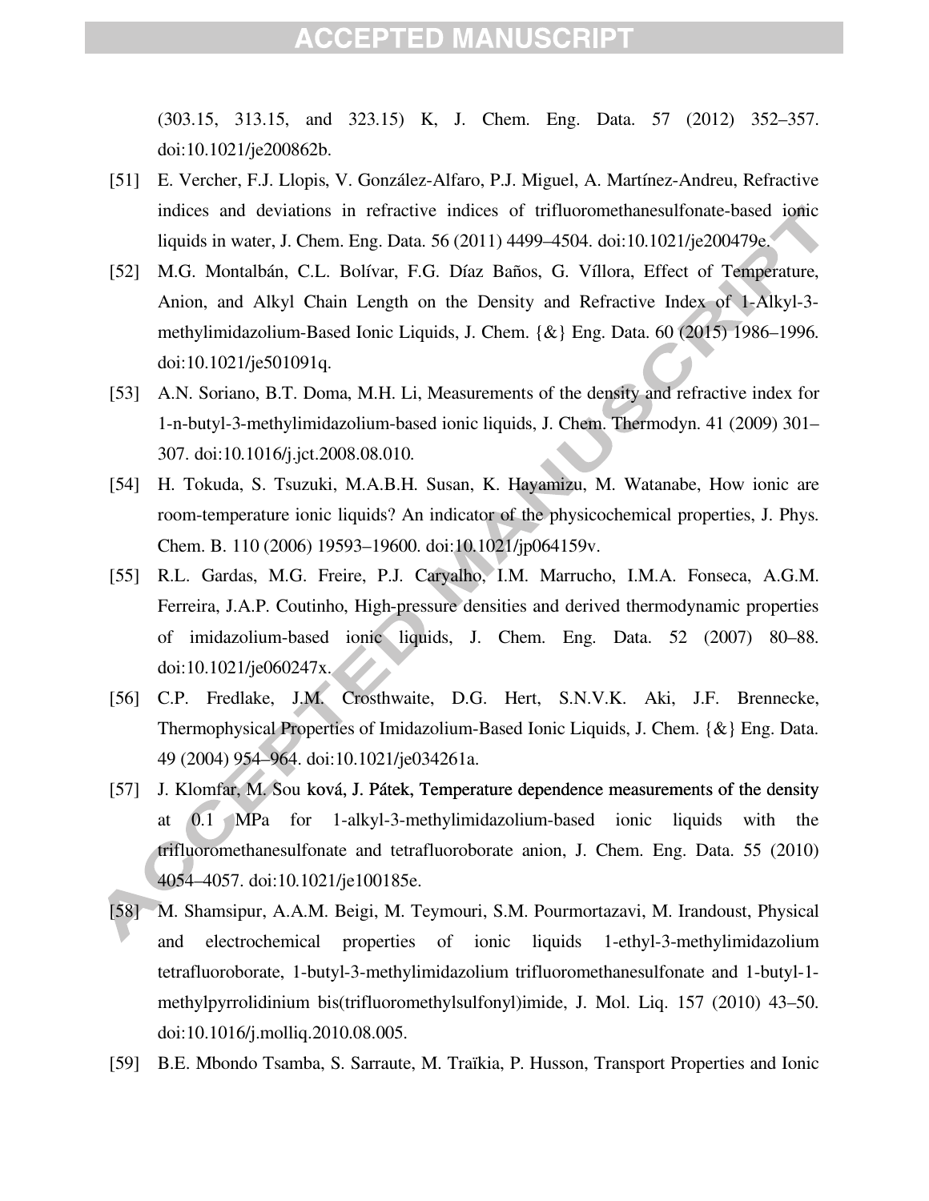(303.15, 313.15, and 323.15) K, J. Chem. Eng. Data. 57 (2012) 352–357. doi:10.1021/je200862b.

[51] E. Vercher, F.J. Llopis, V. González-Alfaro, P.J. Miguel, A. Martínez-Andreu, Refractive indices and deviations in refractive indices of trifluoromethanesulfonate-based ionic liquids in water, J. Chem. Eng. Data. 56 (2011) 4499–4504. doi:10.1021/je200479e.

[52] M.G. Montalbán, C.L. Bolívar, F.G. Díaz Baños, G. Víllora, Effect of Temperature, Anion, and Alkyl Chain Length on the Density and Refractive Index of 1-Alkyl-3-methylimidazolium-Based Ionic Liquids, J. Chem. {&} Eng. Data. 60 (2015) 1986–1996. doi:10.1021/je501091q.

[53] A.N. Soriano, B.T. Doma, M.H. Li, Measurements of the density and refractive index for 1-n-butyl-3-methylimidazolium-based ionic liquids, J. Chem. Thermodyn. 41 (2009) 301–307. doi:10.1016/j.jct.2008.08.010.

[54] H. Tokuda, S. Tsuzuki, M.A.B.H. Susan, K. Hayamizu, M. Watanabe, How ionic are room-temperature ionic liquids? An indicator of the physicochemical properties, J. Phys. Chem. B. 110 (2006) 19593–19600. doi:10.1021/jp064159v.

[55] R.L. Gardas, M.G. Freire, P.J. Caryalho, I.M. Marrucho, I.M.A. Fonseca, A.G.M. Ferreira, J.A.P. Coutinho, High-pressure densities and derived thermodynamic properties of imidazolium-based ionic liquids, J. Chem. Eng. Data. 52 (2007) 80–88. doi:10.1021/je060247x.

[56] C.P. Fredlake, J.M. Crosthwaite, D.G. Hert, S.N.V.K. Aki, J.F. Brennecke, Thermophysical Properties of Imidazolium-Based Ionic Liquids, J. Chem. {&} Eng. Data. 49 (2004) 954–964. doi:10.1021/je034261a.

[57] J. Klomfar, M. Sou ková, J. Pátek, Temperature dependence measurements of the density at 0.1 MPa for 1-alkyl-3-methylimidazolium-based ionic liquids with the trifluoromethanesulfonate and tetrafluoroborate anion, J. Chem. Eng. Data. 55 (2010) 4054–4057. doi:10.1021/je100185e.

[58] M. Shamsipur, A.A.M. Beigi, M. Teymouri, S.M. Pourmortazavi, M. Irandoust, Physical and electrochemical properties of ionic liquids 1-ethyl-3-methylimidazolium tetrafluoroborate, 1-butyl-3-methylimidazolium trifluoromethanesulfonate and 1-butyl-1-methylpyrrolidinium bis(trifluoromethylsulfonyl)imide, J. Mol. Liq. 157 (2010) 43–50. doi:10.1016/j.molliq.2010.08.005.

[59] B.E. Mbondo Tsamba, S. Sarraute, M. Traïkia, P. Husson, Transport Properties and Ionic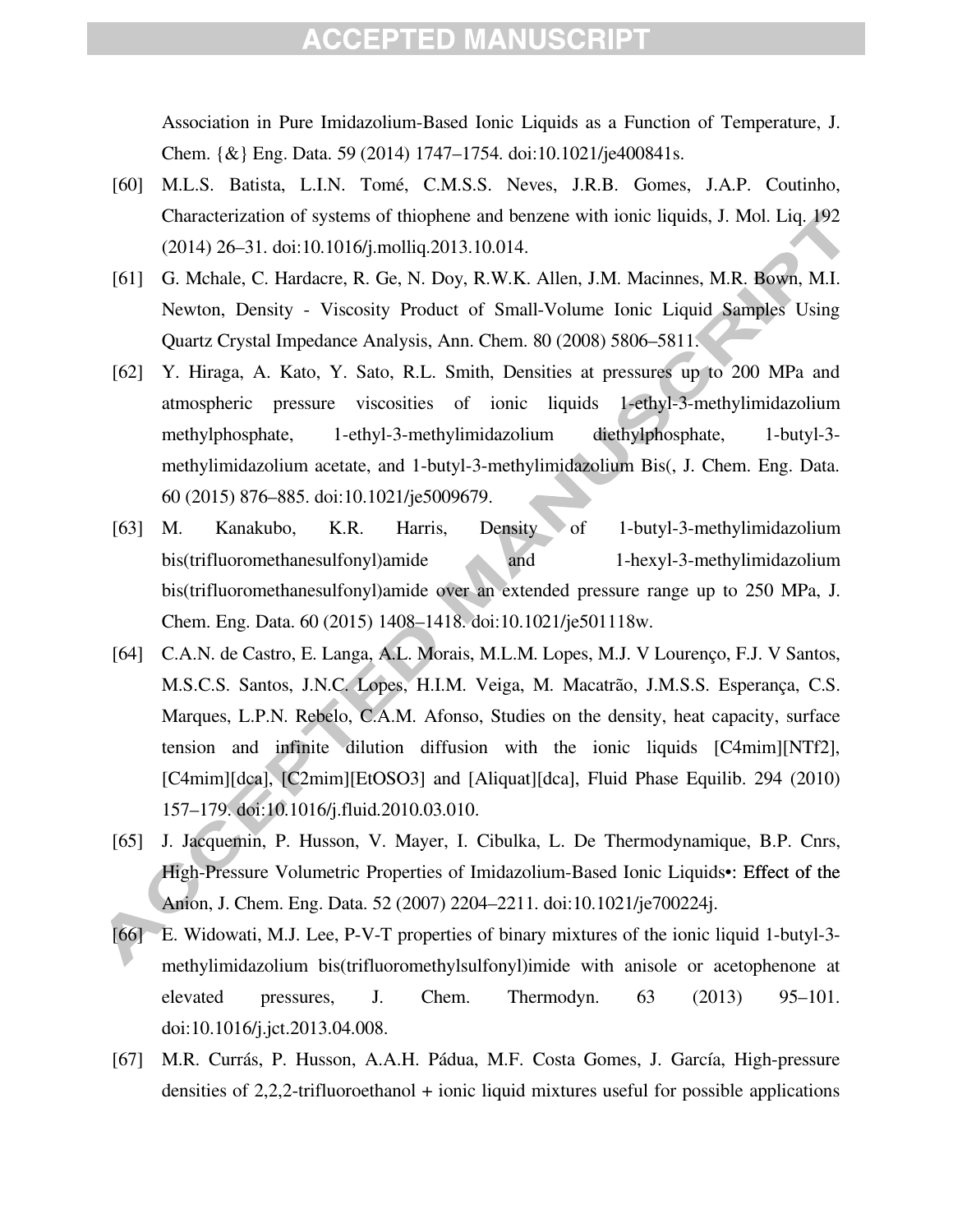Association in Pure Imidazolium-Based Ionic Liquids as a Function of Temperature, J. Chem. {&} Eng. Data. 59 (2014) 1747–1754. doi:10.1021/je400841s.

[60] M.L.S. Batista, L.I.N. Tomé, C.M.S.S. Neves, J.R.B. Gomes, J.A.P. Coutinho, Characterization of systems of thiophene and benzene with ionic liquids, J. Mol. Liq. 192 (2014) 26–31. doi:10.1016/j.molliq.2013.10.014.

[61] G. Mchale, C. Hardacre, R. Ge, N. Doy, R.W.K. Allen, J.M. Macinnes, M.R. Bown, M.I. Newton, Density - Viscosity Product of Small-Volume Ionic Liquid Samples Using Quartz Crystal Impedance Analysis, Ann. Chem. 80 (2008) 5806–5811.

[62] Y. Hiraga, A. Kato, Y. Sato, R.L. Smith, Densities at pressures up to 200 MPa and atmospheric pressure viscosities of ionic liquids 1-ethyl-3-methylimidazolium methylphosphate, 1-ethyl-3-methylimidazolium diethylphosphate, 1-butyl-3-methylimidazolium acetate, and 1-butyl-3-methylimidazolium Bis(, J. Chem. Eng. Data. 60 (2015) 876–885. doi:10.1021/je5009679.

[63] M. Kanakubo, K.R. Harris, Density of 1-butyl-3-methylimidazolium bis(trifluoromethanesulfonyl)amide and 1-hexyl-3-methylimidazolium bis(trifluoromethanesulfonyl)amide over an extended pressure range up to 250 MPa, J. Chem. Eng. Data. 60 (2015) 1408–1418. doi:10.1021/je501118w.

[64] C.A.N. de Castro, E. Langa, A.L. Morais, M.L.M. Lopes, M.J. V Lourenço, F.J. V Santos, M.S.C.S. Santos, J.N.C. Lopes, H.I.M. Veiga, M. Macatrão, J.M.S.S. Esperança, C.S. Marques, L.P.N. Rebelo, C.A.M. Afonso, Studies on the density, heat capacity, surface tension and infinite dilution diffusion with the ionic liquids [C4mim][NTf2], [C4mim][dca], [C2mim][EtOSO3] and [Aliquat][dca], Fluid Phase Equilib. 294 (2010) 157–179. doi:10.1016/j.fluid.2010.03.010.

[65] J. Jacquemin, P. Husson, V. Mayer, I. Cibulka, L. De Thermodynamique, B.P. Cnrs, High-Pressure Volumetric Properties of Imidazolium-Based Ionic Liquids•: Effect of the Anion, J. Chem. Eng. Data. 52 (2007) 2204–2211. doi:10.1021/je700224j.

[66] E. Widowati, M.J. Lee, P-V-T properties of binary mixtures of the ionic liquid 1-butyl-3-methylimidazolium bis(trifluoromethylsulfonyl)imide with anisole or acetophenone at elevated pressures, J. Chem. Thermodyn. 63 (2013) 95–101. doi:10.1016/j.jct.2013.04.008.

[67] M.R. Currás, P. Husson, A.A.H. Pádua, M.F. Costa Gomes, J. García, High-pressure densities of 2,2,2-trifluoroethanol + ionic liquid mixtures useful for possible applications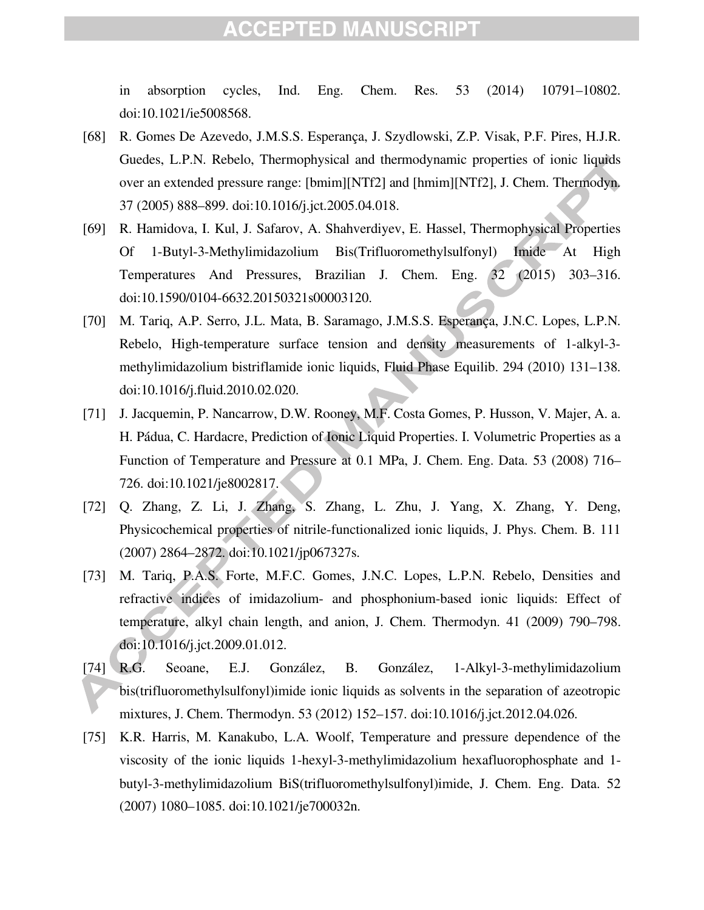in absorption cycles, Ind. Eng. Chem. Res. 53 (2014) 10791–10802. doi:10.1021/ie5008568.

[68] R. Gomes De Azevedo, J.M.S.S. Esperança, J. Szydlowski, Z.P. Visak, P.F. Pires, H.J.R. Guedes, L.P.N. Rebelo, Thermophysical and thermodynamic properties of ionic liquids over an extended pressure range: [bmim][NTf2] and [hmim][NTf2], J. Chem. Thermodyn. 37 (2005) 888–899. doi:10.1016/j.jct.2005.04.018.

[69] R. Hamidova, I. Kul, J. Safarov, A. Shahverdiyev, E. Hassel, Thermophysical Properties Of 1-Butyl-3-Methylimidazolium Bis(Trifluoromethylsulfonyl) Imide At High Temperatures And Pressures, Brazilian J. Chem. Eng. 32 (2015) 303–316. doi:10.1590/0104-6632.20150321s00003120.

[70] M. Tariq, A.P. Serro, J.L. Mata, B. Saramago, J.M.S.S. Esperança, J.N.C. Lopes, L.P.N. Rebelo, High-temperature surface tension and density measurements of 1-alkyl-3-methylimidazolium bistriflamide ionic liquids, Fluid Phase Equilib. 294 (2010) 131–138. doi:10.1016/j.fluid.2010.02.020.

[71] J. Jacquemin, P. Nancarrow, D.W. Rooney, M.F. Costa Gomes, P. Husson, V. Majer, A. a. H. Pádua, C. Hardacre, Prediction of Ionic Liquid Properties. I. Volumetric Properties as a Function of Temperature and Pressure at 0.1 MPa, J. Chem. Eng. Data. 53 (2008) 716–726. doi:10.1021/je8002817.

[72] Q. Zhang, Z. Li, J. Zhang, S. Zhang, L. Zhu, J. Yang, X. Zhang, Y. Deng, Physicochemical properties of nitrile-functionalized ionic liquids, J. Phys. Chem. B. 111 (2007) 2864–2872. doi:10.1021/jp067327s.

[73] M. Tariq, P.A.S. Forte, M.F.C. Gomes, J.N.C. Lopes, L.P.N. Rebelo, Densities and refractive indices of imidazolium- and phosphonium-based ionic liquids: Effect of temperature, alkyl chain length, and anion, J. Chem. Thermodyn. 41 (2009) 790–798. doi:10.1016/j.jct.2009.01.012.

[74] R.G. Seoane, E.J. González, B. González, 1-Alkyl-3-methylimidazolium bis(trifluoromethylsulfonyl)imide ionic liquids as solvents in the separation of azeotropic mixtures, J. Chem. Thermodyn. 53 (2012) 152–157. doi:10.1016/j.jct.2012.04.026.

[75] K.R. Harris, M. Kanakubo, L.A. Woolf, Temperature and pressure dependence of the viscosity of the ionic liquids 1-hexyl-3-methylimidazolium hexafluorophosphate and 1-butyl-3-methylimidazolium BiS(trifluoromethylsulfonyl)imide, J. Chem. Eng. Data. 52 (2007) 1080–1085. doi:10.1021/je700032n.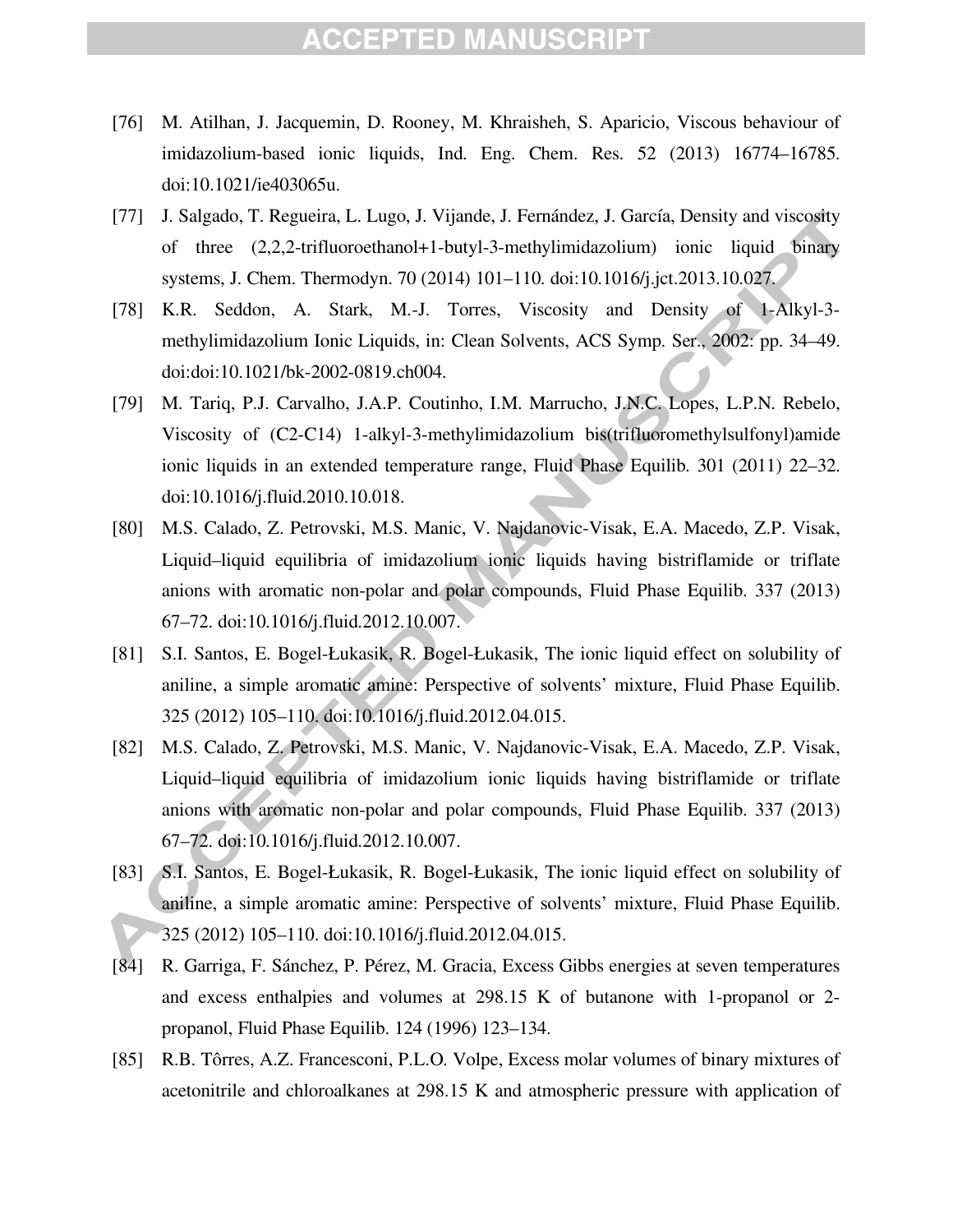[76] M. Atilhan, J. Jacquemin, D. Rooney, M. Khraisheh, S. Aparicio, Viscous behaviour of imidazolium-based ionic liquids, Ind. Eng. Chem. Res. 52 (2013) 16774–16785. doi:10.1021/ie403065u.

[77] J. Salgado, T. Regueira, L. Lugo, J. Vijande, J. Fernández, J. García, Density and viscosity of three (2,2,2-trifluoroethanol+1-butyl-3-methylimidazolium) ionic liquid binary systems, J. Chem. Thermodyn. 70 (2014) 101–110. doi:10.1016/j.jct.2013.10.027.

[78] K.R. Seddon, A. Stark, M.-J. Torres, Viscosity and Density of 1-Alkyl-3-methylimidazolium Ionic Liquids, in: Clean Solvents, ACS Symp. Ser., 2002: pp. 34–49. doi:doi:10.1021/bk-2002-0819.ch004.

[79] M. Tariq, P.J. Carvalho, J.A.P. Coutinho, I.M. Marrucho, J.N.C. Lopes, L.P.N. Rebelo, Viscosity of (C2-C14) 1-alkyl-3-methylimidazolium bis(trifluoromethylsulfonyl)amide ionic liquids in an extended temperature range, Fluid Phase Equilib. 301 (2011) 22–32. doi:10.1016/j.fluid.2010.10.018.

[80] M.S. Calado, Z. Petrovski, M.S. Manic, V. Najdanovic-Visak, E.A. Macedo, Z.P. Visak, Liquid–liquid equilibria of imidazolium ionic liquids having bistriflamide or triflate anions with aromatic non-polar and polar compounds, Fluid Phase Equilib. 337 (2013) 67–72. doi:10.1016/j.fluid.2012.10.007.

[81] S.I. Santos, E. Bogel-Łukasik, R. Bogel-Łukasik, The ionic liquid effect on solubility of aniline, a simple aromatic amine: Perspective of solvents' mixture, Fluid Phase Equilib. 325 (2012) 105–110. doi:10.1016/j.fluid.2012.04.015.

[82] M.S. Calado, Z. Petrovski, M.S. Manic, V. Najdanovic-Visak, E.A. Macedo, Z.P. Visak, Liquid–liquid equilibria of imidazolium ionic liquids having bistriflamide or triflate anions with aromatic non-polar and polar compounds, Fluid Phase Equilib. 337 (2013) 67–72. doi:10.1016/j.fluid.2012.10.007.

[83] S.I. Santos, E. Bogel-Łukasik, R. Bogel-Łukasik, The ionic liquid effect on solubility of aniline, a simple aromatic amine: Perspective of solvents' mixture, Fluid Phase Equilib. 325 (2012) 105–110. doi:10.1016/j.fluid.2012.04.015.

[84] R. Garriga, F. Sánchez, P. Pérez, M. Gracia, Excess Gibbs energies at seven temperatures and excess enthalpies and volumes at 298.15 K of butanone with 1-propanol or 2-propanol, Fluid Phase Equilib. 124 (1996) 123–134.

[85] R.B. Tôrres, A.Z. Francesconi, P.L.O. Volpe, Excess molar volumes of binary mixtures of acetonitrile and chloroalkanes at 298.15 K and atmospheric pressure with application of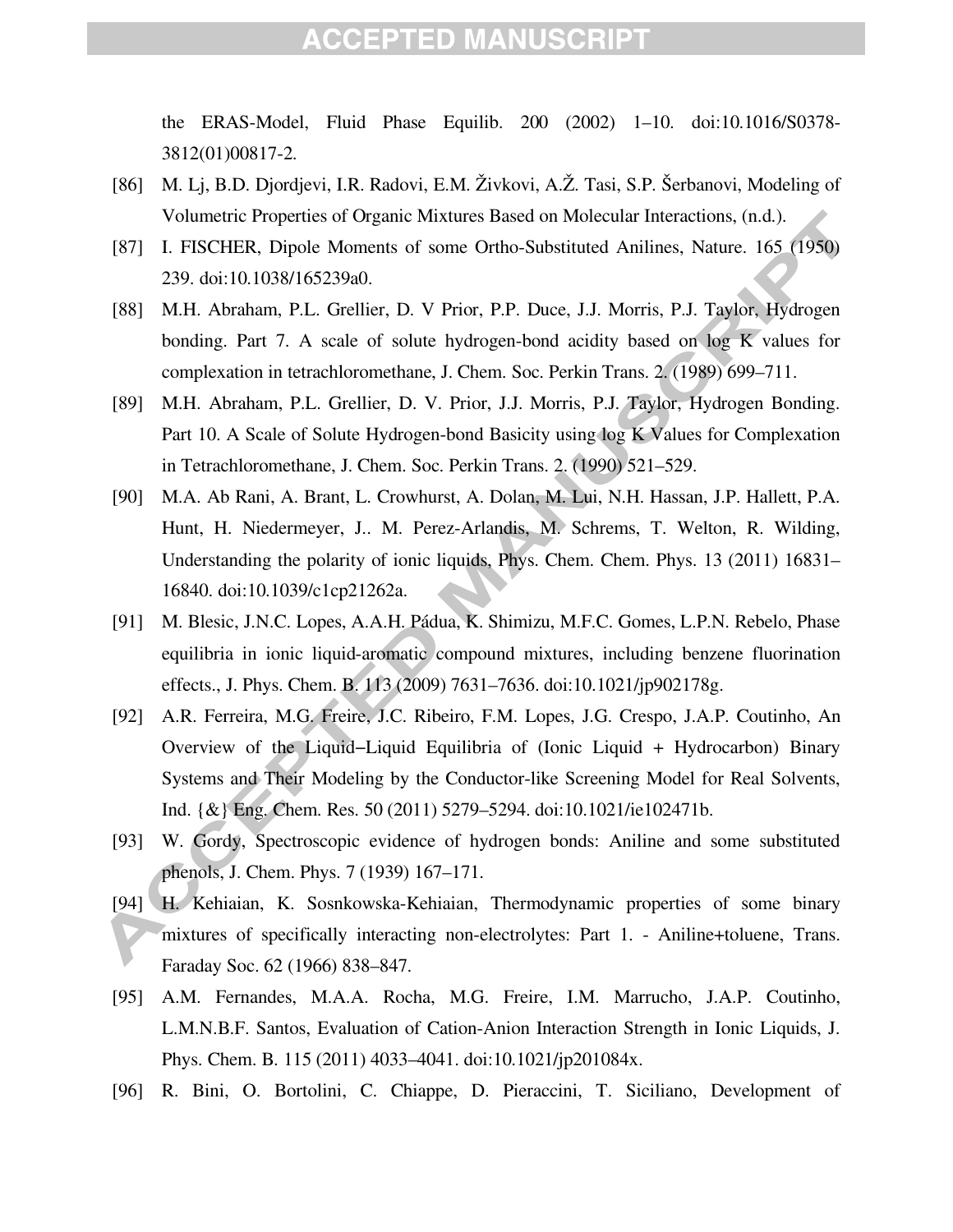the ERAS-Model, Fluid Phase Equilib. 200 (2002) 1–10. doi:10.1016/S0378-3812(01)00817-2.

[86] M. Lj, B.D. Djordjevi, I.R. Radovi, E.M. Živkovi, A.Ž. Tasi, S.P. Šerbanovi, Modeling of Volumetric Properties of Organic Mixtures Based on Molecular Interactions, (n.d.).

[87] I. FISCHER, Dipole Moments of some Ortho-Substituted Anilines, Nature. 165 (1950) 239. doi:10.1038/165239a0.

[88] M.H. Abraham, P.L. Grellier, D. V Prior, P.P. Duce, J.J. Morris, P.J. Taylor, Hydrogen bonding. Part 7. A scale of solute hydrogen-bond acidity based on log K values for complexation in tetrachloromethane, J. Chem. Soc. Perkin Trans. 2. (1989) 699–711.

[89] M.H. Abraham, P.L. Grellier, D. V. Prior, J.J. Morris, P.J. Taylor, Hydrogen Bonding. Part 10. A Scale of Solute Hydrogen-bond Basicity using log K Values for Complexation in Tetrachloromethane, J. Chem. Soc. Perkin Trans. 2. (1990) 521–529.

[90] M.A. Ab Rani, A. Brant, L. Crowhurst, A. Dolan, M. Lui, N.H. Hassan, J.P. Hallett, P.A. Hunt, H. Niedermeyer, J.. M. Perez-Arlandis, M. Schrems, T. Welton, R. Wilding, Understanding the polarity of ionic liquids, Phys. Chem. Chem. Phys. 13 (2011) 16831–16840. doi:10.1039/c1cp21262a.

[91] M. Blesic, J.N.C. Lopes, A.A.H. Pádua, K. Shimizu, M.F.C. Gomes, L.P.N. Rebelo, Phase equilibria in ionic liquid-aromatic compound mixtures, including benzene fluorination effects., J. Phys. Chem. B. 113 (2009) 7631–7636. doi:10.1021/jp902178g.

[92] A.R. Ferreira, M.G. Freire, J.C. Ribeiro, F.M. Lopes, J.G. Crespo, J.A.P. Coutinho, An Overview of the Liquid−Liquid Equilibria of (Ionic Liquid + Hydrocarbon) Binary Systems and Their Modeling by the Conductor-like Screening Model for Real Solvents, Ind. {&} Eng. Chem. Res. 50 (2011) 5279–5294. doi:10.1021/ie102471b.

[93] W. Gordy, Spectroscopic evidence of hydrogen bonds: Aniline and some substituted phenols, J. Chem. Phys. 7 (1939) 167–171.

[94] H. Kehiaian, K. Sosnkowska-Kehiaian, Thermodynamic properties of some binary mixtures of specifically interacting non-electrolytes: Part 1. - Aniline+toluene, Trans. Faraday Soc. 62 (1966) 838–847.

[95] A.M. Fernandes, M.A.A. Rocha, M.G. Freire, I.M. Marrucho, J.A.P. Coutinho, L.M.N.B.F. Santos, Evaluation of Cation-Anion Interaction Strength in Ionic Liquids, J. Phys. Chem. B. 115 (2011) 4033–4041. doi:10.1021/jp201084x.

[96] R. Bini, O. Bortolini, C. Chiappe, D. Pieraccini, T. Siciliano, Development of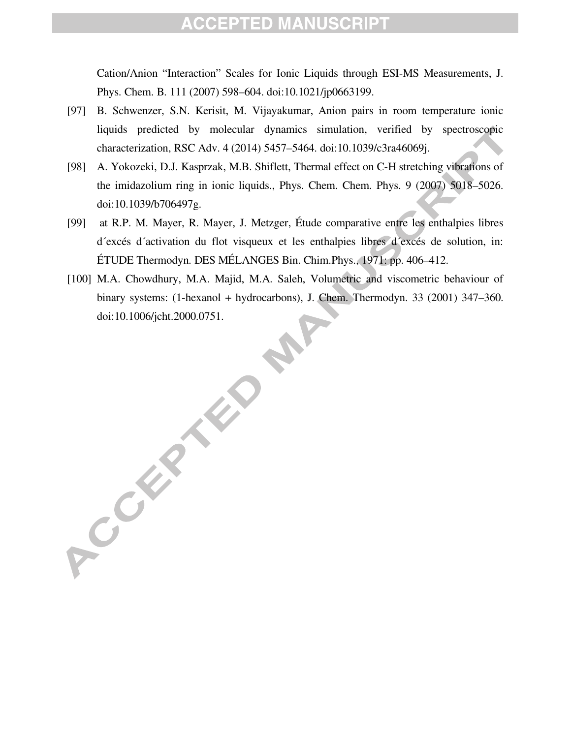Cation/Anion "Interaction" Scales for Ionic Liquids through ESI-MS Measurements, J. Phys. Chem. B. 111 (2007) 598–604. doi:10.1021/jp0663199.

[97] B. Schwenzer, S.N. Kerisit, M. Vijayakumar, Anion pairs in room temperature ionic liquids predicted by molecular dynamics simulation, verified by spectroscopic characterization, RSC Adv. 4 (2014) 5457–5464. doi:10.1039/c3ra46069j.

[98] A. Yokozeki, D.J. Kasprzak, M.B. Shiflett, Thermal effect on C-H stretching vibrations of the imidazolium ring in ionic liquids., Phys. Chem. Chem. Phys. 9 (2007) 5018–5026. doi:10.1039/b706497g.

[99] at R.P. M. Mayer, R. Mayer, J. Metzger, Étude comparative entre les enthalpies libres d´excés d´activation du flot visqueux et les enthalpies libres d´excés de solution, in: ÉTUDE Thermodyn. DES MÉLANGES Bin. Chim.Phys., 1971: pp. 406–412.

[100] M.A. Chowdhury, M.A. Majid, M.A. Saleh, Volumetric and viscometric behaviour of binary systems: (1-hexanol + hydrocarbons), J. Chem. Thermodyn. 33 (2001) 347–360. doi:10.1006/jcht.2000.0751.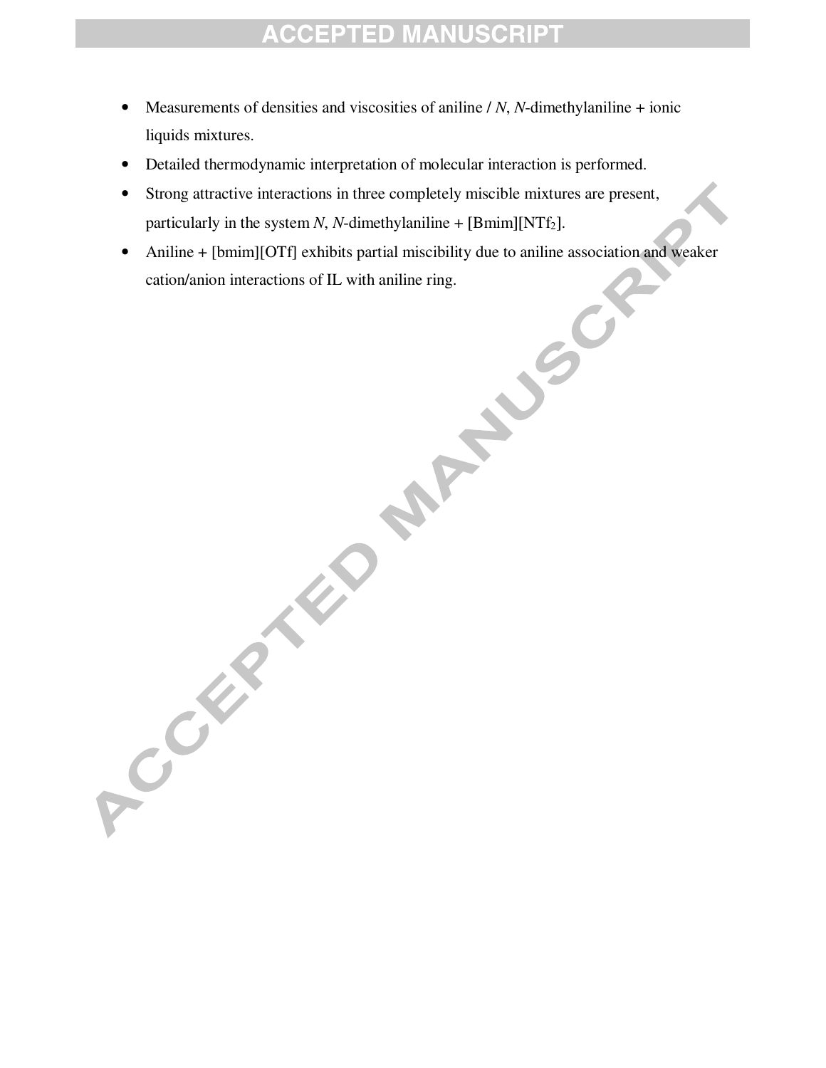- Measurements of densities and viscosities of aniline / *N*, *N*-dimethylaniline + ionic liquids mixtures.
- Detailed thermodynamic interpretation of molecular interaction is performed.
- Strong attractive interactions in three completely miscible mixtures are present, particularly in the system *N*, *N*-dimethylaniline + [Bmim][$NTf_2$].
- Aniline + [bmim][OTf] exhibits partial miscibility due to aniline association and weaker cation/anion interactions of IL with aniline ring.